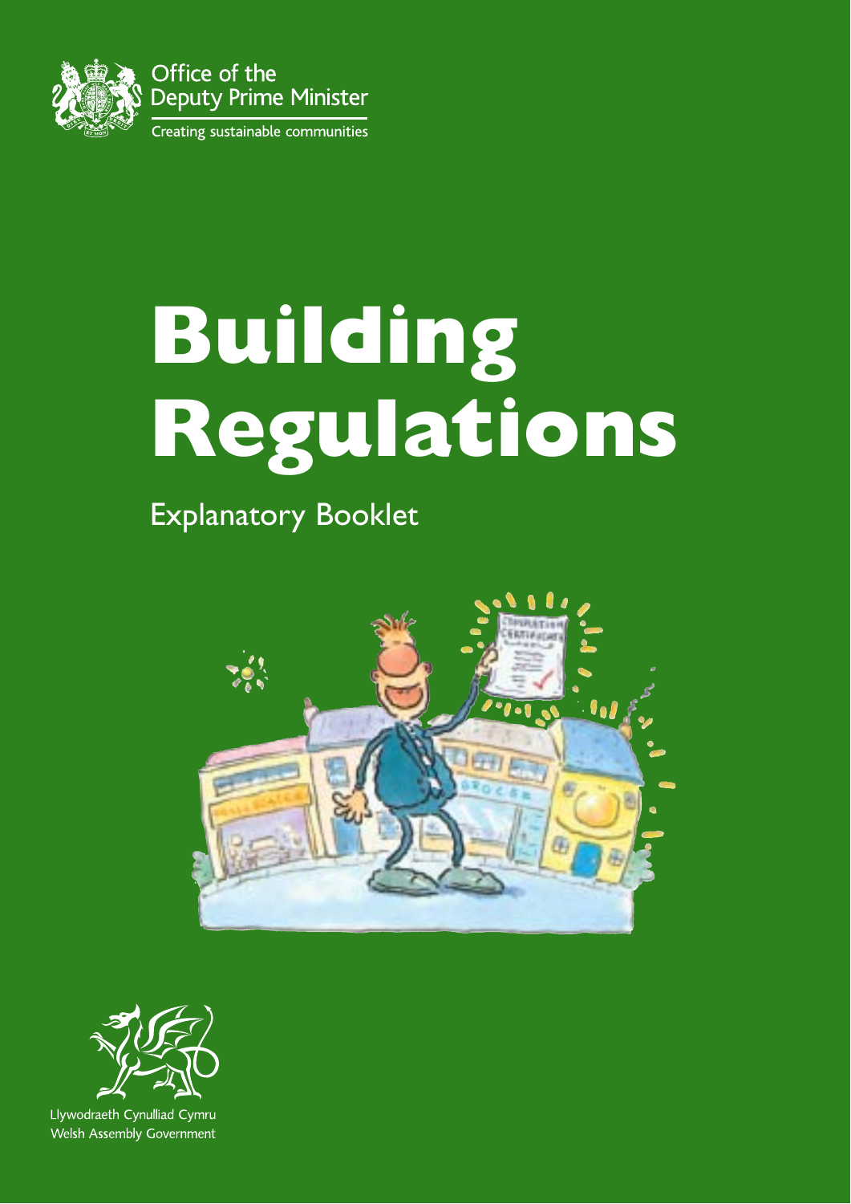Office of the
Deputy Prime Minister

Creating sustainable communities

# Building Regulations

## Explanatory Booklet

Llywodraeth Cynulliad Cymru
Welsh Assembly Government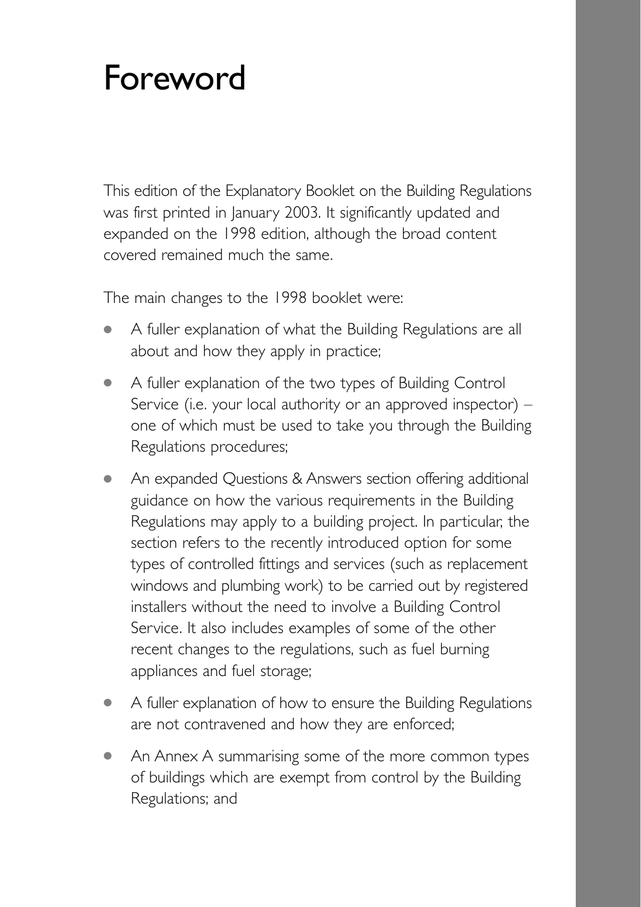# Foreword

This edition of the Explanatory Booklet on the Building Regulations was first printed in January 2003. It significantly updated and expanded on the 1998 edition, although the broad content covered remained much the same.

The main changes to the 1998 booklet were:

- A fuller explanation of what the Building Regulations are all about and how they apply in practice;
- A fuller explanation of the two types of Building Control Service (i.e. your local authority or an approved inspector) – one of which must be used to take you through the Building Regulations procedures;
- An expanded Questions & Answers section offering additional guidance on how the various requirements in the Building Regulations may apply to a building project. In particular, the section refers to the recently introduced option for some types of controlled fittings and services (such as replacement windows and plumbing work) to be carried out by registered installers without the need to involve a Building Control Service. It also includes examples of some of the other recent changes to the regulations, such as fuel burning appliances and fuel storage;
- A fuller explanation of how to ensure the Building Regulations are not contravened and how they are enforced;
- An Annex A summarising some of the more common types of buildings which are exempt from control by the Building Regulations; and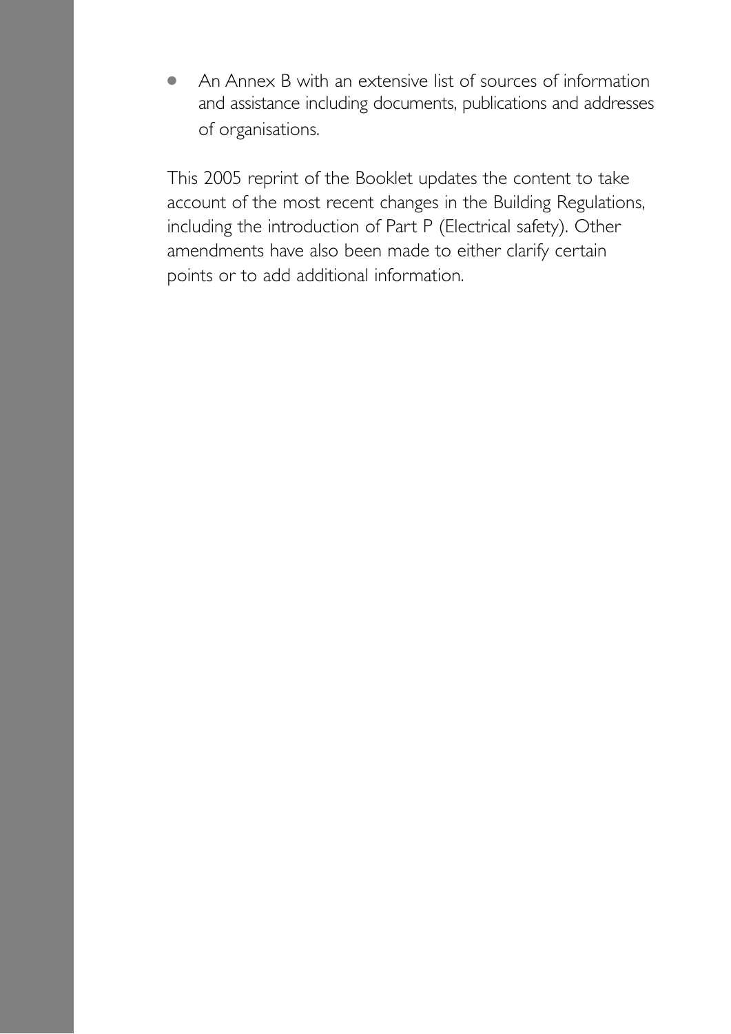- An Annex B with an extensive list of sources of information and assistance including documents, publications and addresses of organisations.

This 2005 reprint of the Booklet updates the content to take account of the most recent changes in the Building Regulations, including the introduction of Part P (Electrical safety). Other amendments have also been made to either clarify certain points or to add additional information.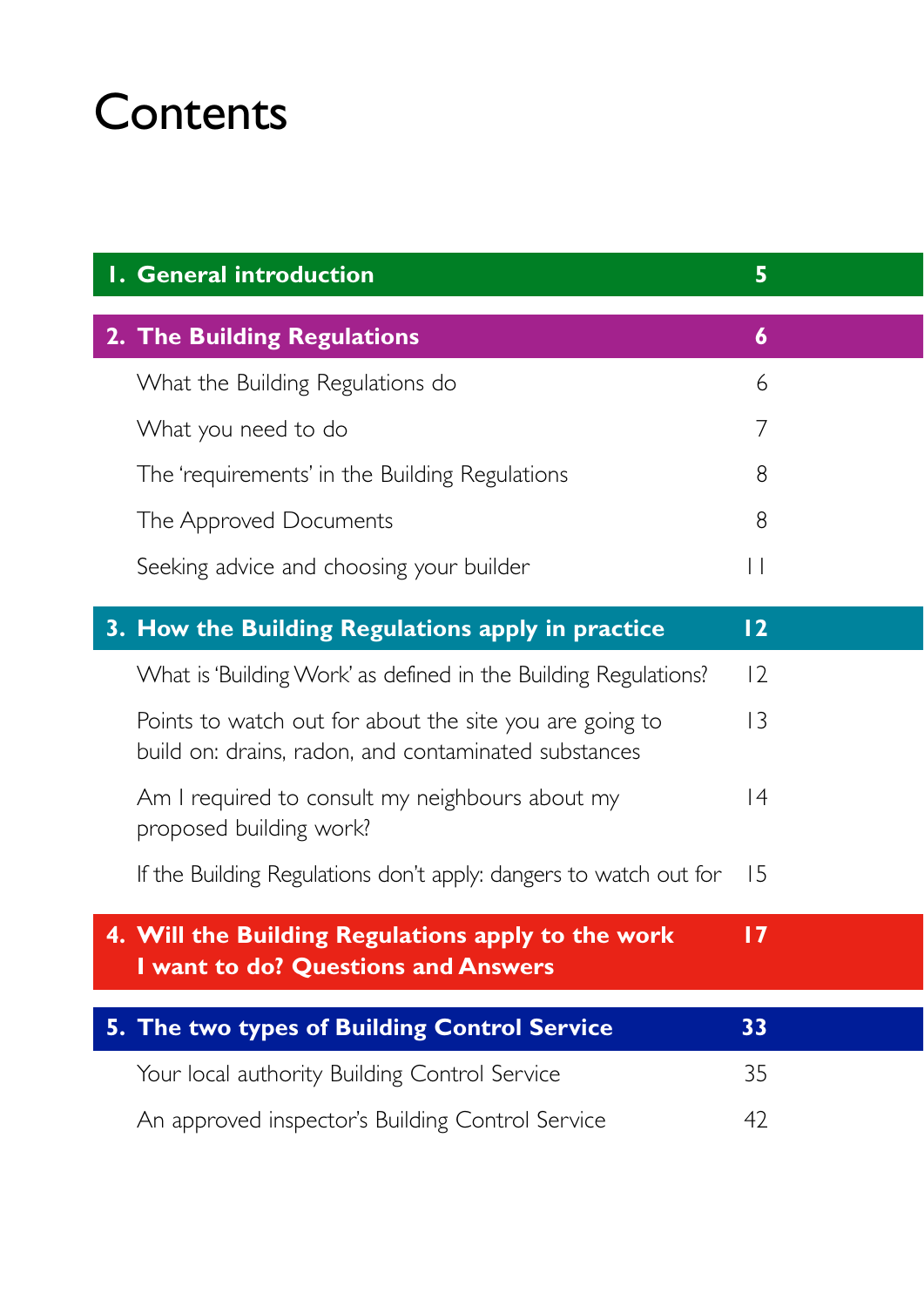# Contents

| | |
|---|---|
| **1. General introduction** | **5** |
| **2. The Building Regulations** | **6** |
| What the Building Regulations do | 6 |
| What you need to do | 7 |
| The 'requirements' in the Building Regulations | 8 |
| The Approved Documents | 8 |
| Seeking advice and choosing your builder | 11 |
| **3. How the Building Regulations apply in practice** | **12** |
| What is 'Building Work' as defined in the Building Regulations? | 12 |
| Points to watch out for about the site you are going to build on: drains, radon, and contaminated substances | 13 |
| Am I required to consult my neighbours about my proposed building work? | 14 |
| If the Building Regulations don't apply: dangers to watch out for | 15 |
| **4. Will the Building Regulations apply to the work I want to do? Questions and Answers** | **17** |
| **5. The two types of Building Control Service** | **33** |
| Your local authority Building Control Service | 35 |
| An approved inspector's Building Control Service | 42 |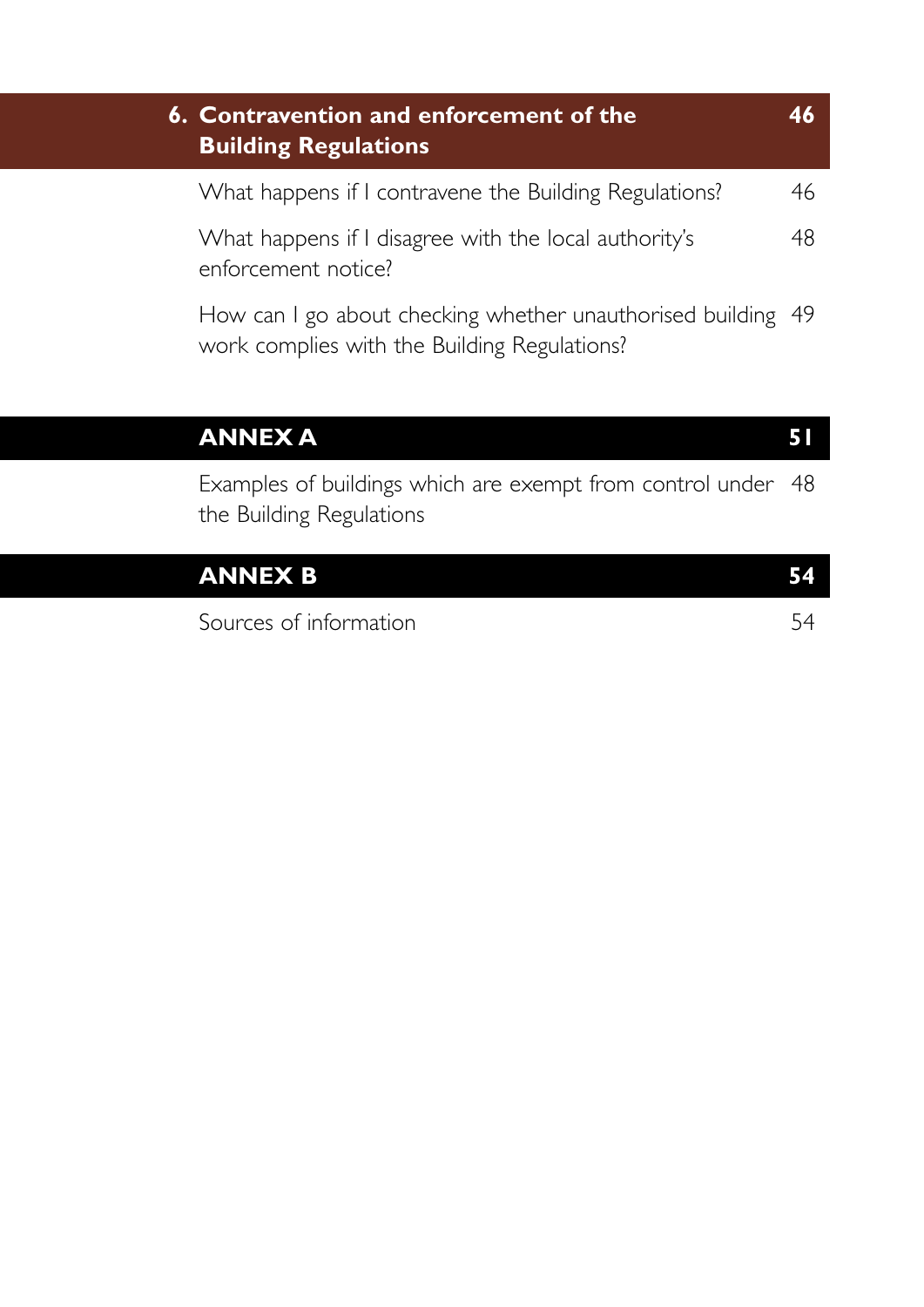| | |
|---|---|
| **6. Contravention and enforcement of the Building Regulations** | **46** |
| What happens if I contravene the Building Regulations? | 46 |
| What happens if I disagree with the local authority's enforcement notice? | 48 |
| How can I go about checking whether unauthorised building work complies with the Building Regulations? | 49 |
| **ANNEX A** | **51** |
| Examples of buildings which are exempt from control under the Building Regulations | 48 |
| **ANNEX B** | **54** |
| Sources of information | 54 |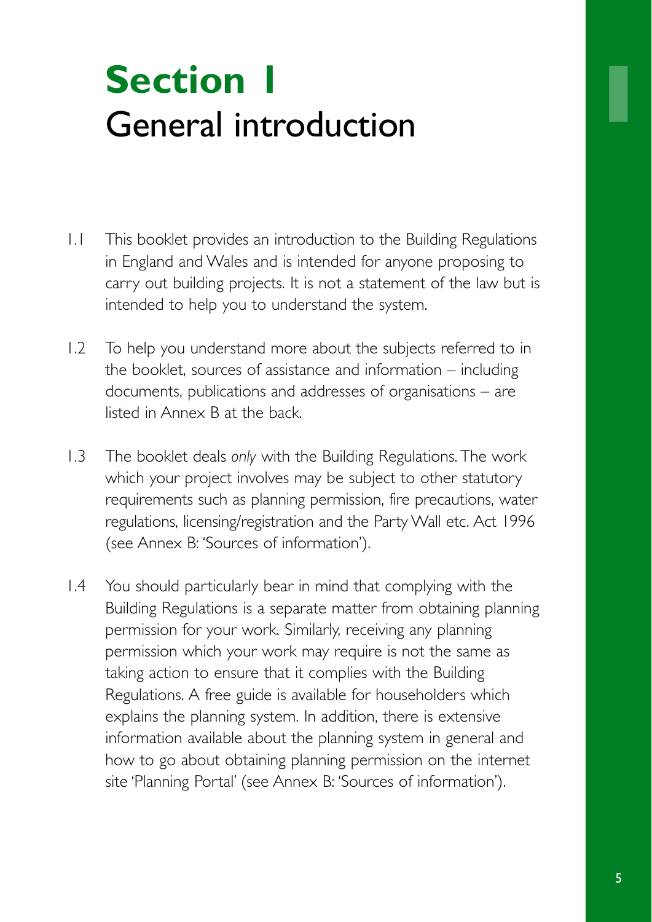# Section 1
## General introduction

1.1 This booklet provides an introduction to the Building Regulations in England and Wales and is intended for anyone proposing to carry out building projects. It is not a statement of the law but is intended to help you to understand the system.

1.2 To help you understand more about the subjects referred to in the booklet, sources of assistance and information – including documents, publications and addresses of organisations – are listed in Annex B at the back.

1.3 The booklet deals *only* with the Building Regulations. The work which your project involves may be subject to other statutory requirements such as planning permission, fire precautions, water regulations, licensing/registration and the Party Wall etc. Act 1996 (see Annex B: 'Sources of information').

1.4 You should particularly bear in mind that complying with the Building Regulations is a separate matter from obtaining planning permission for your work. Similarly, receiving any planning permission which your work may require is not the same as taking action to ensure that it complies with the Building Regulations. A free guide is available for householders which explains the planning system. In addition, there is extensive information available about the planning system in general and how to go about obtaining planning permission on the internet site 'Planning Portal' (see Annex B: 'Sources of information').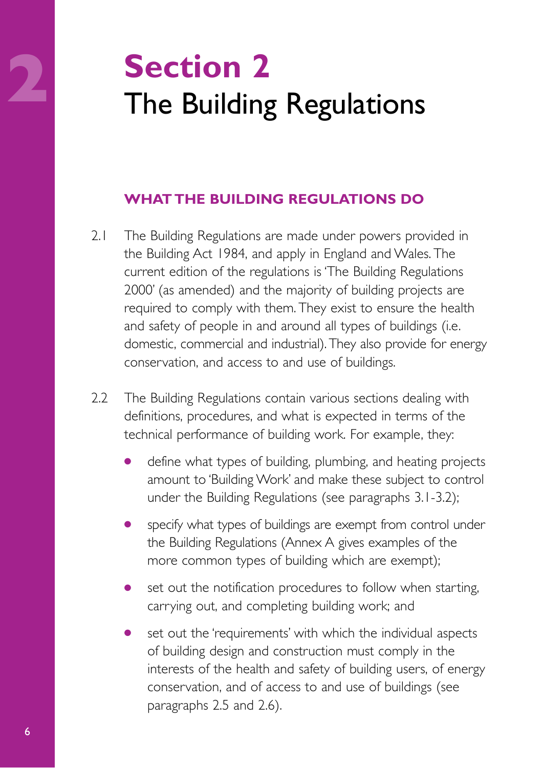# Section 2
# The Building Regulations

## WHAT THE BUILDING REGULATIONS DO

2.1 The Building Regulations are made under powers provided in the Building Act 1984, and apply in England and Wales. The current edition of the regulations is 'The Building Regulations 2000' (as amended) and the majority of building projects are required to comply with them. They exist to ensure the health and safety of people in and around all types of buildings (i.e. domestic, commercial and industrial). They also provide for energy conservation, and access to and use of buildings.

2.2 The Building Regulations contain various sections dealing with definitions, procedures, and what is expected in terms of the technical performance of building work. For example, they:

- define what types of building, plumbing, and heating projects amount to 'Building Work' and make these subject to control under the Building Regulations (see paragraphs 3.1-3.2);
- specify what types of buildings are exempt from control under the Building Regulations (Annex A gives examples of the more common types of building which are exempt);
- set out the notification procedures to follow when starting, carrying out, and completing building work; and
- set out the 'requirements' with which the individual aspects of building design and construction must comply in the interests of the health and safety of building users, of energy conservation, and of access to and use of buildings (see paragraphs 2.5 and 2.6).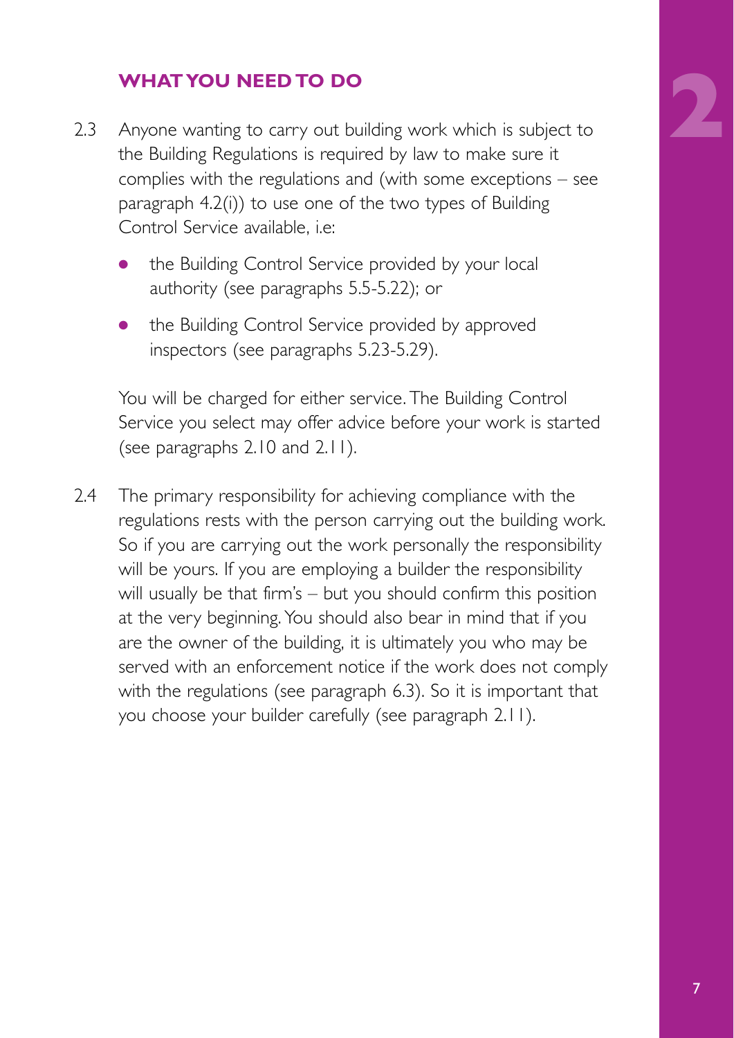## WHAT YOU NEED TO DO

2.3 Anyone wanting to carry out building work which is subject to the Building Regulations is required by law to make sure it complies with the regulations and (with some exceptions – see paragraph 4.2(i)) to use one of the two types of Building Control Service available, i.e:

- the Building Control Service provided by your local authority (see paragraphs 5.5-5.22); or
- the Building Control Service provided by approved inspectors (see paragraphs 5.23-5.29).

You will be charged for either service. The Building Control Service you select may offer advice before your work is started (see paragraphs 2.10 and 2.11).

2.4 The primary responsibility for achieving compliance with the regulations rests with the person carrying out the building work. So if you are carrying out the work personally the responsibility will be yours. If you are employing a builder the responsibility will usually be that firm's – but you should confirm this position at the very beginning. You should also bear in mind that if you are the owner of the building, it is ultimately you who may be served with an enforcement notice if the work does not comply with the regulations (see paragraph 6.3). So it is important that you choose your builder carefully (see paragraph 2.11).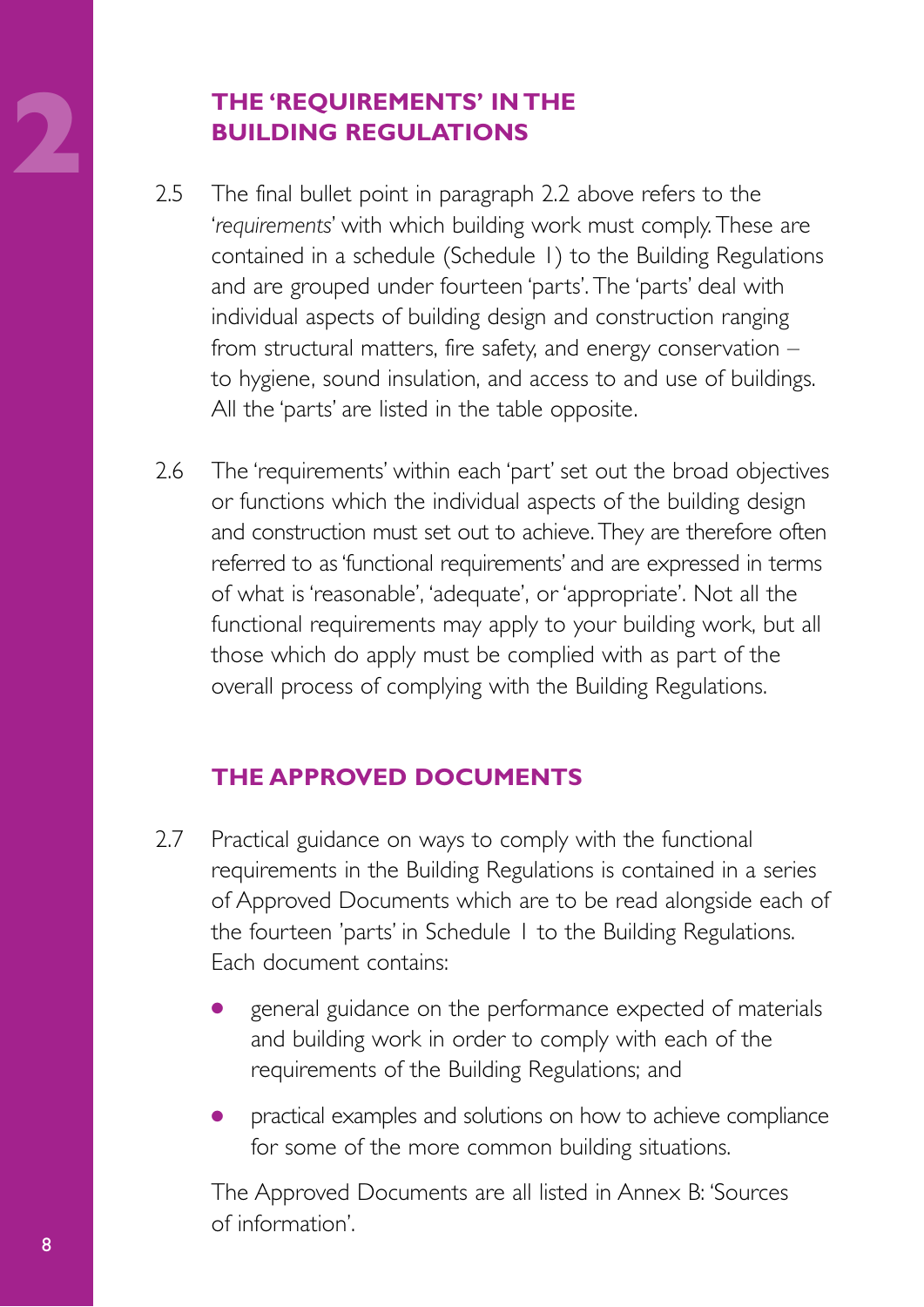## THE 'REQUIREMENTS' IN THE BUILDING REGULATIONS

2.5 The final bullet point in paragraph 2.2 above refers to the '*requirements*' with which building work must comply. These are contained in a schedule (Schedule 1) to the Building Regulations and are grouped under fourteen 'parts'. The 'parts' deal with individual aspects of building design and construction ranging from structural matters, fire safety, and energy conservation – to hygiene, sound insulation, and access to and use of buildings. All the 'parts' are listed in the table opposite.

2.6 The 'requirements' within each 'part' set out the broad objectives or functions which the individual aspects of the building design and construction must set out to achieve. They are therefore often referred to as 'functional requirements' and are expressed in terms of what is 'reasonable', 'adequate', or 'appropriate'. Not all the functional requirements may apply to your building work, but all those which do apply must be complied with as part of the overall process of complying with the Building Regulations.

## THE APPROVED DOCUMENTS

2.7 Practical guidance on ways to comply with the functional requirements in the Building Regulations is contained in a series of Approved Documents which are to be read alongside each of the fourteen 'parts' in Schedule 1 to the Building Regulations. Each document contains:

- general guidance on the performance expected of materials and building work in order to comply with each of the requirements of the Building Regulations; and
- practical examples and solutions on how to achieve compliance for some of the more common building situations.

The Approved Documents are all listed in Annex B: 'Sources of information'.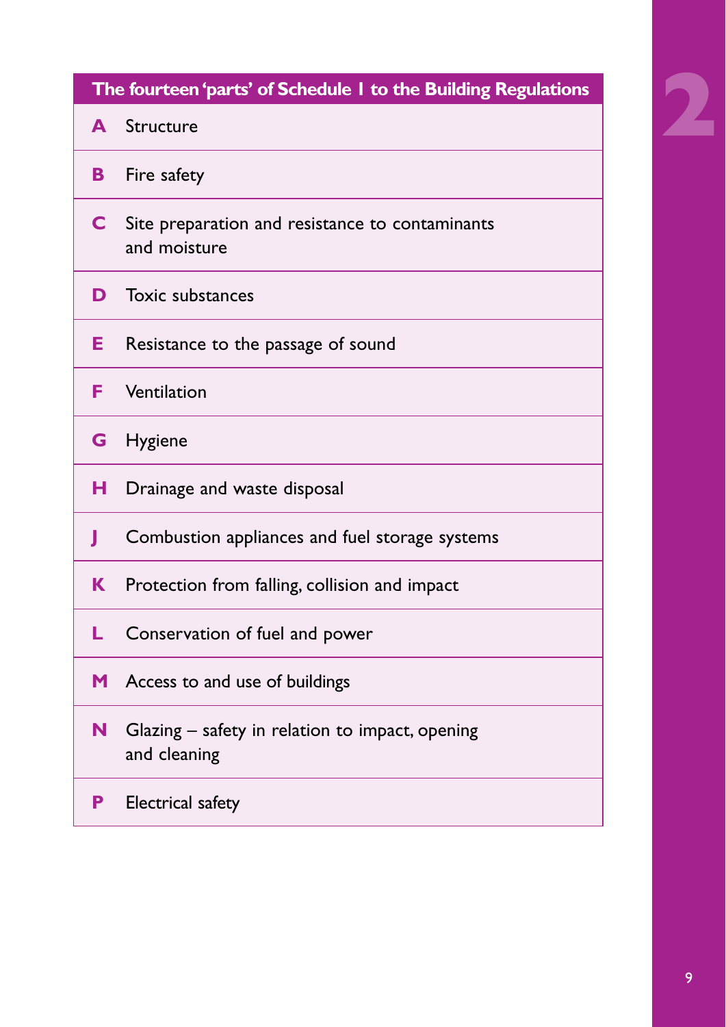| The fourteen 'parts' of Schedule 1 to the Building Regulations | |
|---|---|
| **A** | Structure |
| **B** | Fire safety |
| **C** | Site preparation and resistance to contaminants and moisture |
| **D** | Toxic substances |
| **E** | Resistance to the passage of sound |
| **F** | Ventilation |
| **G** | Hygiene |
| **H** | Drainage and waste disposal |
| **J** | Combustion appliances and fuel storage systems |
| **K** | Protection from falling, collision and impact |
| **L** | Conservation of fuel and power |
| **M** | Access to and use of buildings |
| **N** | Glazing – safety in relation to impact, opening and cleaning |
| **P** | Electrical safety |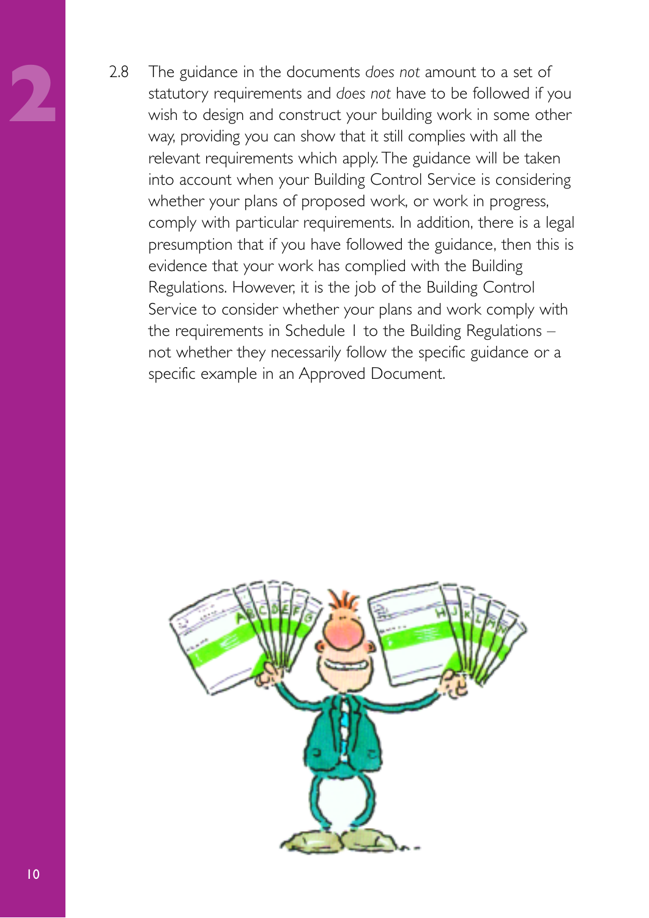2.8 The guidance in the documents *does not* amount to a set of statutory requirements and *does not* have to be followed if you wish to design and construct your building work in some other way, providing you can show that it still complies with all the relevant requirements which apply. The guidance will be taken into account when your Building Control Service is considering whether your plans of proposed work, or work in progress, comply with particular requirements. In addition, there is a legal presumption that if you have followed the guidance, then this is evidence that your work has complied with the Building Regulations. However, it is the job of the Building Control Service to consider whether your plans and work comply with the requirements in Schedule 1 to the Building Regulations – not whether they necessarily follow the specific guidance or a specific example in an Approved Document.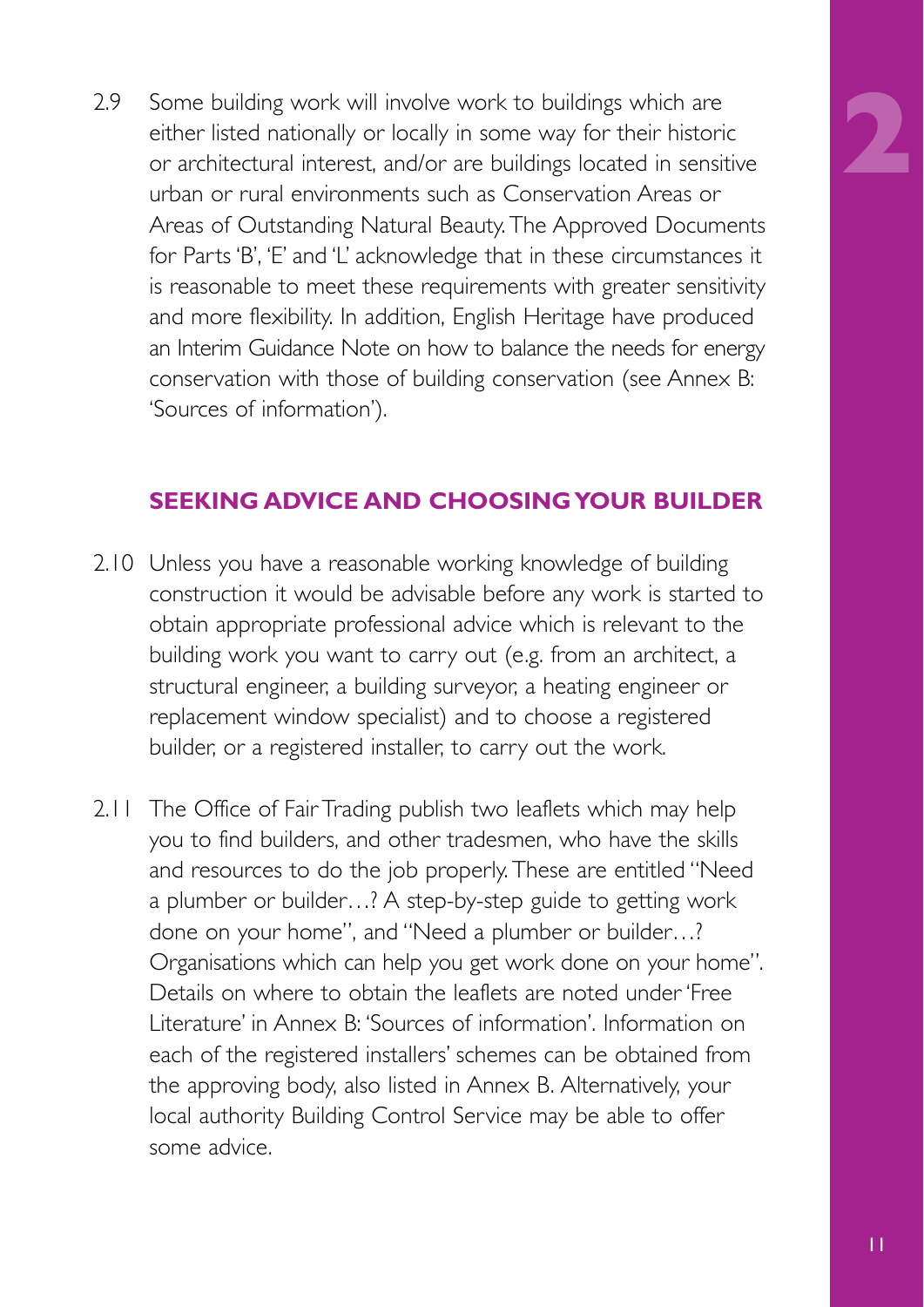2.9 Some building work will involve work to buildings which are either listed nationally or locally in some way for their historic or architectural interest, and/or are buildings located in sensitive urban or rural environments such as Conservation Areas or Areas of Outstanding Natural Beauty. The Approved Documents for Parts 'B', 'E' and 'L' acknowledge that in these circumstances it is reasonable to meet these requirements with greater sensitivity and more flexibility. In addition, English Heritage have produced an Interim Guidance Note on how to balance the needs for energy conservation with those of building conservation (see Annex B: 'Sources of information').

## SEEKING ADVICE AND CHOOSING YOUR BUILDER

2.10 Unless you have a reasonable working knowledge of building construction it would be advisable before any work is started to obtain appropriate professional advice which is relevant to the building work you want to carry out (e.g. from an architect, a structural engineer, a building surveyor, a heating engineer or replacement window specialist) and to choose a registered builder, or a registered installer, to carry out the work.

2.11 The Office of Fair Trading publish two leaflets which may help you to find builders, and other tradesmen, who have the skills and resources to do the job properly. These are entitled "Need a plumber or builder…? A step-by-step guide to getting work done on your home", and "Need a plumber or builder…? Organisations which can help you get work done on your home". Details on where to obtain the leaflets are noted under 'Free Literature' in Annex B: 'Sources of information'. Information on each of the registered installers' schemes can be obtained from the approving body, also listed in Annex B. Alternatively, your local authority Building Control Service may be able to offer some advice.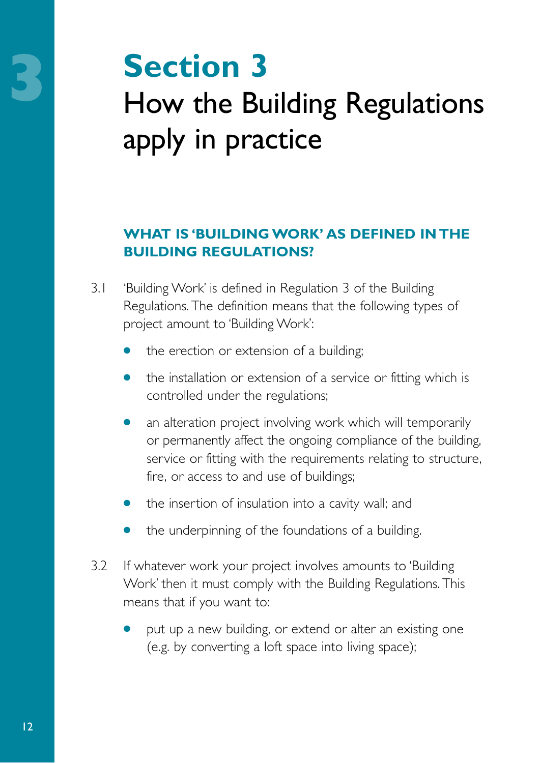# Section 3
# How the Building Regulations apply in practice

## WHAT IS 'BUILDING WORK' AS DEFINED IN THE BUILDING REGULATIONS?

3.1 'Building Work' is defined in Regulation 3 of the Building Regulations. The definition means that the following types of project amount to 'Building Work':

- the erection or extension of a building;
- the installation or extension of a service or fitting which is controlled under the regulations;
- an alteration project involving work which will temporarily or permanently affect the ongoing compliance of the building, service or fitting with the requirements relating to structure, fire, or access to and use of buildings;
- the insertion of insulation into a cavity wall; and
- the underpinning of the foundations of a building.

3.2 If whatever work your project involves amounts to 'Building Work' then it must comply with the Building Regulations. This means that if you want to:

- put up a new building, or extend or alter an existing one (e.g. by converting a loft space into living space);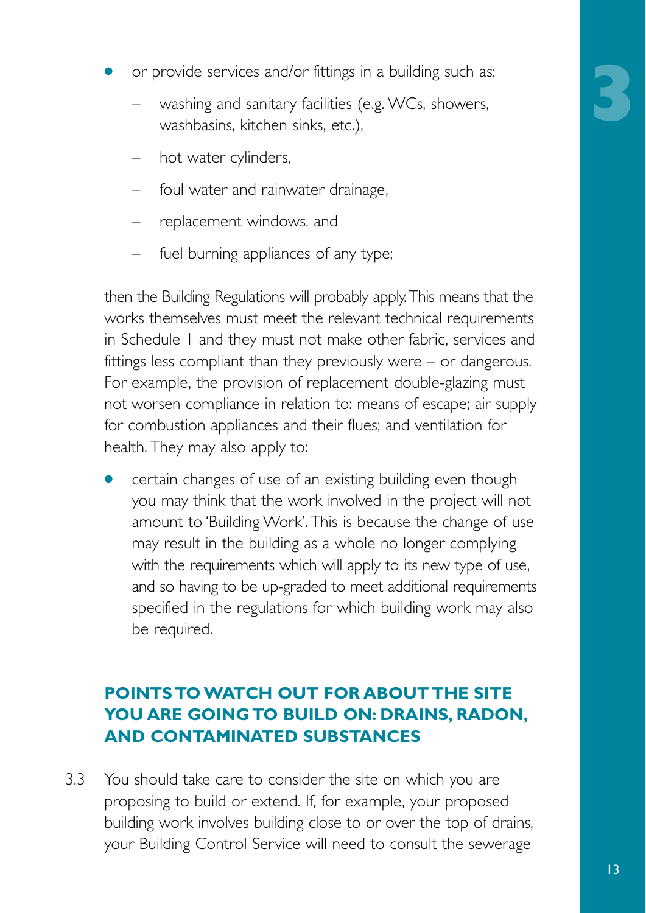- or provide services and/or fittings in a building such as:
  - washing and sanitary facilities (e.g. WCs, showers, washbasins, kitchen sinks, etc.),
  - hot water cylinders,
  - foul water and rainwater drainage,
  - replacement windows, and
  - fuel burning appliances of any type;

then the Building Regulations will probably apply. This means that the works themselves must meet the relevant technical requirements in Schedule 1 and they must not make other fabric, services and fittings less compliant than they previously were – or dangerous. For example, the provision of replacement double-glazing must not worsen compliance in relation to: means of escape; air supply for combustion appliances and their flues; and ventilation for health. They may also apply to:

- certain changes of use of an existing building even though you may think that the work involved in the project will not amount to 'Building Work'. This is because the change of use may result in the building as a whole no longer complying with the requirements which will apply to its new type of use, and so having to be up-graded to meet additional requirements specified in the regulations for which building work may also be required.

## POINTS TO WATCH OUT FOR ABOUT THE SITE YOU ARE GOING TO BUILD ON: DRAINS, RADON, AND CONTAMINATED SUBSTANCES

3.3 You should take care to consider the site on which you are proposing to build or extend. If, for example, your proposed building work involves building close to or over the top of drains, your Building Control Service will need to consult the sewerage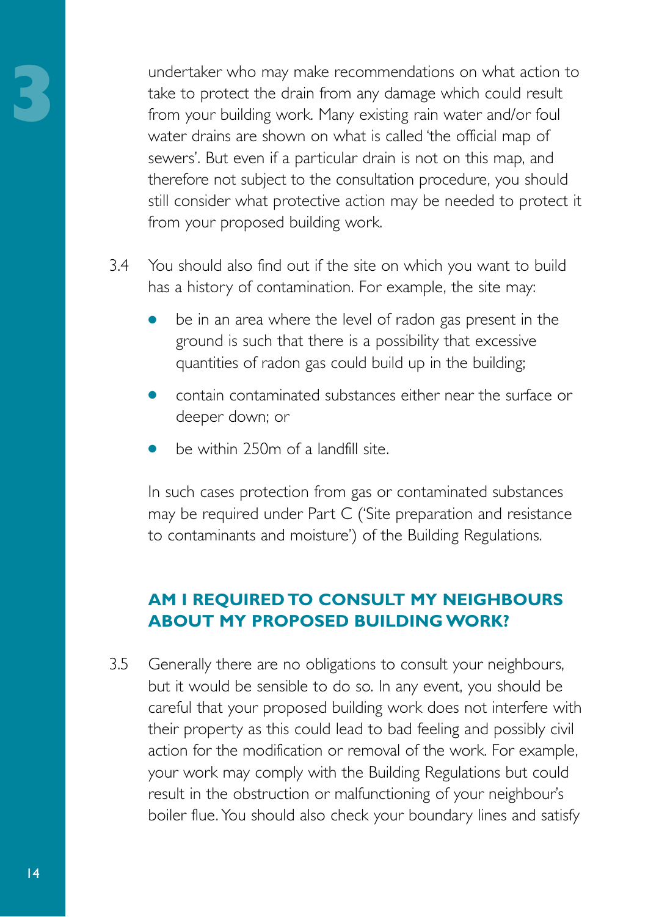undertaker who may make recommendations on what action to take to protect the drain from any damage which could result from your building work. Many existing rain water and/or foul water drains are shown on what is called 'the official map of sewers'. But even if a particular drain is not on this map, and therefore not subject to the consultation procedure, you should still consider what protective action may be needed to protect it from your proposed building work.

3.4 You should also find out if the site on which you want to build has a history of contamination. For example, the site may:

- be in an area where the level of radon gas present in the ground is such that there is a possibility that excessive quantities of radon gas could build up in the building;
- contain contaminated substances either near the surface or deeper down; or
- be within 250m of a landfill site.

In such cases protection from gas or contaminated substances may be required under Part C ('Site preparation and resistance to contaminants and moisture') of the Building Regulations.

## AM I REQUIRED TO CONSULT MY NEIGHBOURS ABOUT MY PROPOSED BUILDING WORK?

3.5 Generally there are no obligations to consult your neighbours, but it would be sensible to do so. In any event, you should be careful that your proposed building work does not interfere with their property as this could lead to bad feeling and possibly civil action for the modification or removal of the work. For example, your work may comply with the Building Regulations but could result in the obstruction or malfunctioning of your neighbour's boiler flue. You should also check your boundary lines and satisfy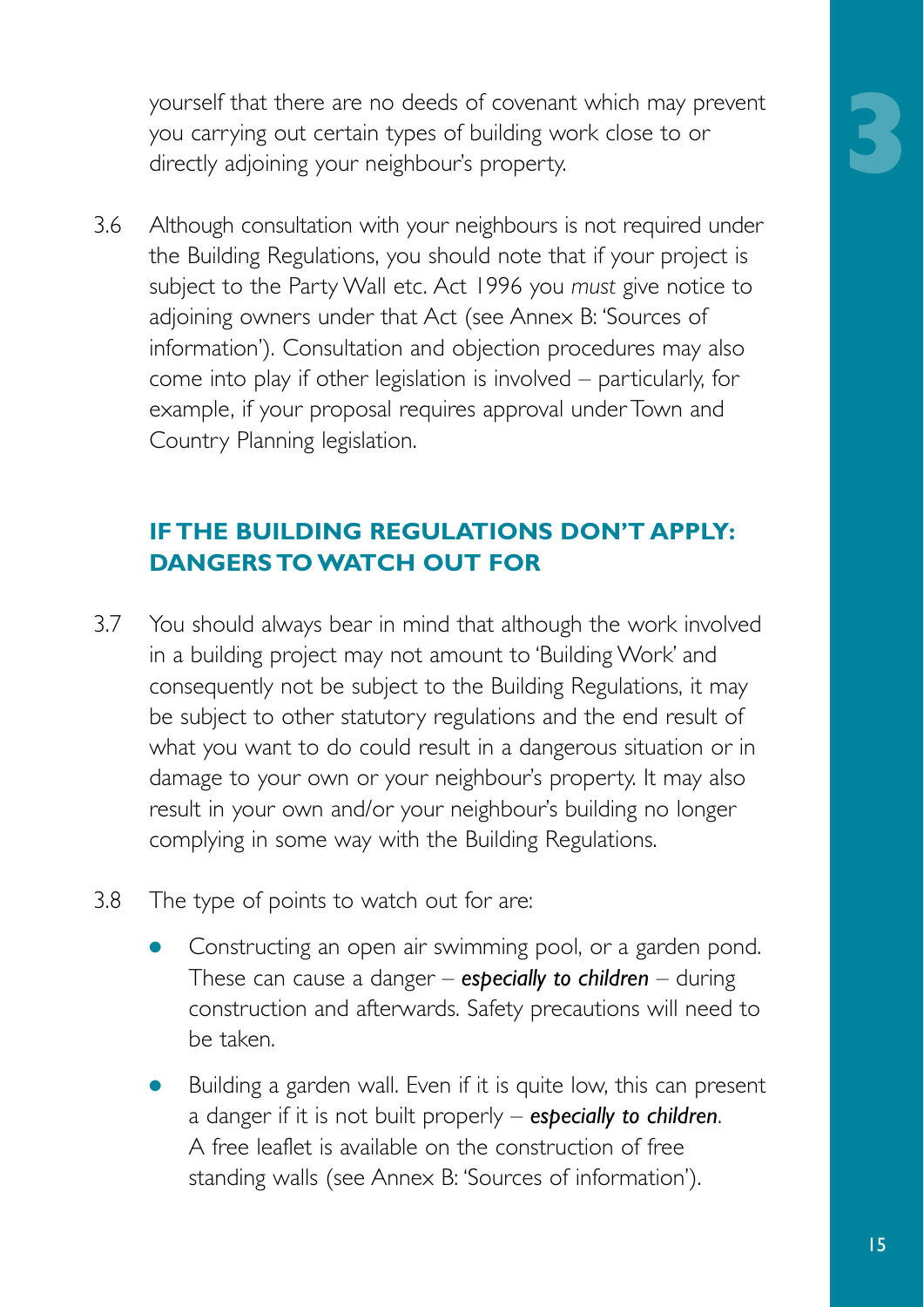yourself that there are no deeds of covenant which may prevent you carrying out certain types of building work close to or directly adjoining your neighbour's property.

3.6 Although consultation with your neighbours is not required under the Building Regulations, you should note that if your project is subject to the Party Wall etc. Act 1996 you *must* give notice to adjoining owners under that Act (see Annex B: 'Sources of information'). Consultation and objection procedures may also come into play if other legislation is involved – particularly, for example, if your proposal requires approval under Town and Country Planning legislation.

## IF THE BUILDING REGULATIONS DON'T APPLY: DANGERS TO WATCH OUT FOR

3.7 You should always bear in mind that although the work involved in a building project may not amount to 'Building Work' and consequently not be subject to the Building Regulations, it may be subject to other statutory regulations and the end result of what you want to do could result in a dangerous situation or in damage to your own or your neighbour's property. It may also result in your own and/or your neighbour's building no longer complying in some way with the Building Regulations.

3.8 The type of points to watch out for are:

- Constructing an open air swimming pool, or a garden pond. These can cause a danger – ***especially to children*** – during construction and afterwards. Safety precautions will need to be taken.
- Building a garden wall. Even if it is quite low, this can present a danger if it is not built properly – ***especially to children***. A free leaflet is available on the construction of free standing walls (see Annex B: 'Sources of information').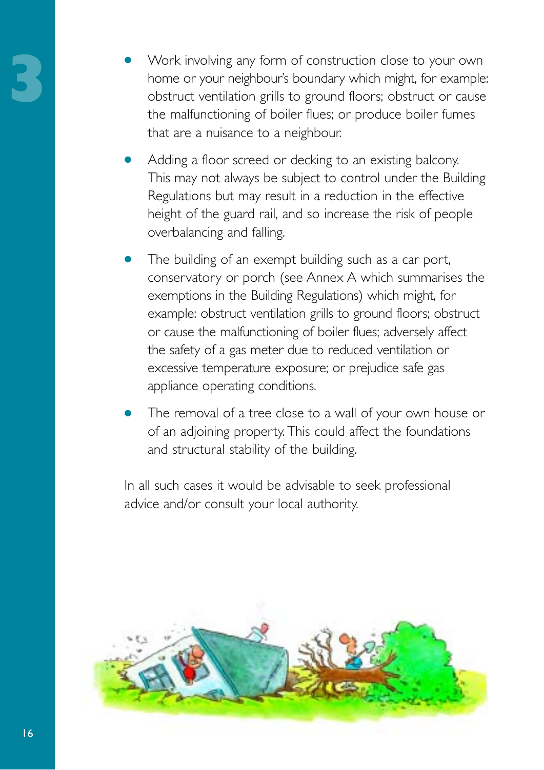- Work involving any form of construction close to your own home or your neighbour's boundary which might, for example: obstruct ventilation grills to ground floors; obstruct or cause the malfunctioning of boiler flues; or produce boiler fumes that are a nuisance to a neighbour.
- Adding a floor screed or decking to an existing balcony. This may not always be subject to control under the Building Regulations but may result in a reduction in the effective height of the guard rail, and so increase the risk of people overbalancing and falling.
- The building of an exempt building such as a car port, conservatory or porch (see Annex A which summarises the exemptions in the Building Regulations) which might, for example: obstruct ventilation grills to ground floors; obstruct or cause the malfunctioning of boiler flues; adversely affect the safety of a gas meter due to reduced ventilation or excessive temperature exposure; or prejudice safe gas appliance operating conditions.
- The removal of a tree close to a wall of your own house or of an adjoining property. This could affect the foundations and structural stability of the building.

In all such cases it would be advisable to seek professional advice and/or consult your local authority.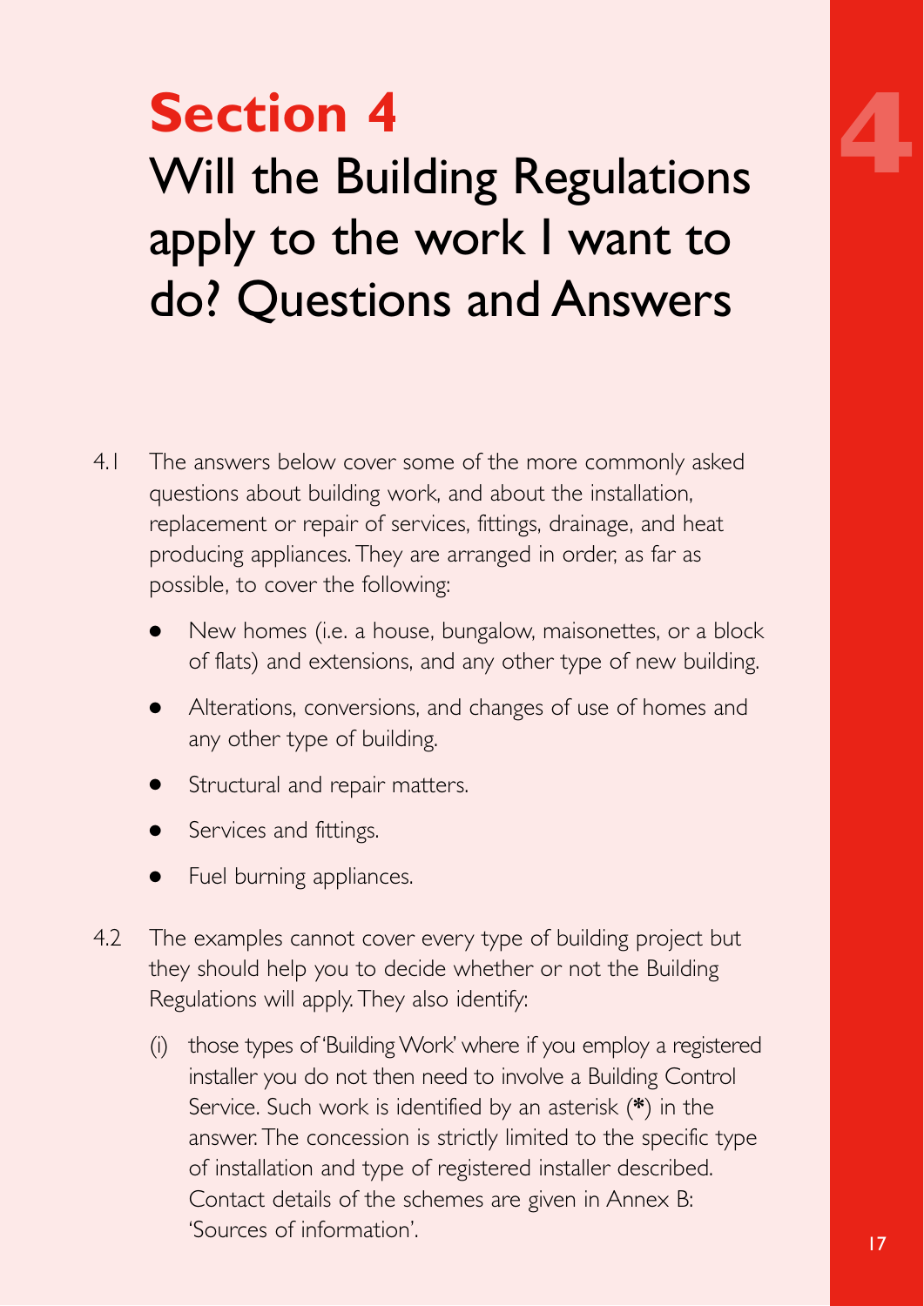# Section 4

## Will the Building Regulations apply to the work I want to do? Questions and Answers

4.1 The answers below cover some of the more commonly asked questions about building work, and about the installation, replacement or repair of services, fittings, drainage, and heat producing appliances. They are arranged in order, as far as possible, to cover the following:

- New homes (i.e. a house, bungalow, maisonettes, or a block of flats) and extensions, and any other type of new building.
- Alterations, conversions, and changes of use of homes and any other type of building.
- Structural and repair matters.
- Services and fittings.
- Fuel burning appliances.

4.2 The examples cannot cover every type of building project but they should help you to decide whether or not the Building Regulations will apply. They also identify:

(i) those types of 'Building Work' where if you employ a registered installer you do not then need to involve a Building Control Service. Such work is identified by an asterisk (**\***) in the answer. The concession is strictly limited to the specific type of installation and type of registered installer described. Contact details of the schemes are given in Annex B: 'Sources of information'.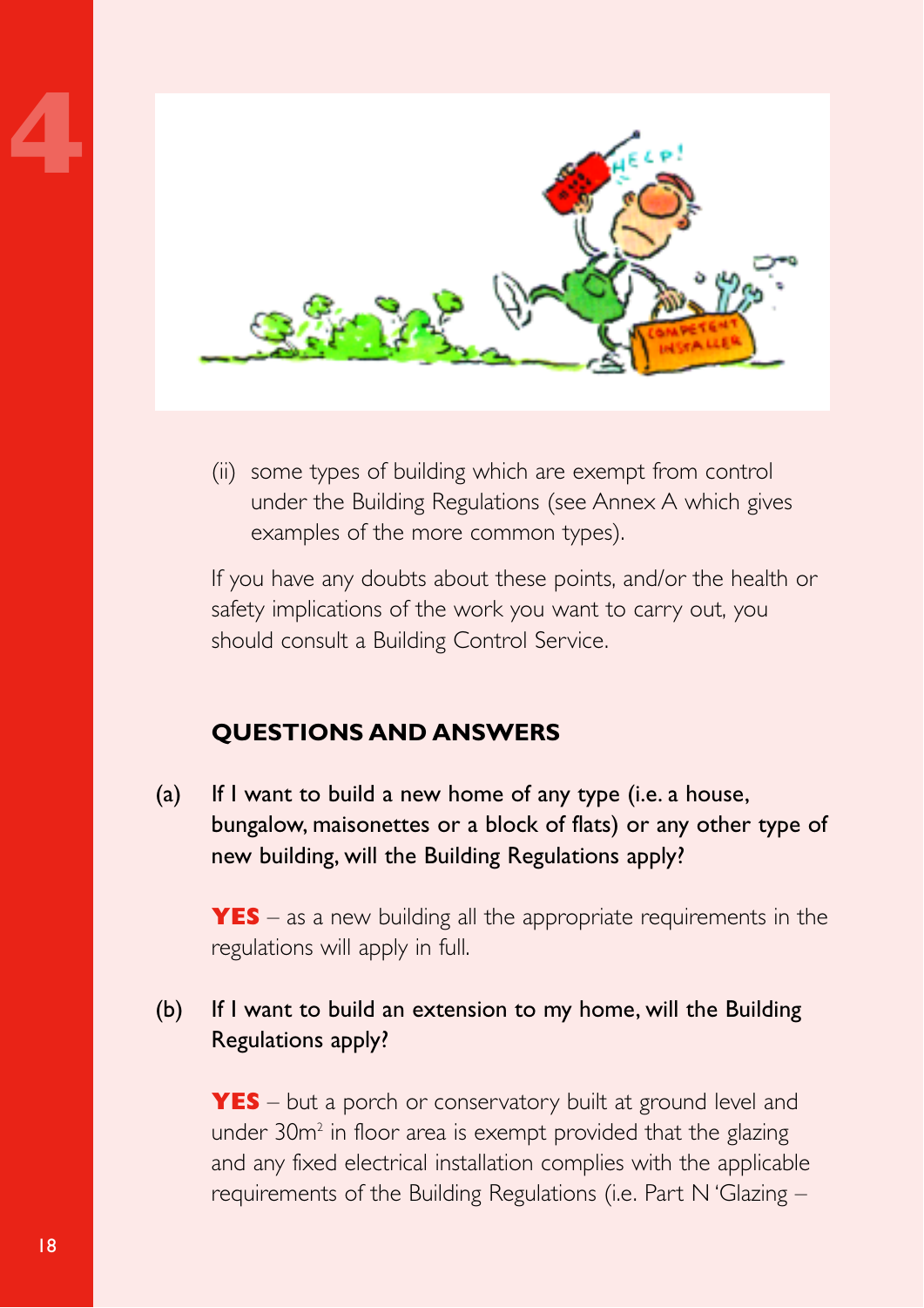(ii) some types of building which are exempt from control under the Building Regulations (see Annex A which gives examples of the more common types).

If you have any doubts about these points, and/or the health or safety implications of the work you want to carry out, you should consult a Building Control Service.

## QUESTIONS AND ANSWERS

**(a) If I want to build a new home of any type (i.e. a house, bungalow, maisonettes or a block of flats) or any other type of new building, will the Building Regulations apply?**

**YES** – as a new building all the appropriate requirements in the regulations will apply in full.

**(b) If I want to build an extension to my home, will the Building Regulations apply?**

**YES** – but a porch or conservatory built at ground level and under 30m$^2$ in floor area is exempt provided that the glazing and any fixed electrical installation complies with the applicable requirements of the Building Regulations (i.e. Part N 'Glazing –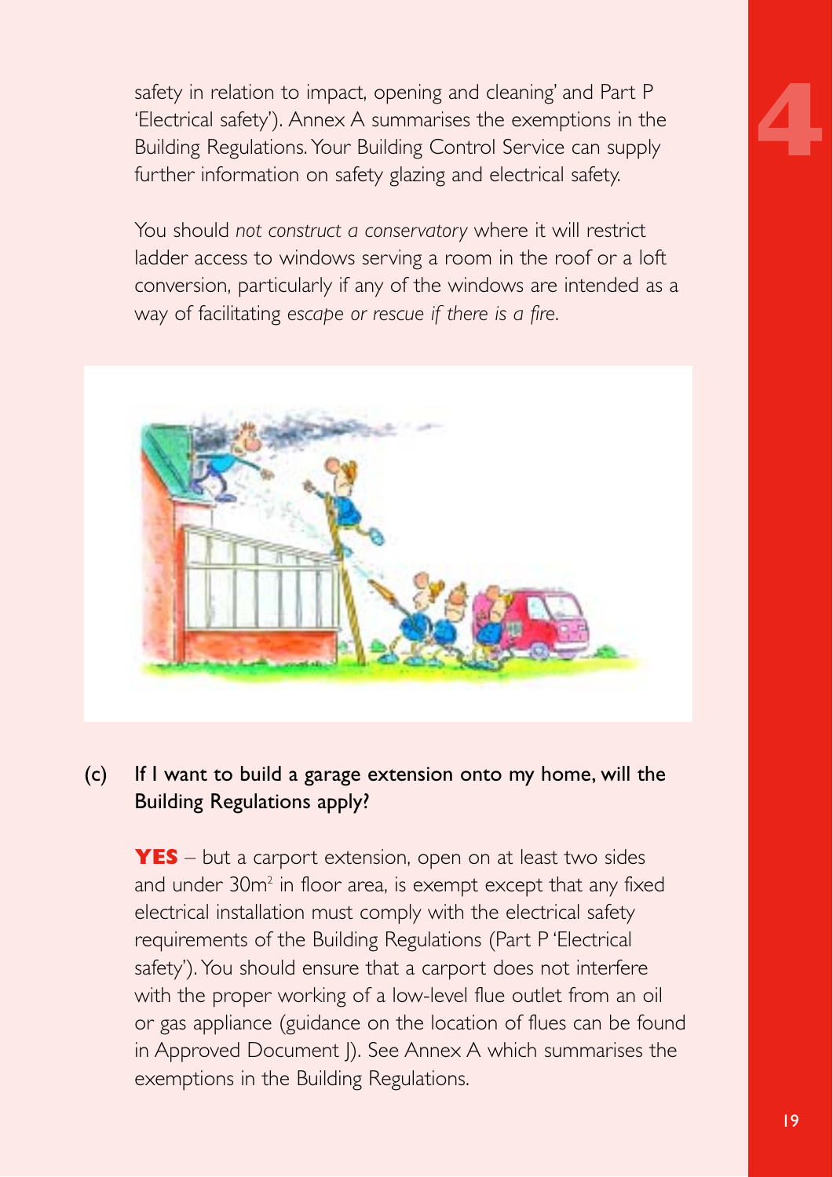safety in relation to impact, opening and cleaning' and Part P 'Electrical safety'). Annex A summarises the exemptions in the Building Regulations. Your Building Control Service can supply further information on safety glazing and electrical safety.

You should *not construct a conservatory* where it will restrict ladder access to windows serving a room in the roof or a loft conversion, particularly if any of the windows are intended as a way of facilitating *escape or rescue if there is a fire*.

(c) If I want to build a garage extension onto my home, will the Building Regulations apply?

**YES** – but a carport extension, open on at least two sides and under 30m² in floor area, is exempt except that any fixed electrical installation must comply with the electrical safety requirements of the Building Regulations (Part P 'Electrical safety'). You should ensure that a carport does not interfere with the proper working of a low-level flue outlet from an oil or gas appliance (guidance on the location of flues can be found in Approved Document J). See Annex A which summarises the exemptions in the Building Regulations.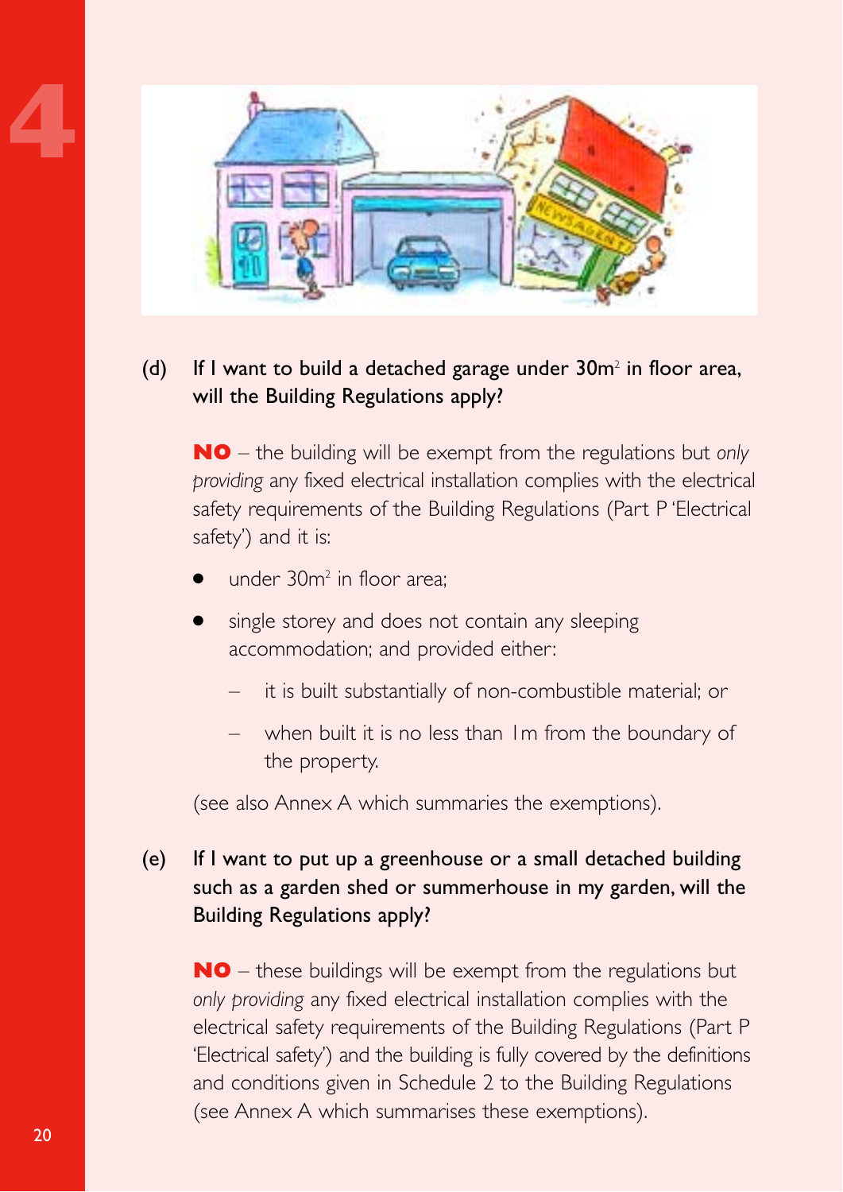(d) **If I want to build a detached garage under 30m² in floor area, will the Building Regulations apply?**

**NO** – the building will be exempt from the regulations but *only providing* any fixed electrical installation complies with the electrical safety requirements of the Building Regulations (Part P 'Electrical safety') and it is:

- under 30m² in floor area;
- single storey and does not contain any sleeping accommodation; and provided either:
  - it is built substantially of non-combustible material; or
  - when built it is no less than 1m from the boundary of the property.

(see also Annex A which summaries the exemptions).

(e) **If I want to put up a greenhouse or a small detached building such as a garden shed or summerhouse in my garden, will the Building Regulations apply?**

**NO** – these buildings will be exempt from the regulations but *only providing* any fixed electrical installation complies with the electrical safety requirements of the Building Regulations (Part P 'Electrical safety') and the building is fully covered by the definitions and conditions given in Schedule 2 to the Building Regulations (see Annex A which summarises these exemptions).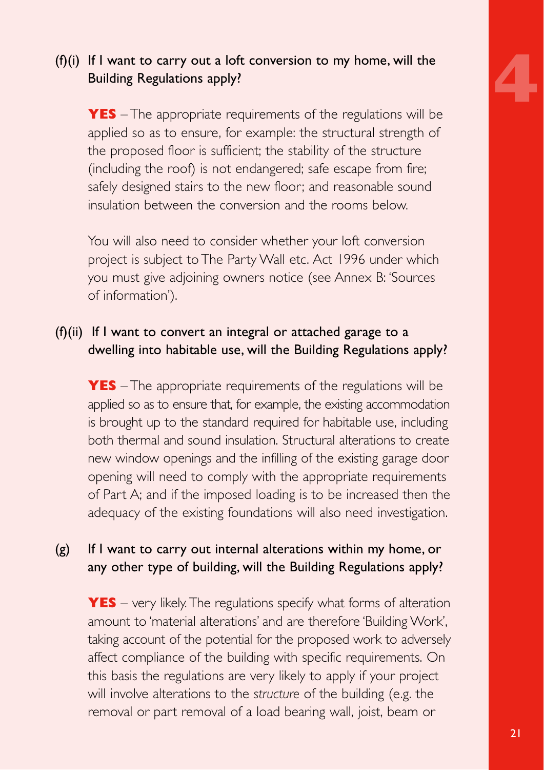### (f)(i) If I want to carry out a loft conversion to my home, will the Building Regulations apply?

**YES** – The appropriate requirements of the regulations will be applied so as to ensure, for example: the structural strength of the proposed floor is sufficient; the stability of the structure (including the roof) is not endangered; safe escape from fire; safely designed stairs to the new floor; and reasonable sound insulation between the conversion and the rooms below.

You will also need to consider whether your loft conversion project is subject to The Party Wall etc. Act 1996 under which you must give adjoining owners notice (see Annex B: 'Sources of information').

### (f)(ii) If I want to convert an integral or attached garage to a dwelling into habitable use, will the Building Regulations apply?

**YES** – The appropriate requirements of the regulations will be applied so as to ensure that, for example, the existing accommodation is brought up to the standard required for habitable use, including both thermal and sound insulation. Structural alterations to create new window openings and the infilling of the existing garage door opening will need to comply with the appropriate requirements of Part A; and if the imposed loading is to be increased then the adequacy of the existing foundations will also need investigation.

### (g) If I want to carry out internal alterations within my home, or any other type of building, will the Building Regulations apply?

**YES** – very likely. The regulations specify what forms of alteration amount to 'material alterations' and are therefore 'Building Work', taking account of the potential for the proposed work to adversely affect compliance of the building with specific requirements. On this basis the regulations are very likely to apply if your project will involve alterations to the *structure* of the building (e.g. the removal or part removal of a load bearing wall, joist, beam or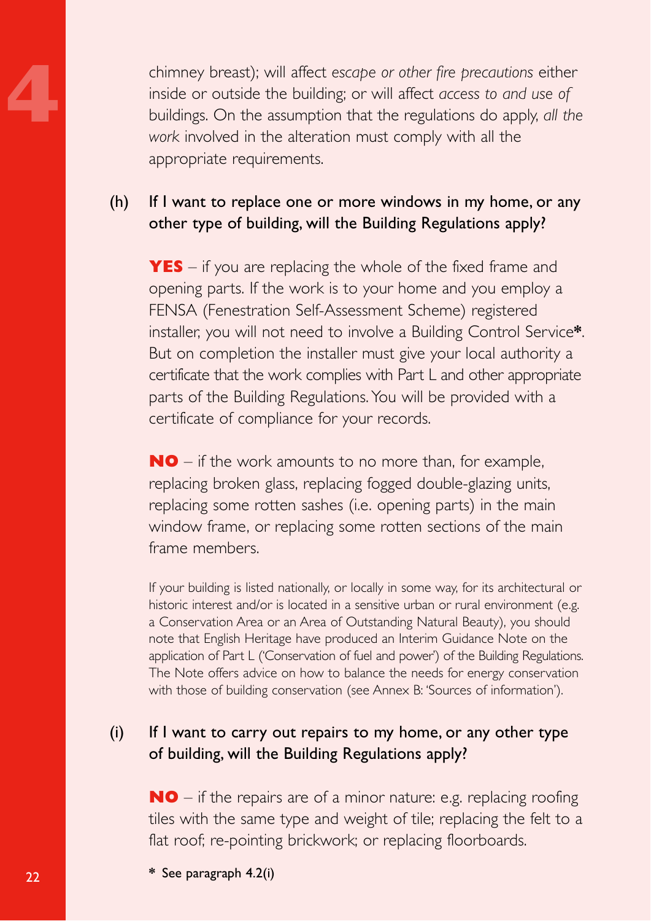chimney breast); will affect *escape or other fire precautions* either inside or outside the building; or will affect *access to and use of* buildings. On the assumption that the regulations do apply, *all the work* involved in the alteration must comply with all the appropriate requirements.

(h) **If I want to replace one or more windows in my home, or any other type of building, will the Building Regulations apply?**

**YES** – if you are replacing the whole of the fixed frame and opening parts. If the work is to your home and you employ a FENSA (Fenestration Self-Assessment Scheme) registered installer, you will not need to involve a Building Control Service**\***. But on completion the installer must give your local authority a certificate that the work complies with Part L and other appropriate parts of the Building Regulations. You will be provided with a certificate of compliance for your records.

**NO** – if the work amounts to no more than, for example, replacing broken glass, replacing fogged double-glazing units, replacing some rotten sashes (i.e. opening parts) in the main window frame, or replacing some rotten sections of the main frame members.

If your building is listed nationally, or locally in some way, for its architectural or historic interest and/or is located in a sensitive urban or rural environment (e.g. a Conservation Area or an Area of Outstanding Natural Beauty), you should note that English Heritage have produced an Interim Guidance Note on the application of Part L ('Conservation of fuel and power') of the Building Regulations. The Note offers advice on how to balance the needs for energy conservation with those of building conservation (see Annex B: 'Sources of information').

(i) **If I want to carry out repairs to my home, or any other type of building, will the Building Regulations apply?**

**NO** – if the repairs are of a minor nature: e.g. replacing roofing tiles with the same type and weight of tile; replacing the felt to a flat roof; re-pointing brickwork; or replacing floorboards.

**\*** See paragraph 4.2(i)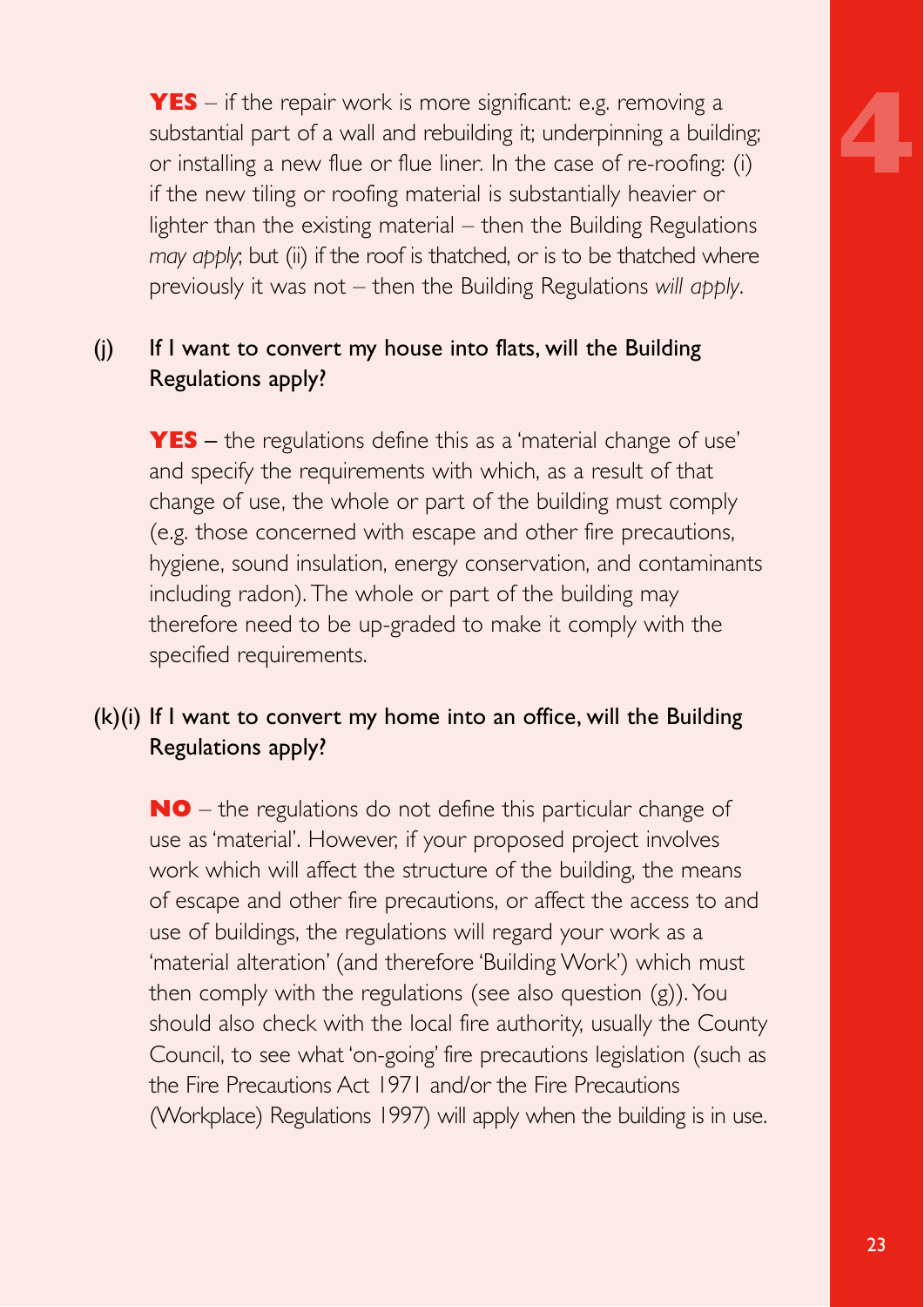**YES** – if the repair work is more significant: e.g. removing a substantial part of a wall and rebuilding it; underpinning a building; or installing a new flue or flue liner. In the case of re-roofing: (i) if the new tiling or roofing material is substantially heavier or lighter than the existing material – then the Building Regulations *may apply*; but (ii) if the roof is thatched, or is to be thatched where previously it was not – then the Building Regulations *will apply*.

(j) If I want to convert my house into flats, will the Building Regulations apply?

**YES** – the regulations define this as a 'material change of use' and specify the requirements with which, as a result of that change of use, the whole or part of the building must comply (e.g. those concerned with escape and other fire precautions, hygiene, sound insulation, energy conservation, and contaminants including radon). The whole or part of the building may therefore need to be up-graded to make it comply with the specified requirements.

(k)(i) If I want to convert my home into an office, will the Building Regulations apply?

**NO** – the regulations do not define this particular change of use as 'material'. However, if your proposed project involves work which will affect the structure of the building, the means of escape and other fire precautions, or affect the access to and use of buildings, the regulations will regard your work as a 'material alteration' (and therefore 'Building Work') which must then comply with the regulations (see also question (g)). You should also check with the local fire authority, usually the County Council, to see what 'on-going' fire precautions legislation (such as the Fire Precautions Act 1971 and/or the Fire Precautions (Workplace) Regulations 1997) will apply when the building is in use.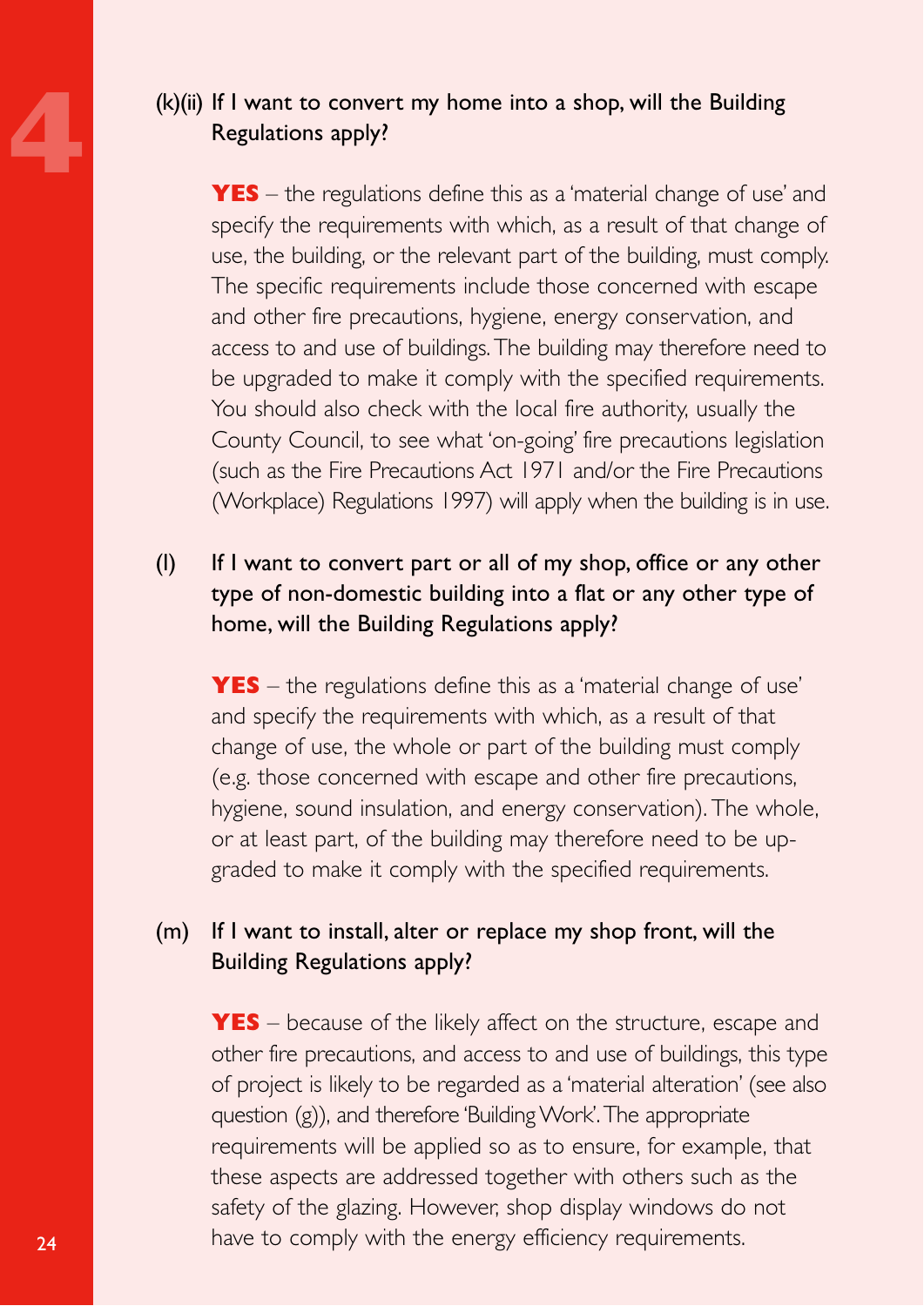### (k)(ii) If I want to convert my home into a shop, will the Building Regulations apply?

**YES** – the regulations define this as a 'material change of use' and specify the requirements with which, as a result of that change of use, the building, or the relevant part of the building, must comply. The specific requirements include those concerned with escape and other fire precautions, hygiene, energy conservation, and access to and use of buildings. The building may therefore need to be upgraded to make it comply with the specified requirements. You should also check with the local fire authority, usually the County Council, to see what 'on-going' fire precautions legislation (such as the Fire Precautions Act 1971 and/or the Fire Precautions (Workplace) Regulations 1997) will apply when the building is in use.

### (l) If I want to convert part or all of my shop, office or any other type of non-domestic building into a flat or any other type of home, will the Building Regulations apply?

**YES** – the regulations define this as a 'material change of use' and specify the requirements with which, as a result of that change of use, the whole or part of the building must comply (e.g. those concerned with escape and other fire precautions, hygiene, sound insulation, and energy conservation). The whole, or at least part, of the building may therefore need to be upgraded to make it comply with the specified requirements.

### (m) If I want to install, alter or replace my shop front, will the Building Regulations apply?

**YES** – because of the likely affect on the structure, escape and other fire precautions, and access to and use of buildings, this type of project is likely to be regarded as a 'material alteration' (see also question (g)), and therefore 'Building Work'. The appropriate requirements will be applied so as to ensure, for example, that these aspects are addressed together with others such as the safety of the glazing. However, shop display windows do not have to comply with the energy efficiency requirements.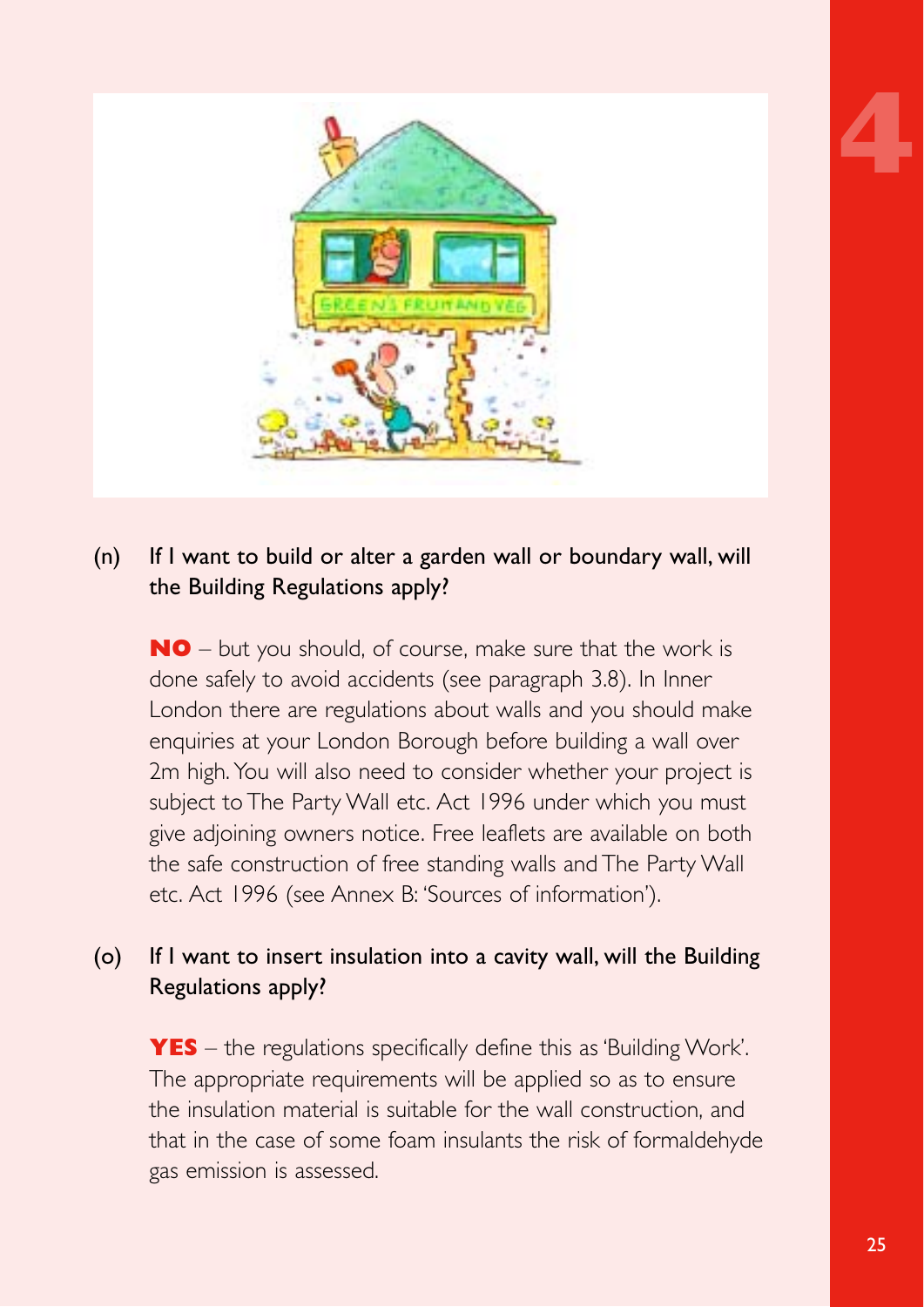(n) **If I want to build or alter a garden wall or boundary wall, will the Building Regulations apply?**

**NO** – but you should, of course, make sure that the work is done safely to avoid accidents (see paragraph 3.8). In Inner London there are regulations about walls and you should make enquiries at your London Borough before building a wall over 2m high. You will also need to consider whether your project is subject to The Party Wall etc. Act 1996 under which you must give adjoining owners notice. Free leaflets are available on both the safe construction of free standing walls and The Party Wall etc. Act 1996 (see Annex B: 'Sources of information').

(o) **If I want to insert insulation into a cavity wall, will the Building Regulations apply?**

**YES** – the regulations specifically define this as 'Building Work'. The appropriate requirements will be applied so as to ensure the insulation material is suitable for the wall construction, and that in the case of some foam insulants the risk of formaldehyde gas emission is assessed.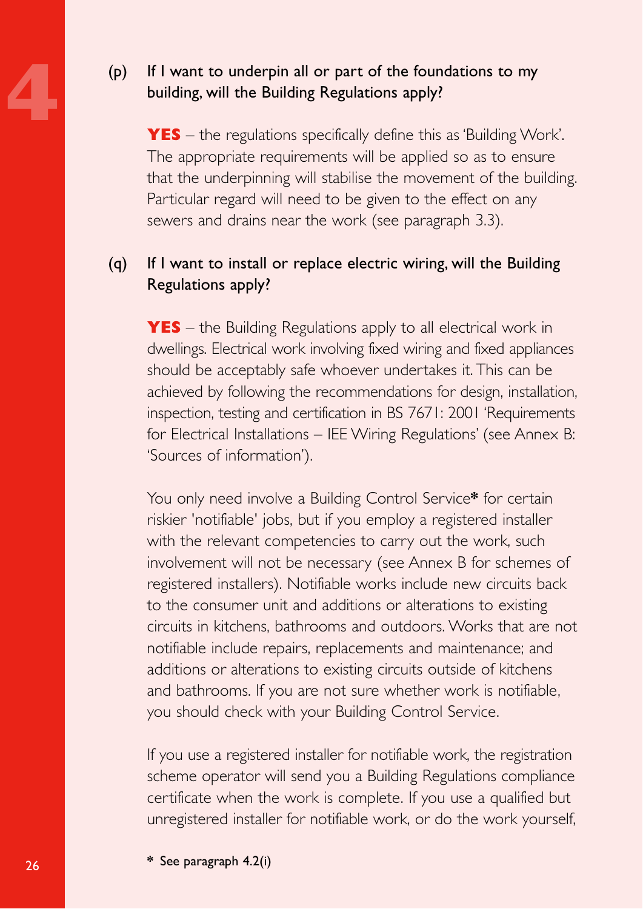(p) **If I want to underpin all or part of the foundations to my building, will the Building Regulations apply?**

**YES** – the regulations specifically define this as 'Building Work'. The appropriate requirements will be applied so as to ensure that the underpinning will stabilise the movement of the building. Particular regard will need to be given to the effect on any sewers and drains near the work (see paragraph 3.3).

(q) **If I want to install or replace electric wiring, will the Building Regulations apply?**

**YES** – the Building Regulations apply to all electrical work in dwellings. Electrical work involving fixed wiring and fixed appliances should be acceptably safe whoever undertakes it. This can be achieved by following the recommendations for design, installation, inspection, testing and certification in BS 7671: 2001 'Requirements for Electrical Installations – IEE Wiring Regulations' (see Annex B: 'Sources of information').

You only need involve a Building Control Service* for certain riskier 'notifiable' jobs, but if you employ a registered installer with the relevant competencies to carry out the work, such involvement will not be necessary (see Annex B for schemes of registered installers). Notifiable works include new circuits back to the consumer unit and additions or alterations to existing circuits in kitchens, bathrooms and outdoors. Works that are not notifiable include repairs, replacements and maintenance; and additions or alterations to existing circuits outside of kitchens and bathrooms. If you are not sure whether work is notifiable, you should check with your Building Control Service.

If you use a registered installer for notifiable work, the registration scheme operator will send you a Building Regulations compliance certificate when the work is complete. If you use a qualified but unregistered installer for notifiable work, or do the work yourself,

\* See paragraph 4.2(i)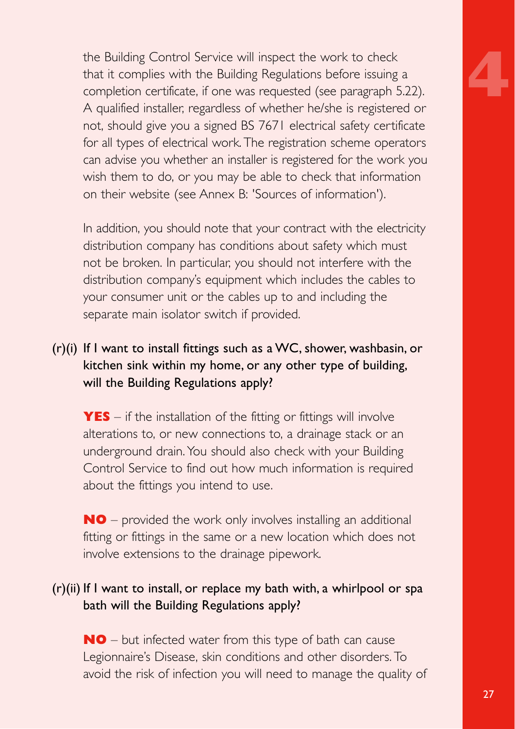the Building Control Service will inspect the work to check that it complies with the Building Regulations before issuing a completion certificate, if one was requested (see paragraph 5.22). A qualified installer, regardless of whether he/she is registered or not, should give you a signed BS 7671 electrical safety certificate for all types of electrical work. The registration scheme operators can advise you whether an installer is registered for the work you wish them to do, or you may be able to check that information on their website (see Annex B: 'Sources of information').

In addition, you should note that your contract with the electricity distribution company has conditions about safety which must not be broken. In particular, you should not interfere with the distribution company's equipment which includes the cables to your consumer unit or the cables up to and including the separate main isolator switch if provided.

### (r)(i) If I want to install fittings such as a WC, shower, washbasin, or kitchen sink within my home, or any other type of building, will the Building Regulations apply?

**YES** – if the installation of the fitting or fittings will involve alterations to, or new connections to, a drainage stack or an underground drain. You should also check with your Building Control Service to find out how much information is required about the fittings you intend to use.

**NO** – provided the work only involves installing an additional fitting or fittings in the same or a new location which does not involve extensions to the drainage pipework.

### (r)(ii) If I want to install, or replace my bath with, a whirlpool or spa bath will the Building Regulations apply?

**NO** – but infected water from this type of bath can cause Legionnaire's Disease, skin conditions and other disorders. To avoid the risk of infection you will need to manage the quality of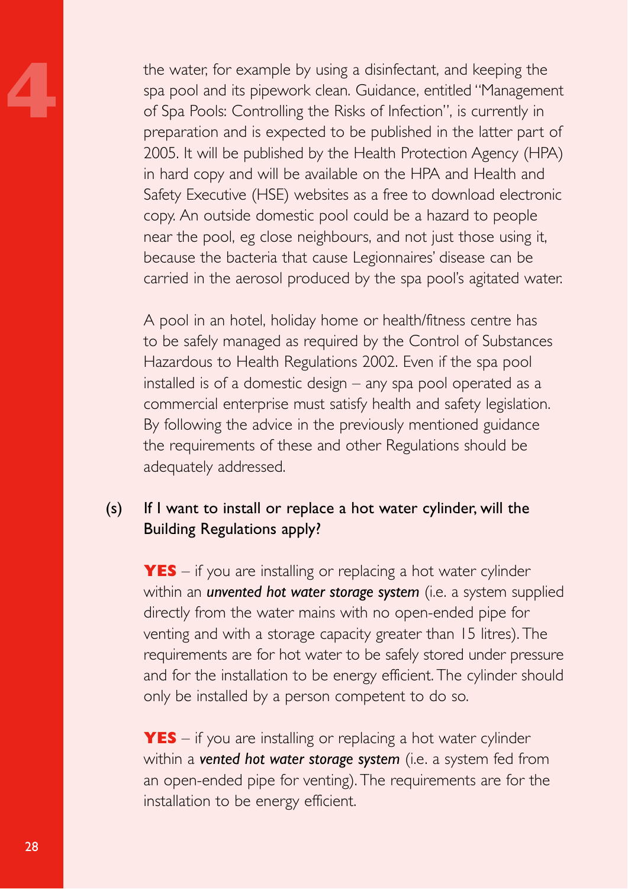the water, for example by using a disinfectant, and keeping the spa pool and its pipework clean. Guidance, entitled "Management of Spa Pools: Controlling the Risks of Infection", is currently in preparation and is expected to be published in the latter part of 2005. It will be published by the Health Protection Agency (HPA) in hard copy and will be available on the HPA and Health and Safety Executive (HSE) websites as a free to download electronic copy. An outside domestic pool could be a hazard to people near the pool, eg close neighbours, and not just those using it, because the bacteria that cause Legionnaires' disease can be carried in the aerosol produced by the spa pool's agitated water.

A pool in an hotel, holiday home or health/fitness centre has to be safely managed as required by the Control of Substances Hazardous to Health Regulations 2002. Even if the spa pool installed is of a domestic design – any spa pool operated as a commercial enterprise must satisfy health and safety legislation. By following the advice in the previously mentioned guidance the requirements of these and other Regulations should be adequately addressed.

(s) If I want to install or replace a hot water cylinder, will the Building Regulations apply?

**YES** – if you are installing or replacing a hot water cylinder within an ***unvented hot water storage system*** (i.e. a system supplied directly from the water mains with no open-ended pipe for venting and with a storage capacity greater than 15 litres). The requirements are for hot water to be safely stored under pressure and for the installation to be energy efficient. The cylinder should only be installed by a person competent to do so.

**YES** – if you are installing or replacing a hot water cylinder within a ***vented hot water storage system*** (i.e. a system fed from an open-ended pipe for venting). The requirements are for the installation to be energy efficient.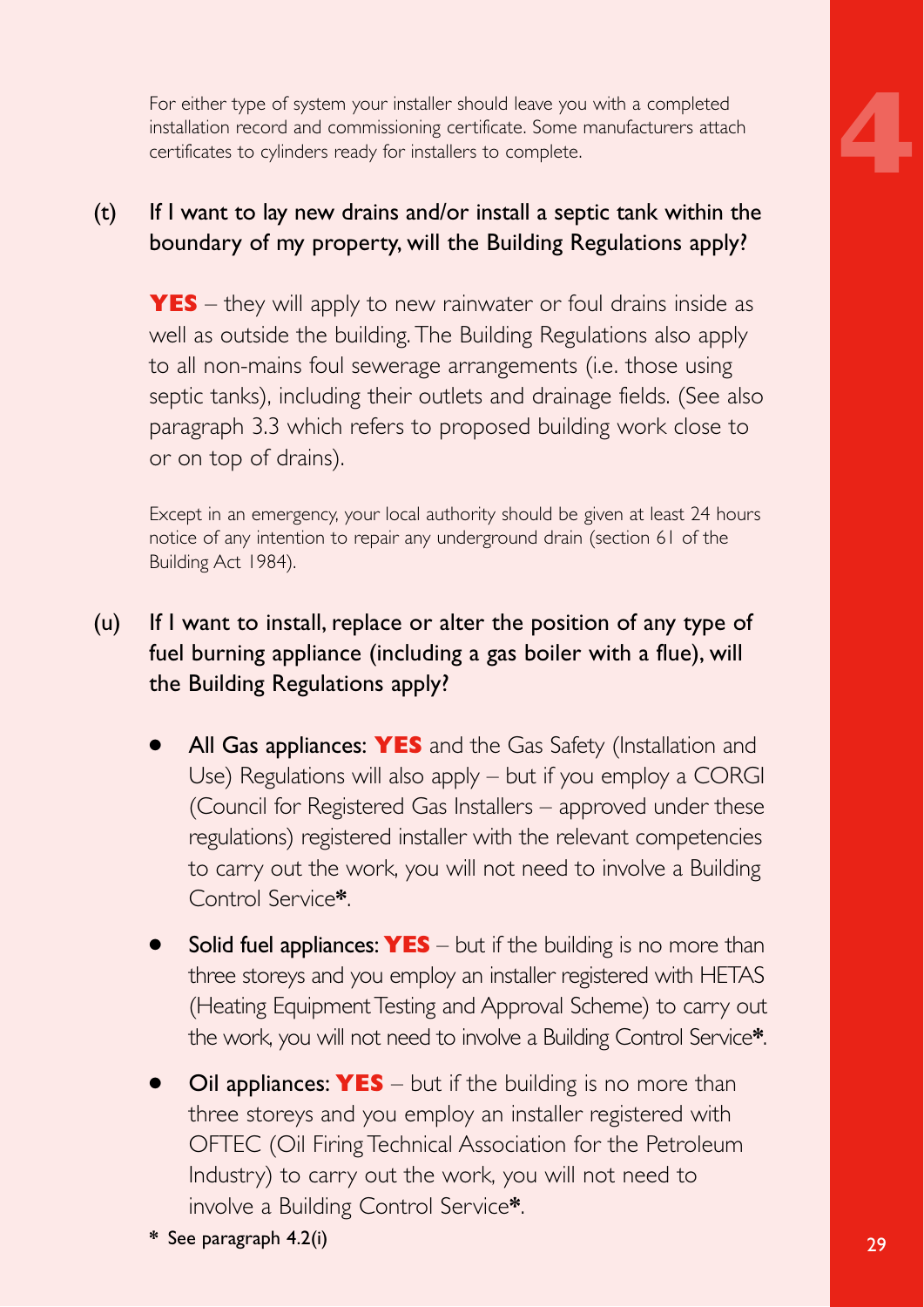For either type of system your installer should leave you with a completed installation record and commissioning certificate. Some manufacturers attach certificates to cylinders ready for installers to complete.

(t) **If I want to lay new drains and/or install a septic tank within the boundary of my property, will the Building Regulations apply?**

**YES** – they will apply to new rainwater or foul drains inside as well as outside the building. The Building Regulations also apply to all non-mains foul sewerage arrangements (i.e. those using septic tanks), including their outlets and drainage fields. (See also paragraph 3.3 which refers to proposed building work close to or on top of drains).

Except in an emergency, your local authority should be given at least 24 hours notice of any intention to repair any underground drain (section 61 of the Building Act 1984).

(u) **If I want to install, replace or alter the position of any type of fuel burning appliance (including a gas boiler with a flue), will the Building Regulations apply?**

- All Gas appliances: **YES** and the Gas Safety (Installation and Use) Regulations will also apply – but if you employ a CORGI (Council for Registered Gas Installers – approved under these regulations) registered installer with the relevant competencies to carry out the work, you will not need to involve a Building Control Service**\***.
- Solid fuel appliances: **YES** – but if the building is no more than three storeys and you employ an installer registered with HETAS (Heating Equipment Testing and Approval Scheme) to carry out the work, you will not need to involve a Building Control Service**\***.
- Oil appliances: **YES** – but if the building is no more than three storeys and you employ an installer registered with OFTEC (Oil Firing Technical Association for the Petroleum Industry) to carry out the work, you will not need to involve a Building Control Service**\***.

\* See paragraph 4.2(i)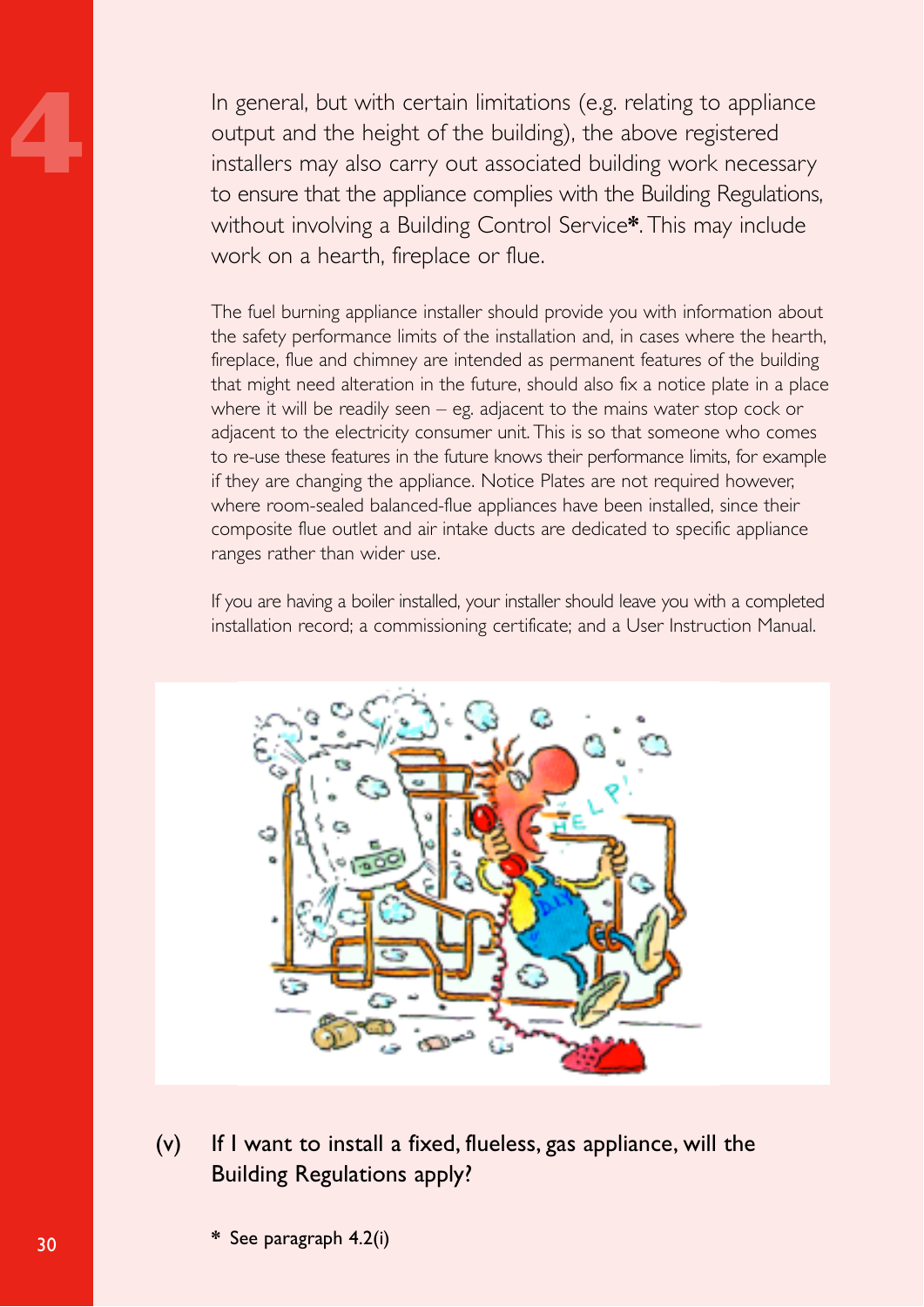In general, but with certain limitations (e.g. relating to appliance output and the height of the building), the above registered installers may also carry out associated building work necessary to ensure that the appliance complies with the Building Regulations, without involving a Building Control Service*. This may include work on a hearth, fireplace or flue.

The fuel burning appliance installer should provide you with information about the safety performance limits of the installation and, in cases where the hearth, fireplace, flue and chimney are intended as permanent features of the building that might need alteration in the future, should also fix a notice plate in a place where it will be readily seen – eg. adjacent to the mains water stop cock or adjacent to the electricity consumer unit. This is so that someone who comes to re-use these features in the future knows their performance limits, for example if they are changing the appliance. Notice Plates are not required however, where room-sealed balanced-flue appliances have been installed, since their composite flue outlet and air intake ducts are dedicated to specific appliance ranges rather than wider use.

If you are having a boiler installed, your installer should leave you with a completed installation record; a commissioning certificate; and a User Instruction Manual.

**(v) If I want to install a fixed, flueless, gas appliance, will the Building Regulations apply?**

\* See paragraph 4.2(i)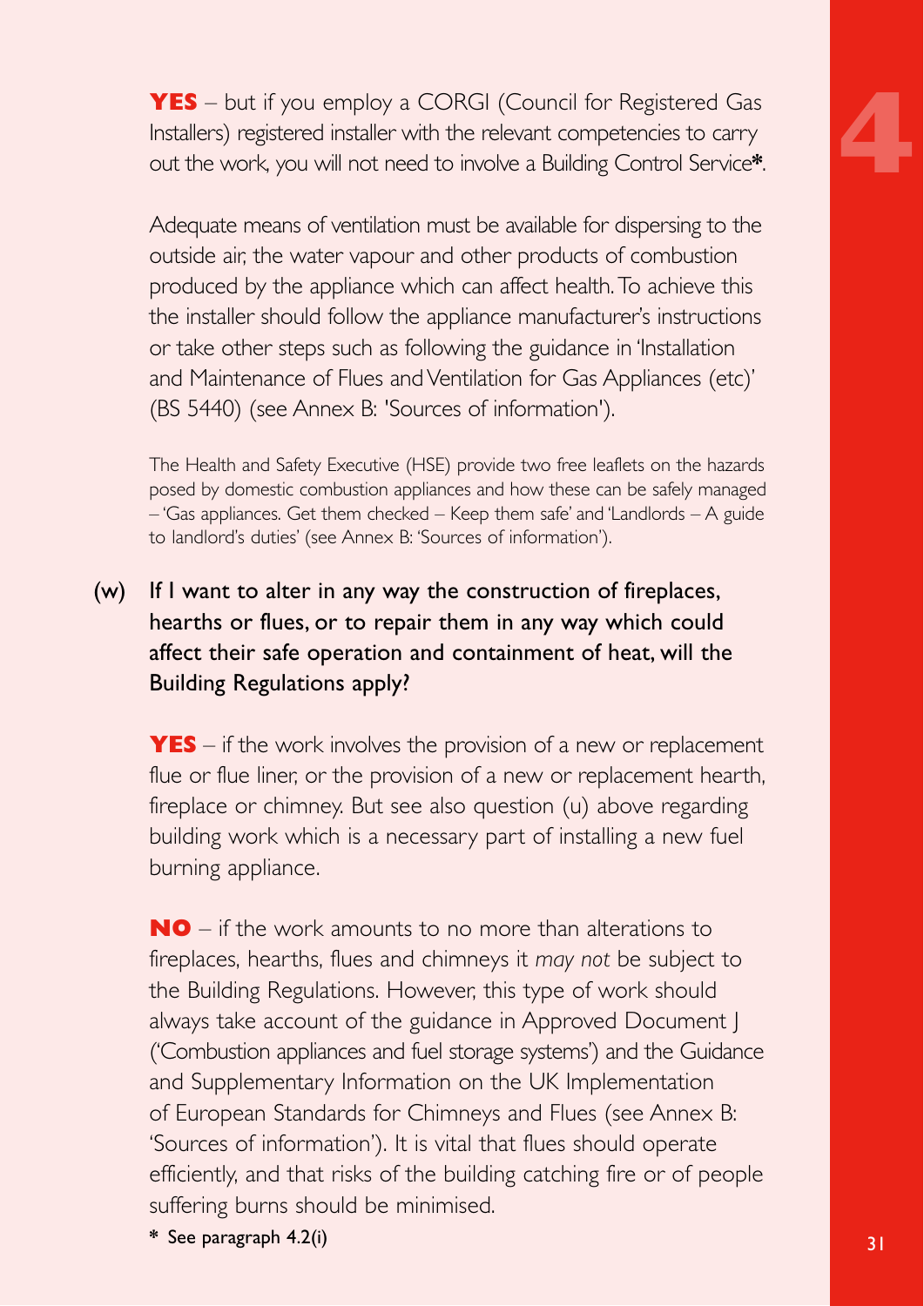**YES** – but if you employ a CORGI (Council for Registered Gas Installers) registered installer with the relevant competencies to carry out the work, you will not need to involve a Building Control Service*.

Adequate means of ventilation must be available for dispersing to the outside air, the water vapour and other products of combustion produced by the appliance which can affect health. To achieve this the installer should follow the appliance manufacturer's instructions or take other steps such as following the guidance in 'Installation and Maintenance of Flues and Ventilation for Gas Appliances (etc)' (BS 5440) (see Annex B: 'Sources of information').

The Health and Safety Executive (HSE) provide two free leaflets on the hazards posed by domestic combustion appliances and how these can be safely managed – 'Gas appliances. Get them checked – Keep them safe' and 'Landlords – A guide to landlord's duties' (see Annex B: 'Sources of information').

**(w) If I want to alter in any way the construction of fireplaces, hearths or flues, or to repair them in any way which could affect their safe operation and containment of heat, will the Building Regulations apply?**

**YES** – if the work involves the provision of a new or replacement flue or flue liner, or the provision of a new or replacement hearth, fireplace or chimney. But see also question (u) above regarding building work which is a necessary part of installing a new fuel burning appliance.

**NO** – if the work amounts to no more than alterations to fireplaces, hearths, flues and chimneys it *may not* be subject to the Building Regulations. However, this type of work should always take account of the guidance in Approved Document J ('Combustion appliances and fuel storage systems') and the Guidance and Supplementary Information on the UK Implementation of European Standards for Chimneys and Flues (see Annex B: 'Sources of information'). It is vital that flues should operate efficiently, and that risks of the building catching fire or of people suffering burns should be minimised.

* See paragraph 4.2(i)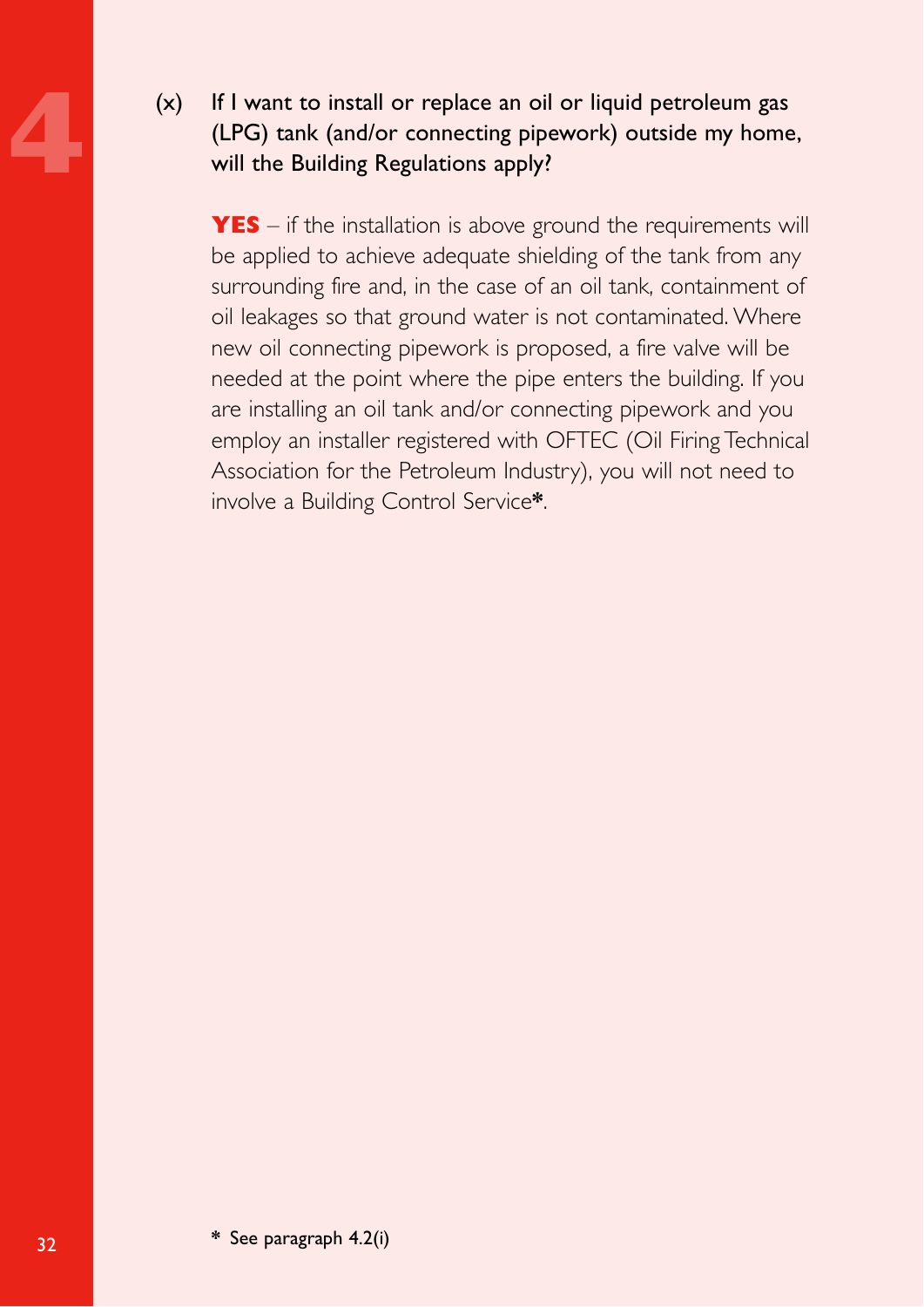(x) **If I want to install or replace an oil or liquid petroleum gas (LPG) tank (and/or connecting pipework) outside my home, will the Building Regulations apply?**

**YES** – if the installation is above ground the requirements will be applied to achieve adequate shielding of the tank from any surrounding fire and, in the case of an oil tank, containment of oil leakages so that ground water is not contaminated. Where new oil connecting pipework is proposed, a fire valve will be needed at the point where the pipe enters the building. If you are installing an oil tank and/or connecting pipework and you employ an installer registered with OFTEC (Oil Firing Technical Association for the Petroleum Industry), you will not need to involve a Building Control Service**\***.

\* See paragraph 4.2(i)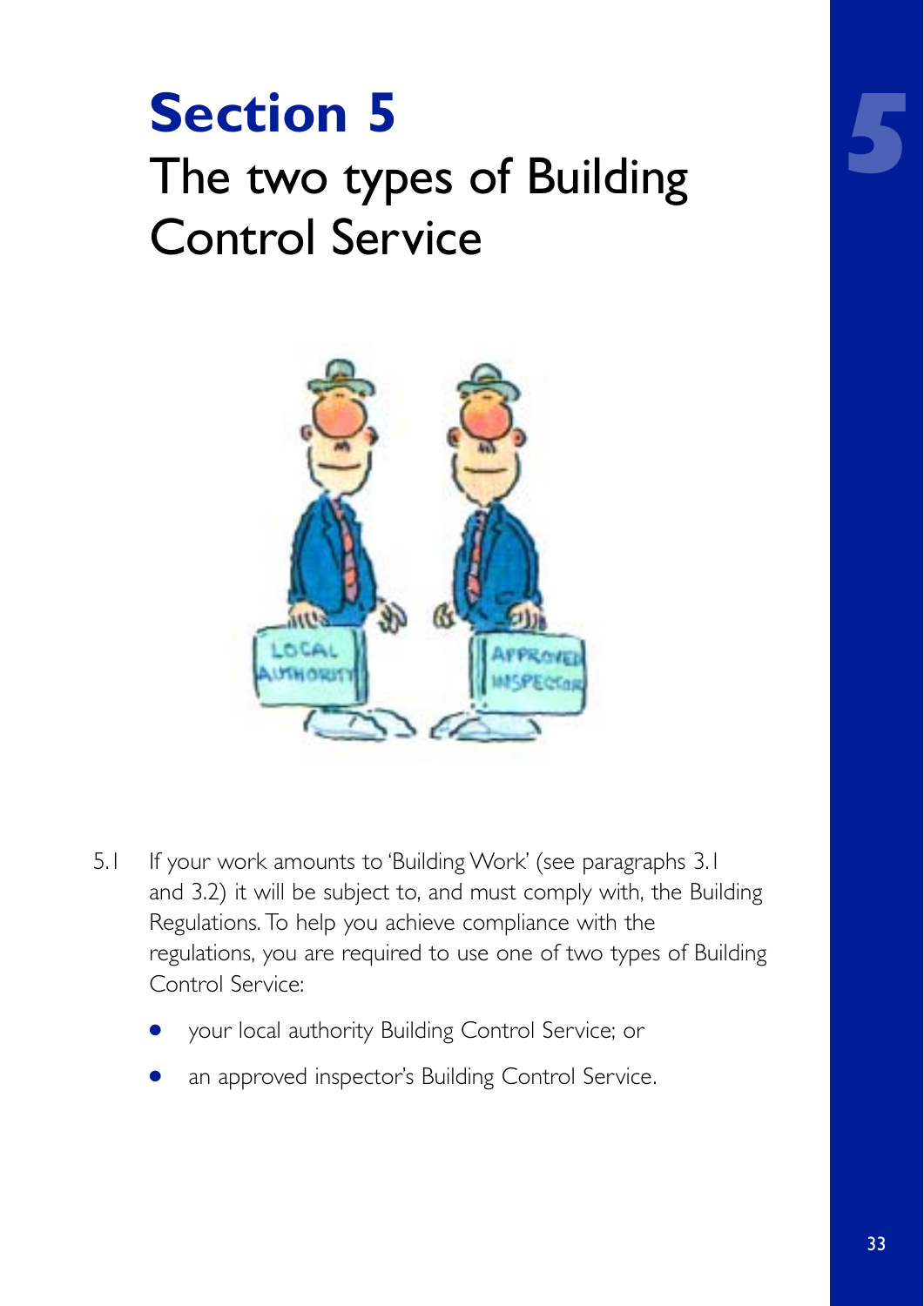# Section 5
## The two types of Building Control Service

5.1 If your work amounts to 'Building Work' (see paragraphs 3.1 and 3.2) it will be subject to, and must comply with, the Building Regulations. To help you achieve compliance with the regulations, you are required to use one of two types of Building Control Service:

- your local authority Building Control Service; or
- an approved inspector's Building Control Service.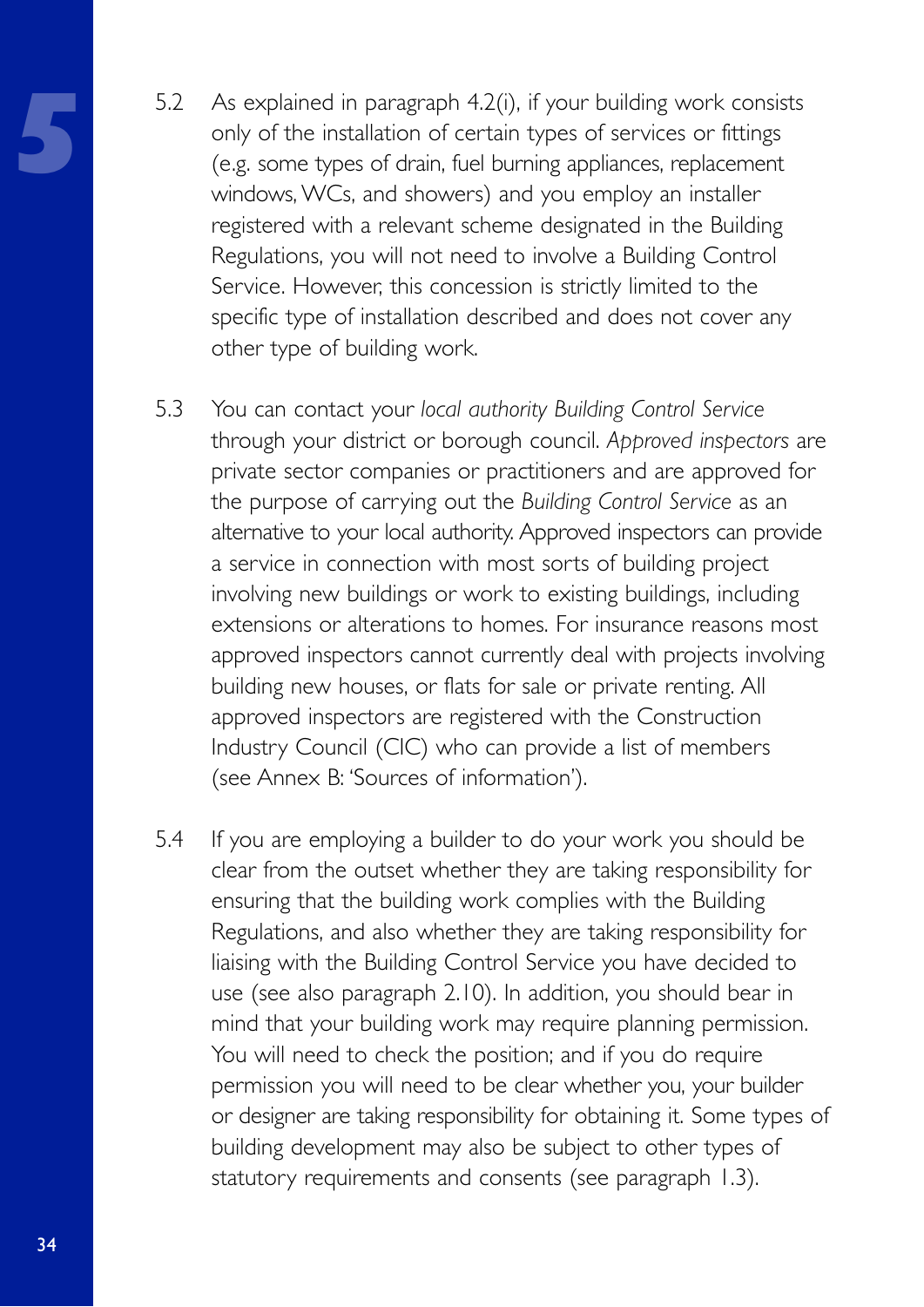5.2 As explained in paragraph 4.2(i), if your building work consists only of the installation of certain types of services or fittings (e.g. some types of drain, fuel burning appliances, replacement windows, WCs, and showers) and you employ an installer registered with a relevant scheme designated in the Building Regulations, you will not need to involve a Building Control Service. However, this concession is strictly limited to the specific type of installation described and does not cover any other type of building work.

5.3 You can contact your *local authority Building Control Service* through your district or borough council. *Approved inspectors* are private sector companies or practitioners and are approved for the purpose of carrying out the *Building Control Service* as an alternative to your local authority. Approved inspectors can provide a service in connection with most sorts of building project involving new buildings or work to existing buildings, including extensions or alterations to homes. For insurance reasons most approved inspectors cannot currently deal with projects involving building new houses, or flats for sale or private renting. All approved inspectors are registered with the Construction Industry Council (CIC) who can provide a list of members (see Annex B: 'Sources of information').

5.4 If you are employing a builder to do your work you should be clear from the outset whether they are taking responsibility for ensuring that the building work complies with the Building Regulations, and also whether they are taking responsibility for liaising with the Building Control Service you have decided to use (see also paragraph 2.10). In addition, you should bear in mind that your building work may require planning permission. You will need to check the position; and if you do require permission you will need to be clear whether you, your builder or designer are taking responsibility for obtaining it. Some types of building development may also be subject to other types of statutory requirements and consents (see paragraph 1.3).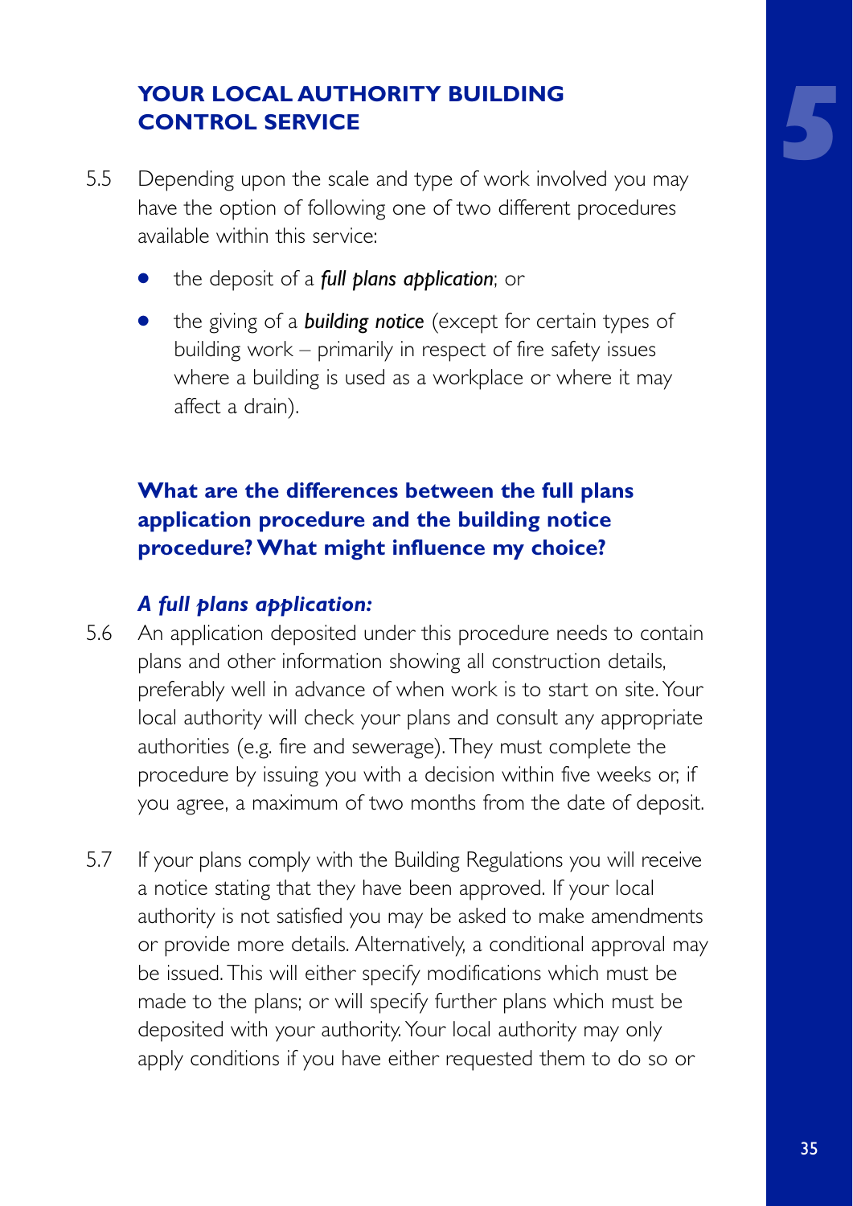## YOUR LOCAL AUTHORITY BUILDING CONTROL SERVICE

5.5 Depending upon the scale and type of work involved you may have the option of following one of two different procedures available within this service:

- the deposit of a ***full plans application***; or
- the giving of a ***building notice*** (except for certain types of building work – primarily in respect of fire safety issues where a building is used as a workplace or where it may affect a drain).

### What are the differences between the full plans application procedure and the building notice procedure? What might influence my choice?

#### *A full plans application:*

5.6 An application deposited under this procedure needs to contain plans and other information showing all construction details, preferably well in advance of when work is to start on site. Your local authority will check your plans and consult any appropriate authorities (e.g. fire and sewerage). They must complete the procedure by issuing you with a decision within five weeks or, if you agree, a maximum of two months from the date of deposit.

5.7 If your plans comply with the Building Regulations you will receive a notice stating that they have been approved. If your local authority is not satisfied you may be asked to make amendments or provide more details. Alternatively, a conditional approval may be issued. This will either specify modifications which must be made to the plans; or will specify further plans which must be deposited with your authority. Your local authority may only apply conditions if you have either requested them to do so or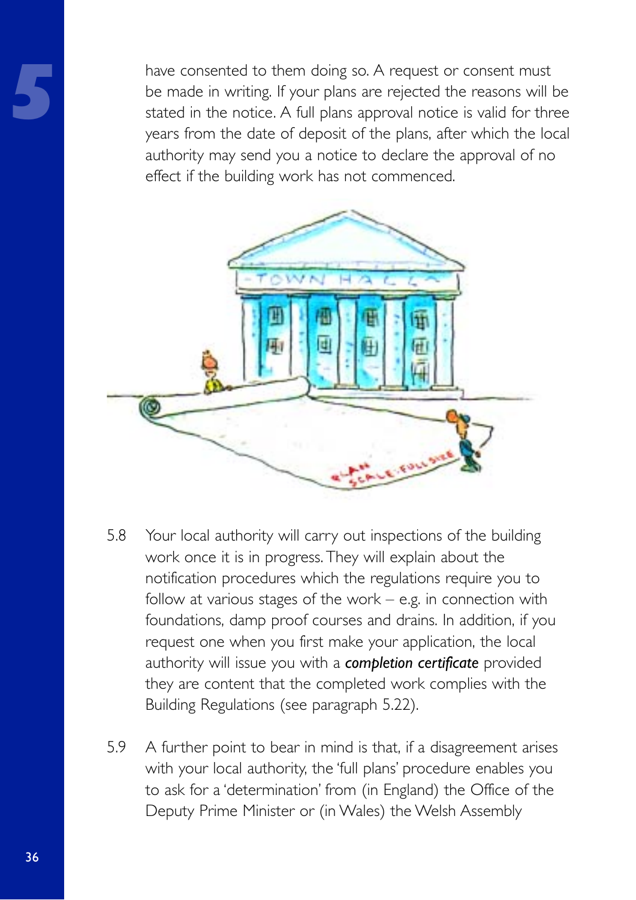have consented to them doing so. A request or consent must be made in writing. If your plans are rejected the reasons will be stated in the notice. A full plans approval notice is valid for three years from the date of deposit of the plans, after which the local authority may send you a notice to declare the approval of no effect if the building work has not commenced.

5.8 Your local authority will carry out inspections of the building work once it is in progress. They will explain about the notification procedures which the regulations require you to follow at various stages of the work – e.g. in connection with foundations, damp proof courses and drains. In addition, if you request one when you first make your application, the local authority will issue you with a ***completion certificate*** provided they are content that the completed work complies with the Building Regulations (see paragraph 5.22).

5.9 A further point to bear in mind is that, if a disagreement arises with your local authority, the 'full plans' procedure enables you to ask for a 'determination' from (in England) the Office of the Deputy Prime Minister or (in Wales) the Welsh Assembly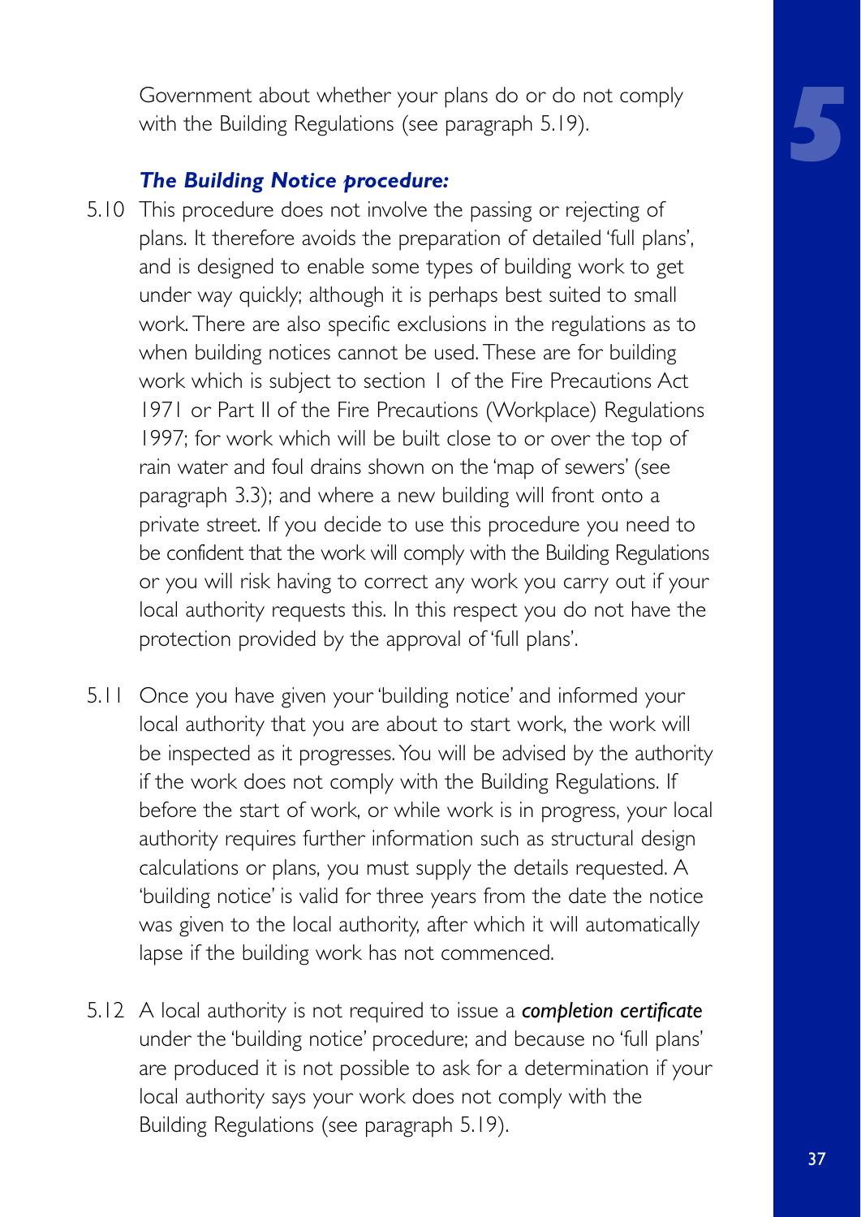Government about whether your plans do or do not comply with the Building Regulations (see paragraph 5.19).

### *The Building Notice procedure:*

5.10 This procedure does not involve the passing or rejecting of plans. It therefore avoids the preparation of detailed 'full plans', and is designed to enable some types of building work to get under way quickly; although it is perhaps best suited to small work. There are also specific exclusions in the regulations as to when building notices cannot be used. These are for building work which is subject to section 1 of the Fire Precautions Act 1971 or Part II of the Fire Precautions (Workplace) Regulations 1997; for work which will be built close to or over the top of rain water and foul drains shown on the 'map of sewers' (see paragraph 3.3); and where a new building will front onto a private street. If you decide to use this procedure you need to be confident that the work will comply with the Building Regulations or you will risk having to correct any work you carry out if your local authority requests this. In this respect you do not have the protection provided by the approval of 'full plans'.

5.11 Once you have given your 'building notice' and informed your local authority that you are about to start work, the work will be inspected as it progresses. You will be advised by the authority if the work does not comply with the Building Regulations. If before the start of work, or while work is in progress, your local authority requires further information such as structural design calculations or plans, you must supply the details requested. A 'building notice' is valid for three years from the date the notice was given to the local authority, after which it will automatically lapse if the building work has not commenced.

5.12 A local authority is not required to issue a ***completion certificate*** under the 'building notice' procedure; and because no 'full plans' are produced it is not possible to ask for a determination if your local authority says your work does not comply with the Building Regulations (see paragraph 5.19).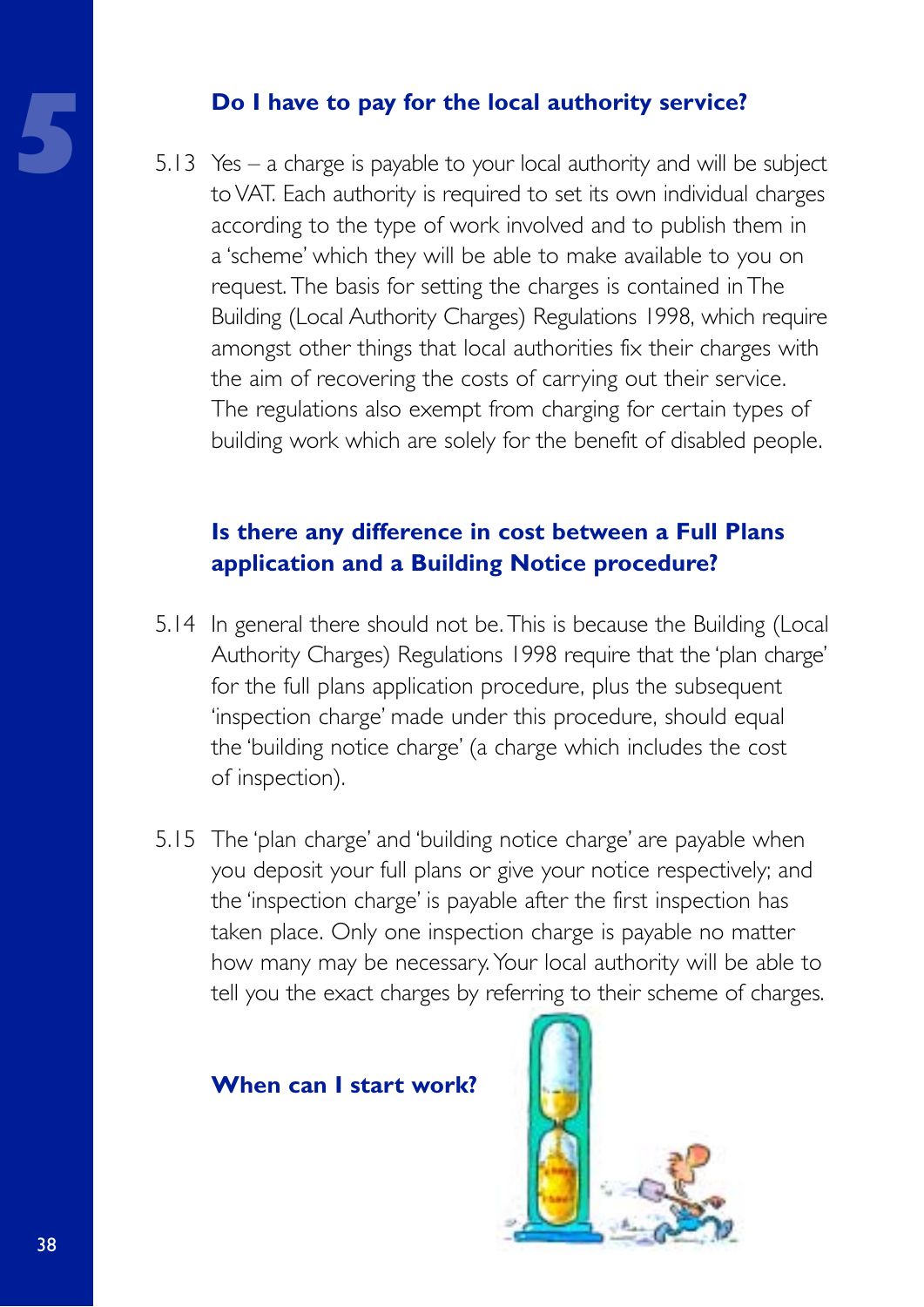### Do I have to pay for the local authority service?

5.13 Yes – a charge is payable to your local authority and will be subject to VAT. Each authority is required to set its own individual charges according to the type of work involved and to publish them in a 'scheme' which they will be able to make available to you on request. The basis for setting the charges is contained in The Building (Local Authority Charges) Regulations 1998, which require amongst other things that local authorities fix their charges with the aim of recovering the costs of carrying out their service. The regulations also exempt from charging for certain types of building work which are solely for the benefit of disabled people.

### Is there any difference in cost between a Full Plans application and a Building Notice procedure?

5.14 In general there should not be. This is because the Building (Local Authority Charges) Regulations 1998 require that the 'plan charge' for the full plans application procedure, plus the subsequent 'inspection charge' made under this procedure, should equal the 'building notice charge' (a charge which includes the cost of inspection).

5.15 The 'plan charge' and 'building notice charge' are payable when you deposit your full plans or give your notice respectively; and the 'inspection charge' is payable after the first inspection has taken place. Only one inspection charge is payable no matter how many may be necessary. Your local authority will be able to tell you the exact charges by referring to their scheme of charges.

### When can I start work?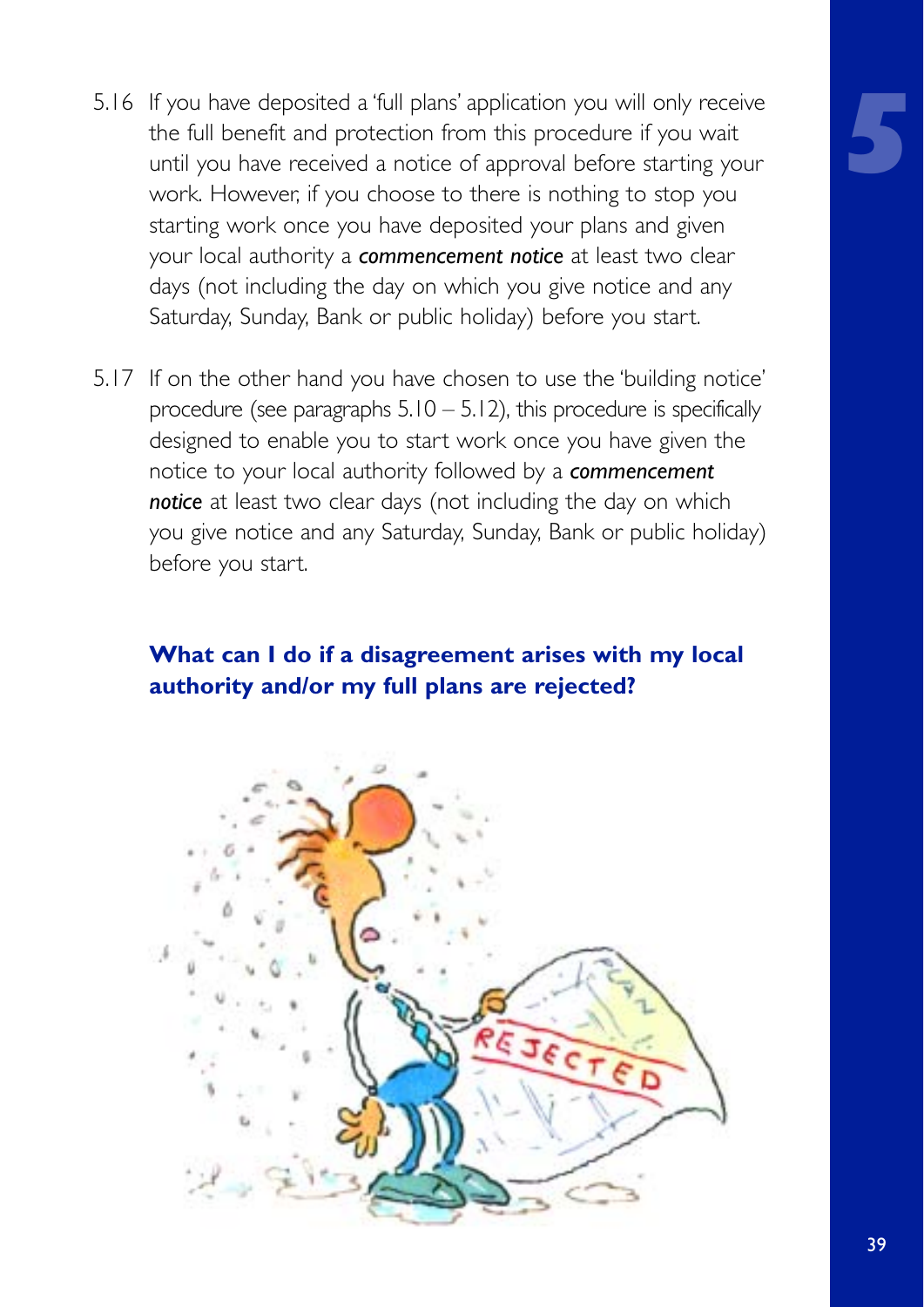5.16 If you have deposited a 'full plans' application you will only receive the full benefit and protection from this procedure if you wait until you have received a notice of approval before starting your work. However, if you choose to there is nothing to stop you starting work once you have deposited your plans and given your local authority a ***commencement notice*** at least two clear days (not including the day on which you give notice and any Saturday, Sunday, Bank or public holiday) before you start.

5.17 If on the other hand you have chosen to use the 'building notice' procedure (see paragraphs 5.10 – 5.12), this procedure is specifically designed to enable you to start work once you have given the notice to your local authority followed by a ***commencement notice*** at least two clear days (not including the day on which you give notice and any Saturday, Sunday, Bank or public holiday) before you start.

### What can I do if a disagreement arises with my local authority and/or my full plans are rejected?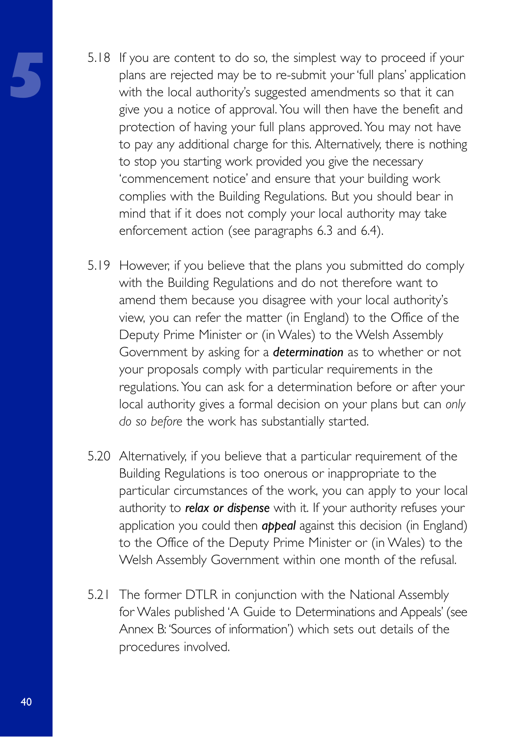5.18 If you are content to do so, the simplest way to proceed if your plans are rejected may be to re-submit your 'full plans' application with the local authority's suggested amendments so that it can give you a notice of approval. You will then have the benefit and protection of having your full plans approved. You may not have to pay any additional charge for this. Alternatively, there is nothing to stop you starting work provided you give the necessary 'commencement notice' and ensure that your building work complies with the Building Regulations. But you should bear in mind that if it does not comply your local authority may take enforcement action (see paragraphs 6.3 and 6.4).

5.19 However, if you believe that the plans you submitted do comply with the Building Regulations and do not therefore want to amend them because you disagree with your local authority's view, you can refer the matter (in England) to the Office of the Deputy Prime Minister or (in Wales) to the Welsh Assembly Government by asking for a ***determination*** as to whether or not your proposals comply with particular requirements in the regulations. You can ask for a determination before or after your local authority gives a formal decision on your plans but can *only do so before* the work has substantially started.

5.20 Alternatively, if you believe that a particular requirement of the Building Regulations is too onerous or inappropriate to the particular circumstances of the work, you can apply to your local authority to ***relax or dispense*** with it. If your authority refuses your application you could then ***appeal*** against this decision (in England) to the Office of the Deputy Prime Minister or (in Wales) to the Welsh Assembly Government within one month of the refusal.

5.21 The former DTLR in conjunction with the National Assembly for Wales published 'A Guide to Determinations and Appeals' (see Annex B: 'Sources of information') which sets out details of the procedures involved.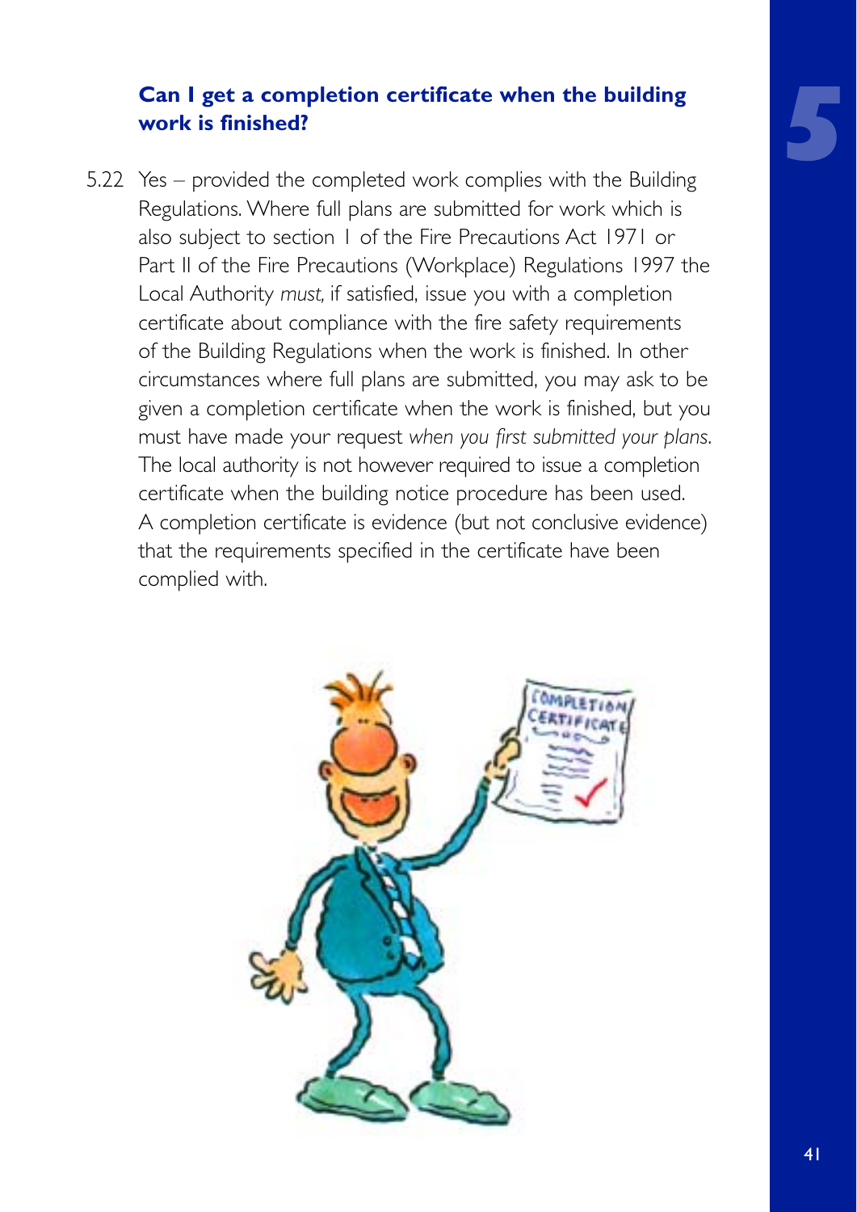### Can I get a completion certificate when the building work is finished?

5.22 Yes – provided the completed work complies with the Building Regulations. Where full plans are submitted for work which is also subject to section 1 of the Fire Precautions Act 1971 or Part II of the Fire Precautions (Workplace) Regulations 1997 the Local Authority *must,* if satisfied, issue you with a completion certificate about compliance with the fire safety requirements of the Building Regulations when the work is finished. In other circumstances where full plans are submitted, you may ask to be given a completion certificate when the work is finished, but you must have made your request *when you first submitted your plans*. The local authority is not however required to issue a completion certificate when the building notice procedure has been used. A completion certificate is evidence (but not conclusive evidence) that the requirements specified in the certificate have been complied with.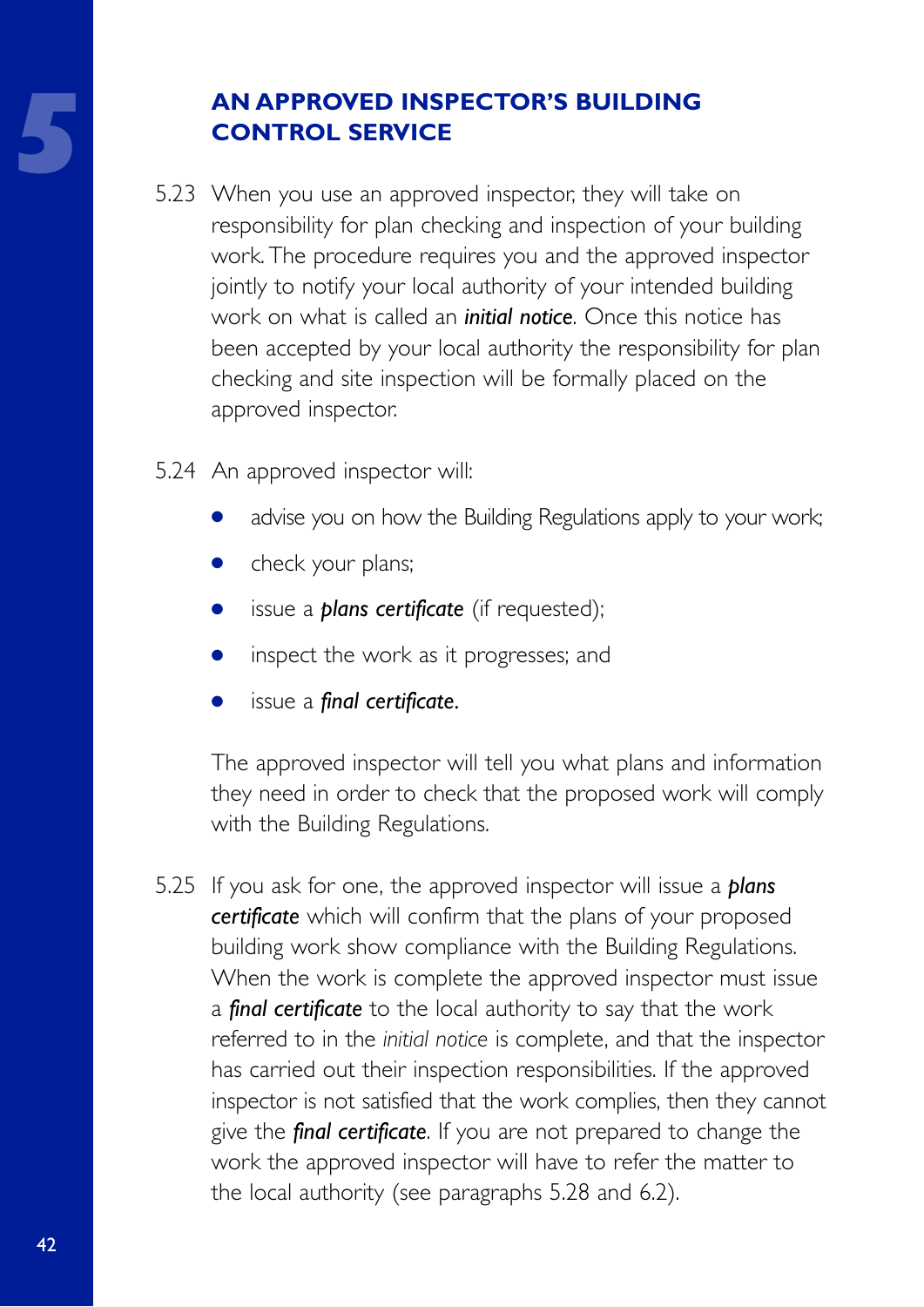## AN APPROVED INSPECTOR'S BUILDING CONTROL SERVICE

5.23 When you use an approved inspector, they will take on responsibility for plan checking and inspection of your building work. The procedure requires you and the approved inspector jointly to notify your local authority of your intended building work on what is called an ***initial notice***. Once this notice has been accepted by your local authority the responsibility for plan checking and site inspection will be formally placed on the approved inspector.

5.24 An approved inspector will:

- advise you on how the Building Regulations apply to your work;
- check your plans;
- issue a ***plans certificate*** (if requested);
- inspect the work as it progresses; and
- issue a ***final certificate***.

The approved inspector will tell you what plans and information they need in order to check that the proposed work will comply with the Building Regulations.

5.25 If you ask for one, the approved inspector will issue a ***plans certificate*** which will confirm that the plans of your proposed building work show compliance with the Building Regulations. When the work is complete the approved inspector must issue a ***final certificate*** to the local authority to say that the work referred to in the *initial notice* is complete, and that the inspector has carried out their inspection responsibilities. If the approved inspector is not satisfied that the work complies, then they cannot give the ***final certificate***. If you are not prepared to change the work the approved inspector will have to refer the matter to the local authority (see paragraphs 5.28 and 6.2).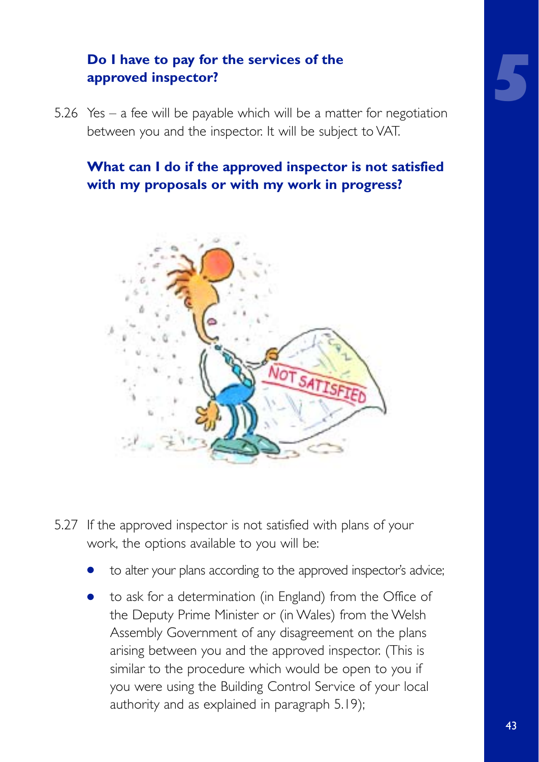### Do I have to pay for the services of the approved inspector?

5.26 Yes – a fee will be payable which will be a matter for negotiation between you and the inspector. It will be subject to VAT.

### What can I do if the approved inspector is not satisfied with my proposals or with my work in progress?

5.27 If the approved inspector is not satisfied with plans of your work, the options available to you will be:

- to alter your plans according to the approved inspector's advice;
- to ask for a determination (in England) from the Office of the Deputy Prime Minister or (in Wales) from the Welsh Assembly Government of any disagreement on the plans arising between you and the approved inspector. (This is similar to the procedure which would be open to you if you were using the Building Control Service of your local authority and as explained in paragraph 5.19);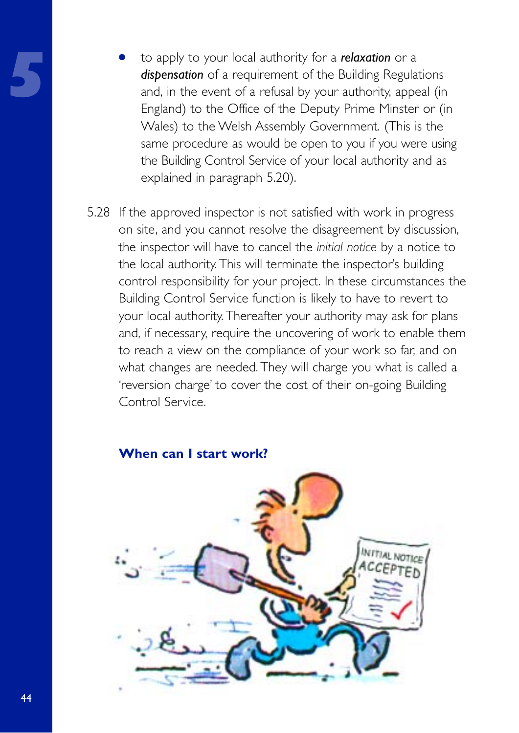- to apply to your local authority for a ***relaxation*** or a ***dispensation*** of a requirement of the Building Regulations and, in the event of a refusal by your authority, appeal (in England) to the Office of the Deputy Prime Minster or (in Wales) to the Welsh Assembly Government. (This is the same procedure as would be open to you if you were using the Building Control Service of your local authority and as explained in paragraph 5.20).

5.28 If the approved inspector is not satisfied with work in progress on site, and you cannot resolve the disagreement by discussion, the inspector will have to cancel the *initial notice* by a notice to the local authority. This will terminate the inspector's building control responsibility for your project. In these circumstances the Building Control Service function is likely to have to revert to your local authority. Thereafter your authority may ask for plans and, if necessary, require the uncovering of work to enable them to reach a view on the compliance of your work so far, and on what changes are needed. They will charge you what is called a 'reversion charge' to cover the cost of their on-going Building Control Service.

### When can I start work?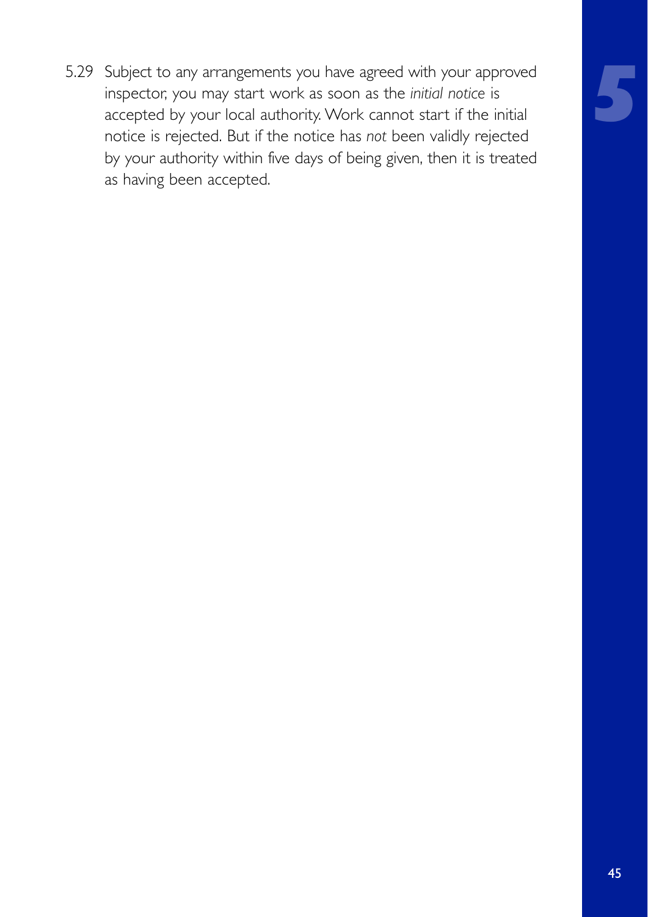5.29 Subject to any arrangements you have agreed with your approved inspector, you may start work as soon as the *initial notice* is accepted by your local authority. Work cannot start if the initial notice is rejected. But if the notice has *not* been validly rejected by your authority within five days of being given, then it is treated as having been accepted.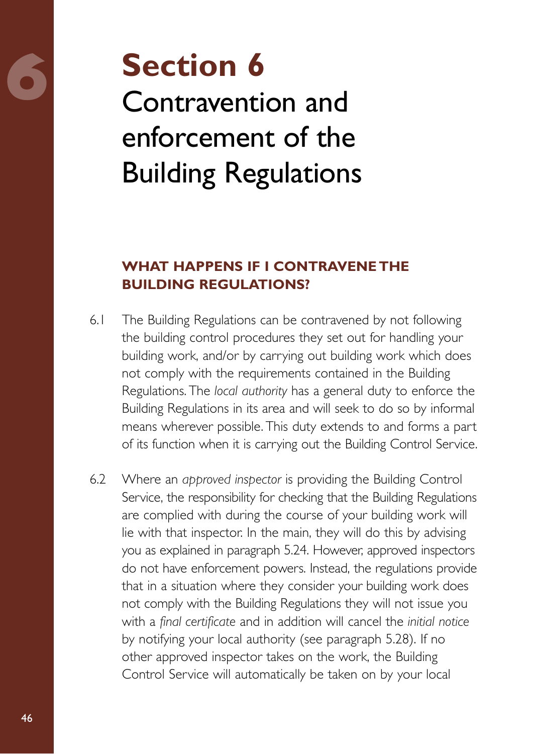# Section 6

# Contravention and enforcement of the Building Regulations

### WHAT HAPPENS IF I CONTRAVENE THE BUILDING REGULATIONS?

6.1 The Building Regulations can be contravened by not following the building control procedures they set out for handling your building work, and/or by carrying out building work which does not comply with the requirements contained in the Building Regulations. The *local authority* has a general duty to enforce the Building Regulations in its area and will seek to do so by informal means wherever possible. This duty extends to and forms a part of its function when it is carrying out the Building Control Service.

6.2 Where an *approved inspector* is providing the Building Control Service, the responsibility for checking that the Building Regulations are complied with during the course of your building work will lie with that inspector. In the main, they will do this by advising you as explained in paragraph 5.24. However, approved inspectors do not have enforcement powers. Instead, the regulations provide that in a situation where they consider your building work does not comply with the Building Regulations they will not issue you with a *final certificate* and in addition will cancel the *initial notice* by notifying your local authority (see paragraph 5.28). If no other approved inspector takes on the work, the Building Control Service will automatically be taken on by your local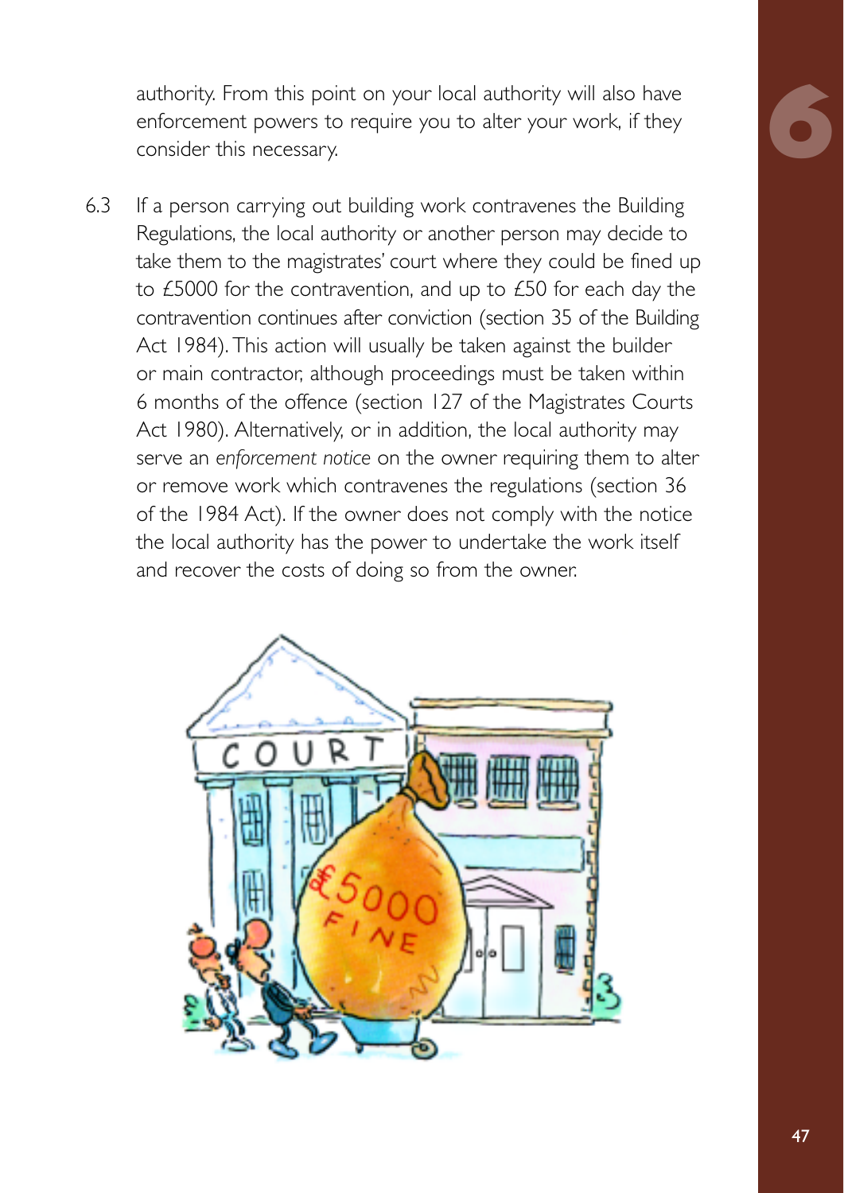authority. From this point on your local authority will also have enforcement powers to require you to alter your work, if they consider this necessary.

6.3 If a person carrying out building work contravenes the Building Regulations, the local authority or another person may decide to take them to the magistrates' court where they could be fined up to £5000 for the contravention, and up to £50 for each day the contravention continues after conviction (section 35 of the Building Act 1984). This action will usually be taken against the builder or main contractor, although proceedings must be taken within 6 months of the offence (section 127 of the Magistrates Courts Act 1980). Alternatively, or in addition, the local authority may serve an *enforcement notice* on the owner requiring them to alter or remove work which contravenes the regulations (section 36 of the 1984 Act). If the owner does not comply with the notice the local authority has the power to undertake the work itself and recover the costs of doing so from the owner.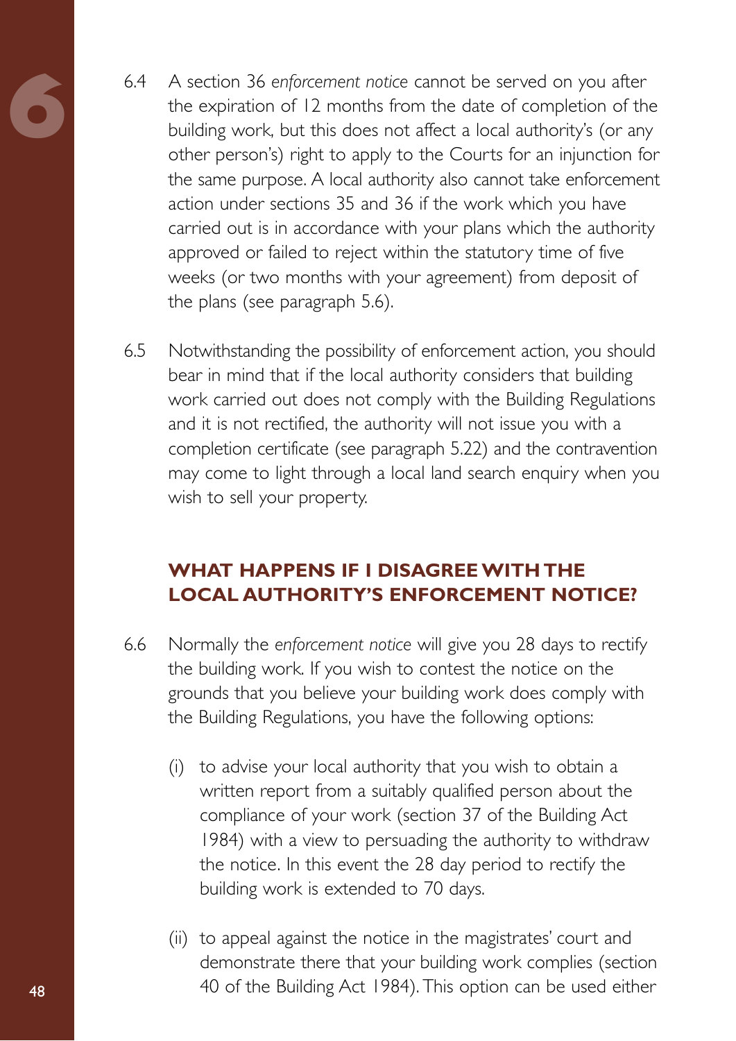6.4 A section 36 *enforcement notice* cannot be served on you after the expiration of 12 months from the date of completion of the building work, but this does not affect a local authority's (or any other person's) right to apply to the Courts for an injunction for the same purpose. A local authority also cannot take enforcement action under sections 35 and 36 if the work which you have carried out is in accordance with your plans which the authority approved or failed to reject within the statutory time of five weeks (or two months with your agreement) from deposit of the plans (see paragraph 5.6).

6.5 Notwithstanding the possibility of enforcement action, you should bear in mind that if the local authority considers that building work carried out does not comply with the Building Regulations and it is not rectified, the authority will not issue you with a completion certificate (see paragraph 5.22) and the contravention may come to light through a local land search enquiry when you wish to sell your property.

## WHAT HAPPENS IF I DISAGREE WITH THE LOCAL AUTHORITY'S ENFORCEMENT NOTICE?

6.6 Normally the *enforcement notice* will give you 28 days to rectify the building work. If you wish to contest the notice on the grounds that you believe your building work does comply with the Building Regulations, you have the following options:

(i) to advise your local authority that you wish to obtain a written report from a suitably qualified person about the compliance of your work (section 37 of the Building Act 1984) with a view to persuading the authority to withdraw the notice. In this event the 28 day period to rectify the building work is extended to 70 days.

(ii) to appeal against the notice in the magistrates' court and demonstrate there that your building work complies (section 40 of the Building Act 1984). This option can be used either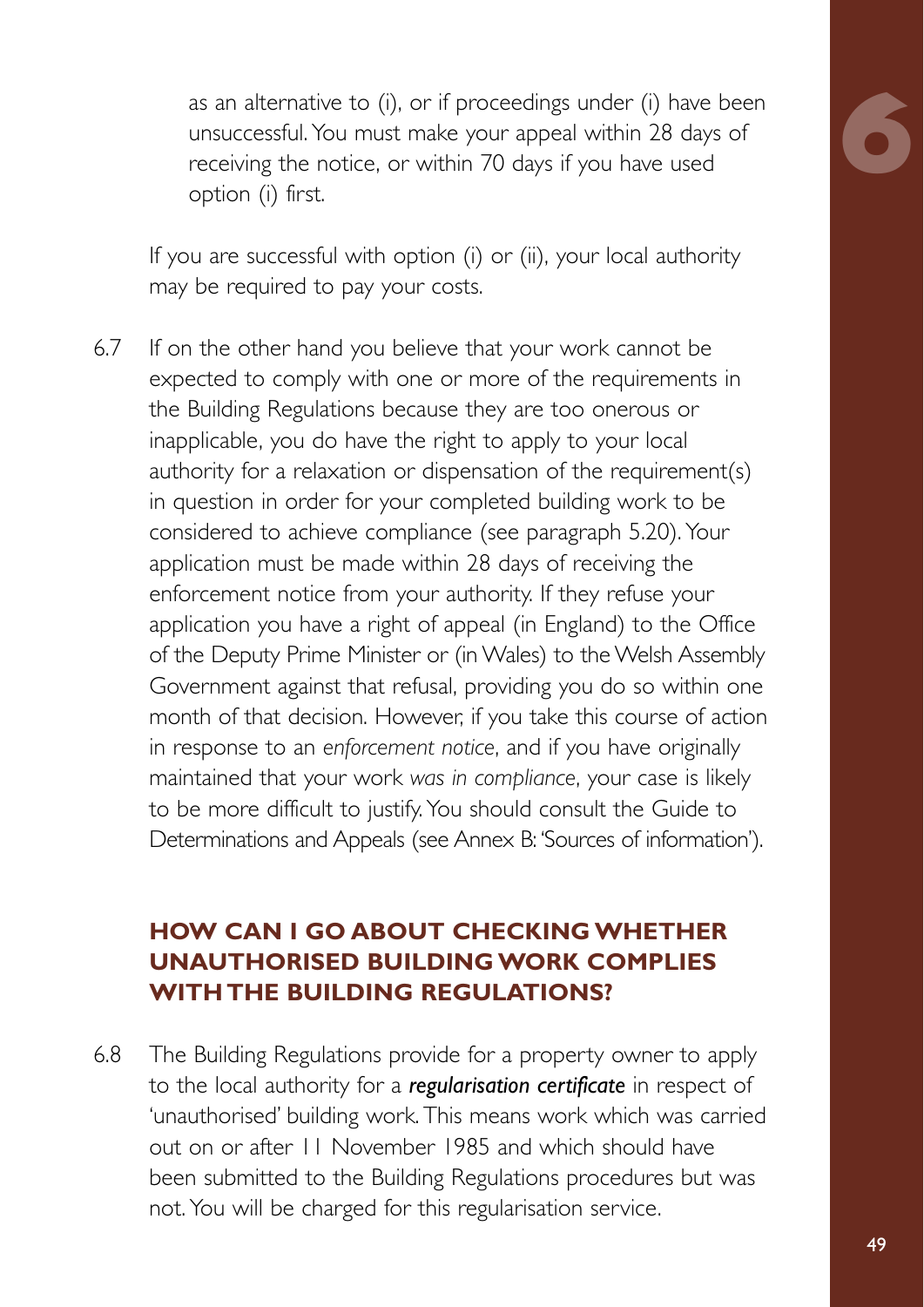as an alternative to (i), or if proceedings under (i) have been unsuccessful. You must make your appeal within 28 days of receiving the notice, or within 70 days if you have used option (i) first.

If you are successful with option (i) or (ii), your local authority may be required to pay your costs.

6.7 If on the other hand you believe that your work cannot be expected to comply with one or more of the requirements in the Building Regulations because they are too onerous or inapplicable, you do have the right to apply to your local authority for a relaxation or dispensation of the requirement(s) in question in order for your completed building work to be considered to achieve compliance (see paragraph 5.20). Your application must be made within 28 days of receiving the enforcement notice from your authority. If they refuse your application you have a right of appeal (in England) to the Office of the Deputy Prime Minister or (in Wales) to the Welsh Assembly Government against that refusal, providing you do so within one month of that decision. However, if you take this course of action in response to an *enforcement notice*, and if you have originally maintained that your work *was in compliance*, your case is likely to be more difficult to justify. You should consult the Guide to Determinations and Appeals (see Annex B: 'Sources of information').

## HOW CAN I GO ABOUT CHECKING WHETHER UNAUTHORISED BUILDING WORK COMPLIES WITH THE BUILDING REGULATIONS?

6.8 The Building Regulations provide for a property owner to apply to the local authority for a ***regularisation certificate*** in respect of 'unauthorised' building work. This means work which was carried out on or after 11 November 1985 and which should have been submitted to the Building Regulations procedures but was not. You will be charged for this regularisation service.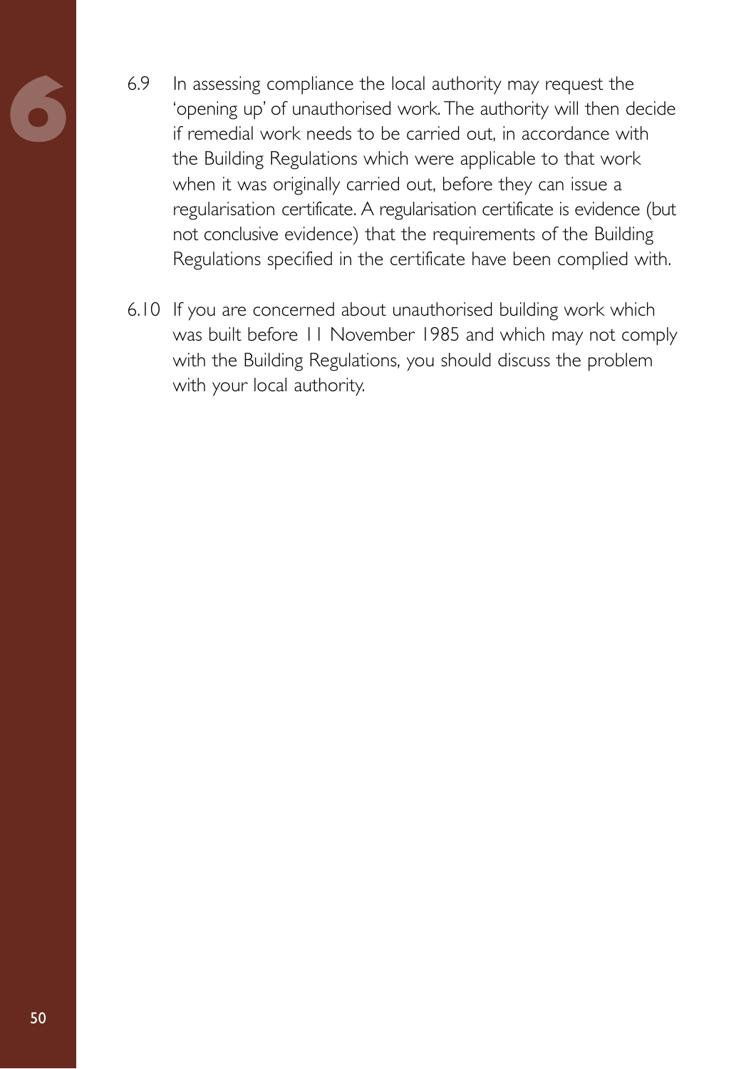6.9 In assessing compliance the local authority may request the 'opening up' of unauthorised work. The authority will then decide if remedial work needs to be carried out, in accordance with the Building Regulations which were applicable to that work when it was originally carried out, before they can issue a regularisation certificate. A regularisation certificate is evidence (but not conclusive evidence) that the requirements of the Building Regulations specified in the certificate have been complied with.

6.10 If you are concerned about unauthorised building work which was built before 11 November 1985 and which may not comply with the Building Regulations, you should discuss the problem with your local authority.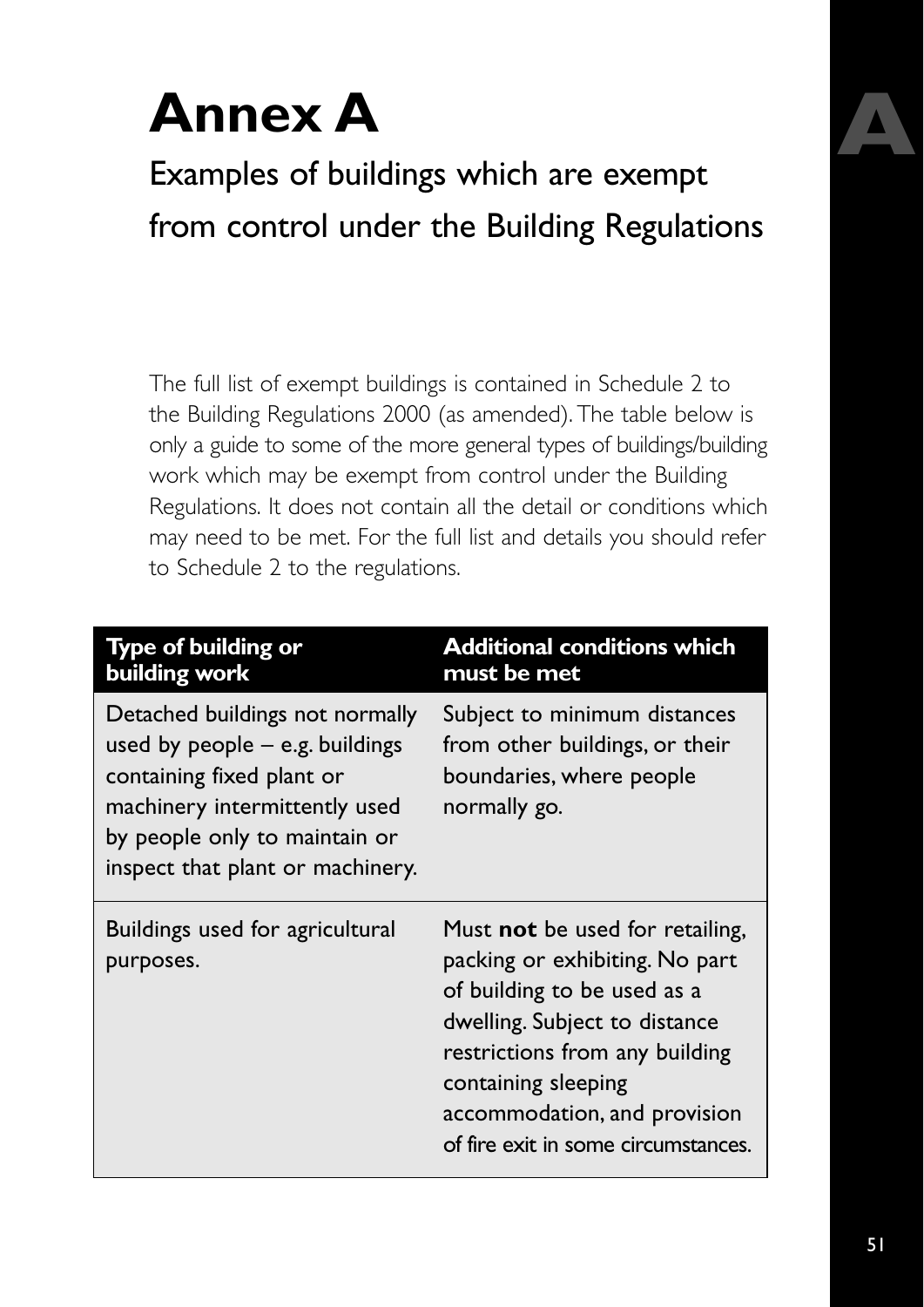# Annex A

## Examples of buildings which are exempt from control under the Building Regulations

The full list of exempt buildings is contained in Schedule 2 to the Building Regulations 2000 (as amended). The table below is only a guide to some of the more general types of buildings/building work which may be exempt from control under the Building Regulations. It does not contain all the detail or conditions which may need to be met. For the full list and details you should refer to Schedule 2 to the regulations.

| Type of building or building work | Additional conditions which must be met |
|---|---|
| Detached buildings not normally used by people – e.g. buildings containing fixed plant or machinery intermittently used by people only to maintain or inspect that plant or machinery. | Subject to minimum distances from other buildings, or their boundaries, where people normally go. |
| Buildings used for agricultural purposes. | Must **not** be used for retailing, packing or exhibiting. No part of building to be used as a dwelling. Subject to distance restrictions from any building containing sleeping accommodation, and provision of fire exit in some circumstances. |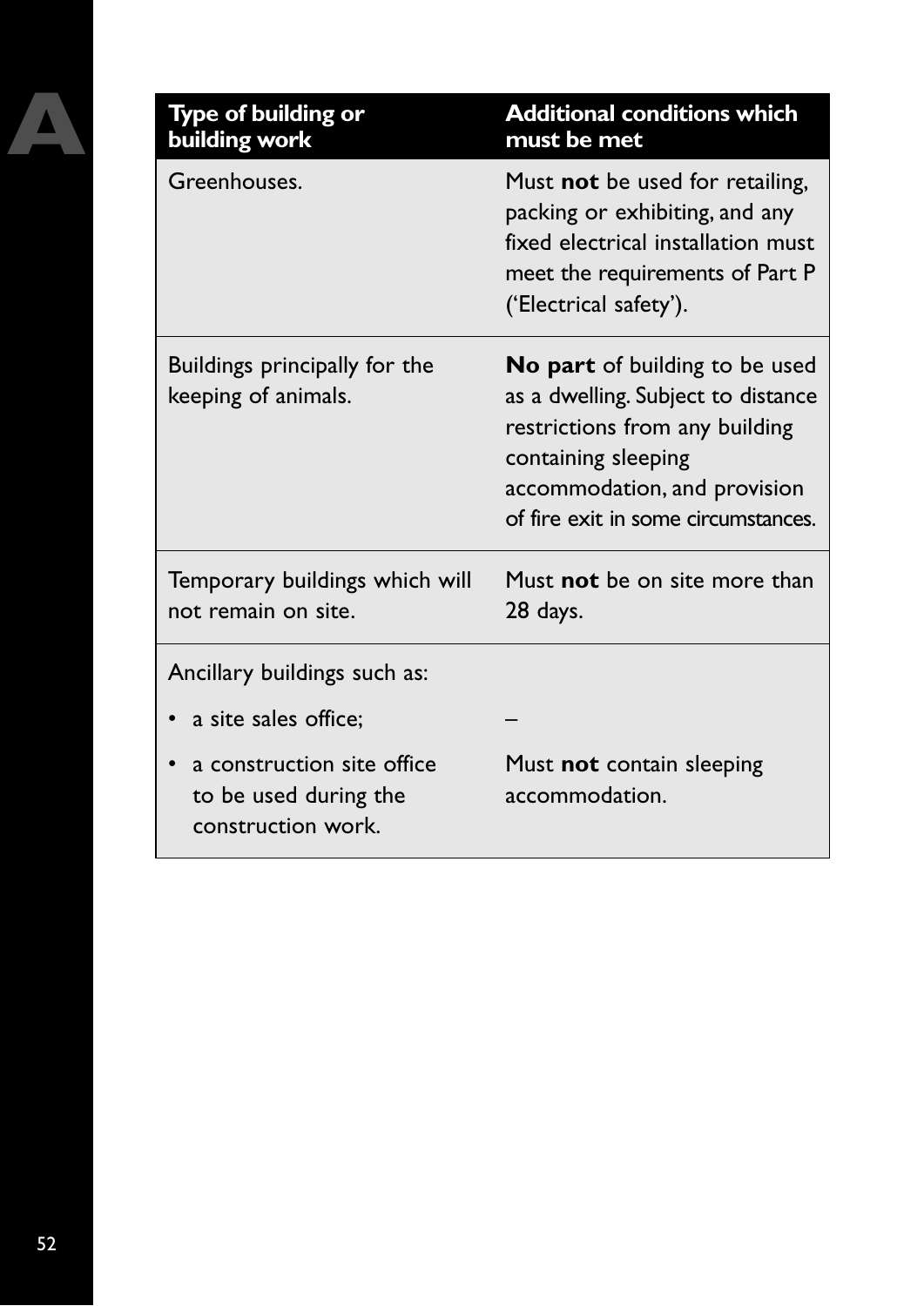| Type of building or building work | Additional conditions which must be met |
|---|---|
| Greenhouses. | Must **not** be used for retailing, packing or exhibiting, and any fixed electrical installation must meet the requirements of Part P ('Electrical safety'). |
| Buildings principally for the keeping of animals. | **No part** of building to be used as a dwelling. Subject to distance restrictions from any building containing sleeping accommodation, and provision of fire exit in some circumstances. |
| Temporary buildings which will not remain on site. | Must **not** be on site more than 28 days. |
| Ancillary buildings such as: | |
| • a site sales office; | – |
| • a construction site office to be used during the construction work. | Must **not** contain sleeping accommodation. |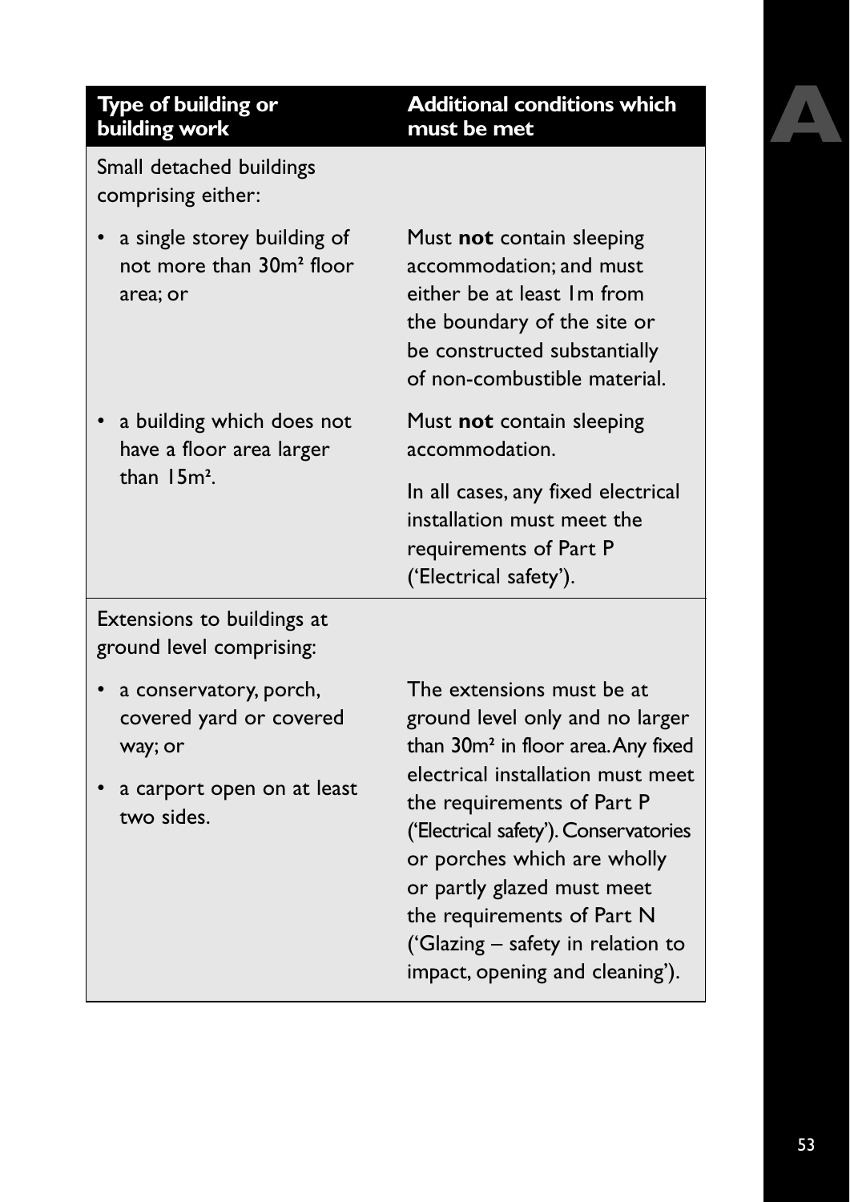| Type of building or building work | Additional conditions which must be met |
|---|---|
| Small detached buildings comprising either: | |
| • a single storey building of not more than $30m^2$ floor area; or | Must **not** contain sleeping accommodation; and must either be at least 1m from the boundary of the site or be constructed substantially of non-combustible material. |
| • a building which does not have a floor area larger than $15m^2$. | Must **not** contain sleeping accommodation. In all cases, any fixed electrical installation must meet the requirements of Part P ('Electrical safety'). |
| Extensions to buildings at ground level comprising: | |
| • a conservatory, porch, covered yard or covered way; or • a carport open on at least two sides. | The extensions must be at ground level only and no larger than $30m^2$ in floor area. Any fixed electrical installation must meet the requirements of Part P ('Electrical safety'). Conservatories or porches which are wholly or partly glazed must meet the requirements of Part N ('Glazing – safety in relation to impact, opening and cleaning'). |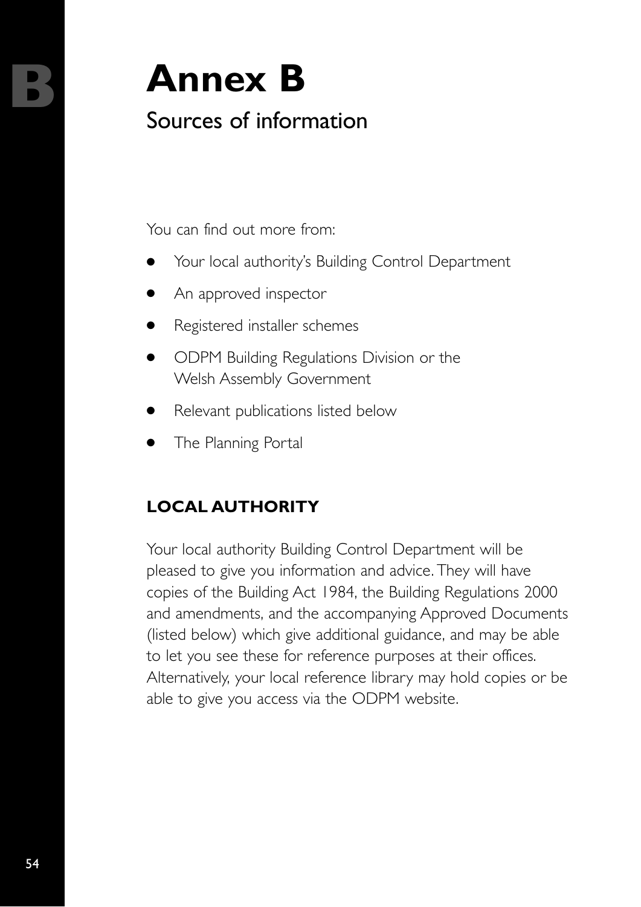# Annex B

## Sources of information

You can find out more from:

- Your local authority's Building Control Department
- An approved inspector
- Registered installer schemes
- ODPM Building Regulations Division or the Welsh Assembly Government
- Relevant publications listed below
- The Planning Portal

### LOCAL AUTHORITY

Your local authority Building Control Department will be pleased to give you information and advice. They will have copies of the Building Act 1984, the Building Regulations 2000 and amendments, and the accompanying Approved Documents (listed below) which give additional guidance, and may be able to let you see these for reference purposes at their offices. Alternatively, your local reference library may hold copies or be able to give you access via the ODPM website.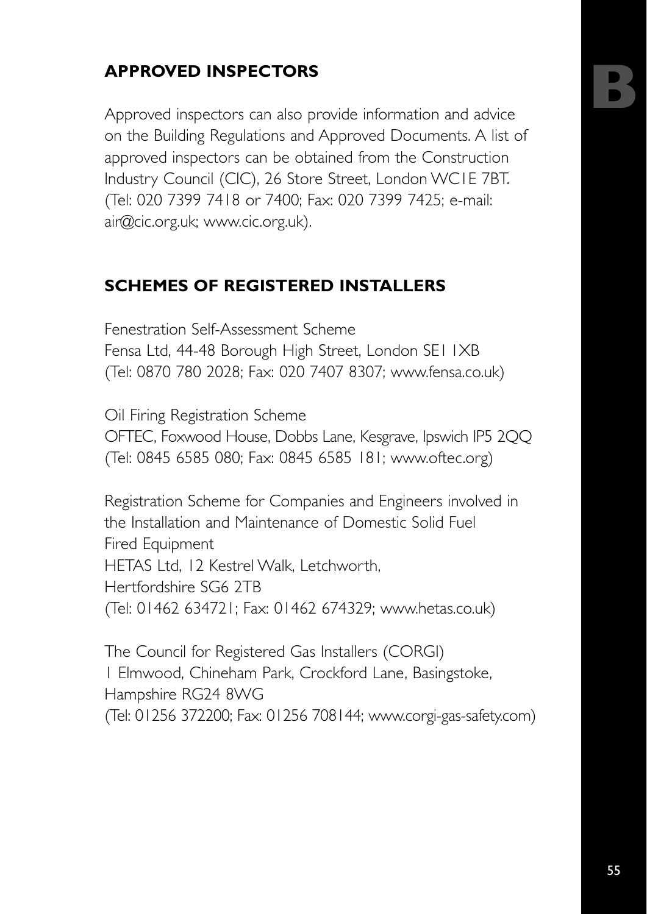## APPROVED INSPECTORS

Approved inspectors can also provide information and advice on the Building Regulations and Approved Documents. A list of approved inspectors can be obtained from the Construction Industry Council (CIC), 26 Store Street, London WC1E 7BT. (Tel: 020 7399 7418 or 7400; Fax: 020 7399 7425; e-mail: air@cic.org.uk; www.cic.org.uk).

## SCHEMES OF REGISTERED INSTALLERS

Fenestration Self-Assessment Scheme
Fensa Ltd, 44-48 Borough High Street, London SE1 1XB
(Tel: 0870 780 2028; Fax: 020 7407 8307; www.fensa.co.uk)

Oil Firing Registration Scheme
OFTEC, Foxwood House, Dobbs Lane, Kesgrave, Ipswich IP5 2QQ
(Tel: 0845 6585 080; Fax: 0845 6585 181; www.oftec.org)

Registration Scheme for Companies and Engineers involved in the Installation and Maintenance of Domestic Solid Fuel Fired Equipment
HETAS Ltd, 12 Kestrel Walk, Letchworth,
Hertfordshire SG6 2TB
(Tel: 01462 634721; Fax: 01462 674329; www.hetas.co.uk)

The Council for Registered Gas Installers (CORGI)
1 Elmwood, Chineham Park, Crockford Lane, Basingstoke,
Hampshire RG24 8WG
(Tel: 01256 372200; Fax: 01256 708144; www.corgi-gas-safety.com)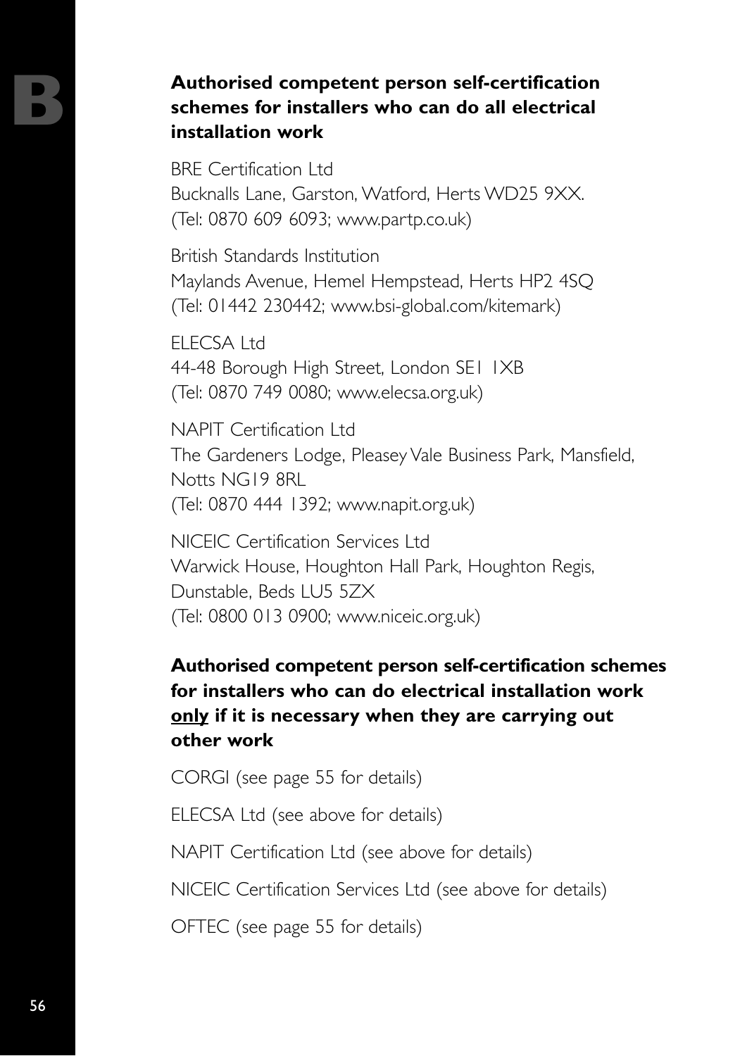## Authorised competent person self-certification schemes for installers who can do all electrical installation work

BRE Certification Ltd
Bucknalls Lane, Garston, Watford, Herts WD25 9XX.
(Tel: 0870 609 6093; www.partp.co.uk)

British Standards Institution
Maylands Avenue, Hemel Hempstead, Herts HP2 4SQ
(Tel: 01442 230442; www.bsi-global.com/kitemark)

ELECSA Ltd
44-48 Borough High Street, London SE1 1XB
(Tel: 0870 749 0080; www.elecsa.org.uk)

NAPIT Certification Ltd
The Gardeners Lodge, Pleasey Vale Business Park, Mansfield, Notts NG19 8RL
(Tel: 0870 444 1392; www.napit.org.uk)

NICEIC Certification Services Ltd
Warwick House, Houghton Hall Park, Houghton Regis, Dunstable, Beds LU5 5ZX
(Tel: 0800 013 0900; www.niceic.org.uk)

## Authorised competent person self-certification schemes for installers who can do electrical installation work <u>only</u> if it is necessary when they are carrying out other work

CORGI (see page 55 for details)

ELECSA Ltd (see above for details)

NAPIT Certification Ltd (see above for details)

NICEIC Certification Services Ltd (see above for details)

OFTEC (see page 55 for details)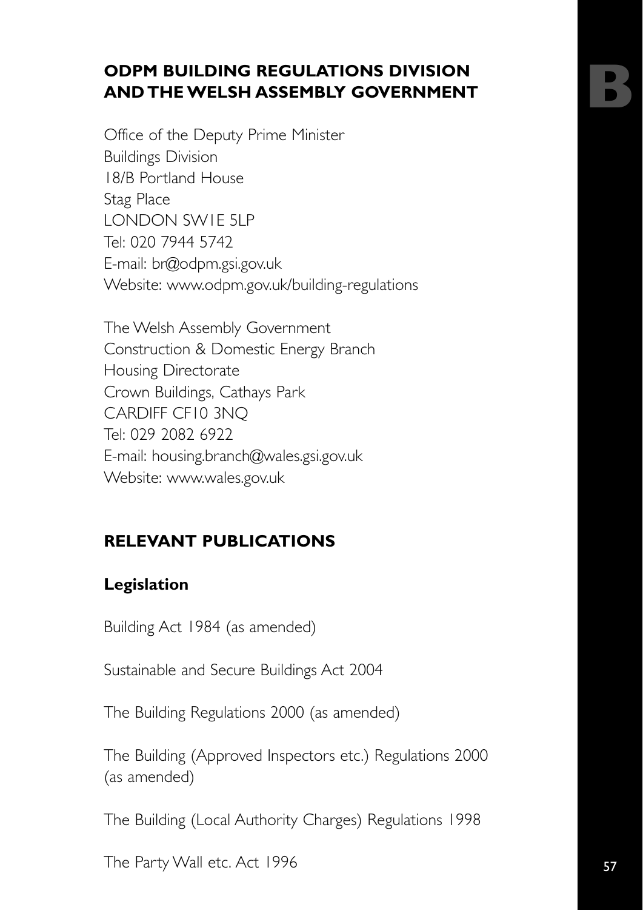## ODPM BUILDING REGULATIONS DIVISION AND THE WELSH ASSEMBLY GOVERNMENT

Office of the Deputy Prime Minister
Buildings Division
18/B Portland House
Stag Place
LONDON SW1E 5LP
Tel: 020 7944 5742
E-mail: br@odpm.gsi.gov.uk
Website: www.odpm.gov.uk/building-regulations

The Welsh Assembly Government
Construction & Domestic Energy Branch
Housing Directorate
Crown Buildings, Cathays Park
CARDIFF CF10 3NQ
Tel: 029 2082 6922
E-mail: housing.branch@wales.gsi.gov.uk
Website: www.wales.gov.uk

## RELEVANT PUBLICATIONS

### Legislation

Building Act 1984 (as amended)

Sustainable and Secure Buildings Act 2004

The Building Regulations 2000 (as amended)

The Building (Approved Inspectors etc.) Regulations 2000 (as amended)

The Building (Local Authority Charges) Regulations 1998

The Party Wall etc. Act 1996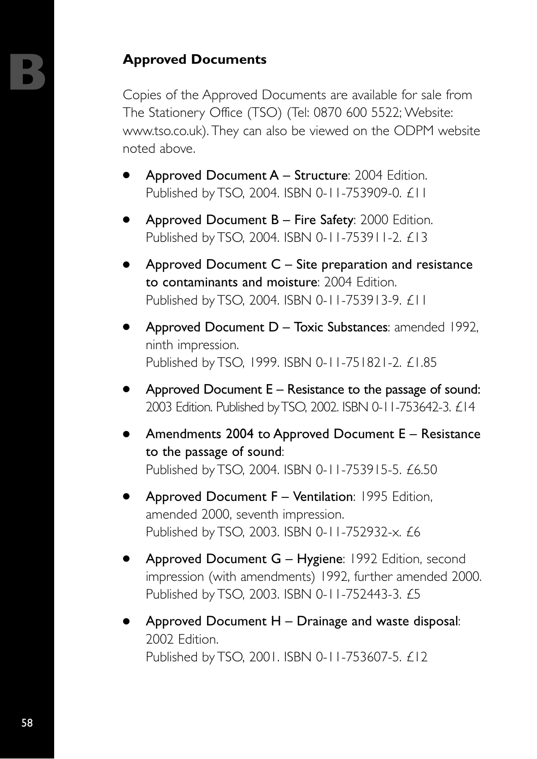## Approved Documents

Copies of the Approved Documents are available for sale from The Stationery Office (TSO) (Tel: 0870 600 5522; Website: www.tso.co.uk). They can also be viewed on the ODPM website noted above.

- Approved Document A – Structure: 2004 Edition. Published by TSO, 2004. ISBN 0-11-753909-0. £11
- Approved Document B – Fire Safety: 2000 Edition. Published by TSO, 2004. ISBN 0-11-753911-2. £13
- Approved Document C – Site preparation and resistance to contaminants and moisture: 2004 Edition. Published by TSO, 2004. ISBN 0-11-753913-9. £11
- Approved Document D – Toxic Substances: amended 1992, ninth impression. Published by TSO, 1999. ISBN 0-11-751821-2. £1.85
- Approved Document E – Resistance to the passage of sound: 2003 Edition. Published by TSO, 2002. ISBN 0-11-753642-3. £14
- Amendments 2004 to Approved Document E – Resistance to the passage of sound: Published by TSO, 2004. ISBN 0-11-753915-5. £6.50
- Approved Document F – Ventilation: 1995 Edition, amended 2000, seventh impression. Published by TSO, 2003. ISBN 0-11-752932-x. £6
- Approved Document G – Hygiene: 1992 Edition, second impression (with amendments) 1992, further amended 2000. Published by TSO, 2003. ISBN 0-11-752443-3. £5
- Approved Document H – Drainage and waste disposal: 2002 Edition. Published by TSO, 2001. ISBN 0-11-753607-5. £12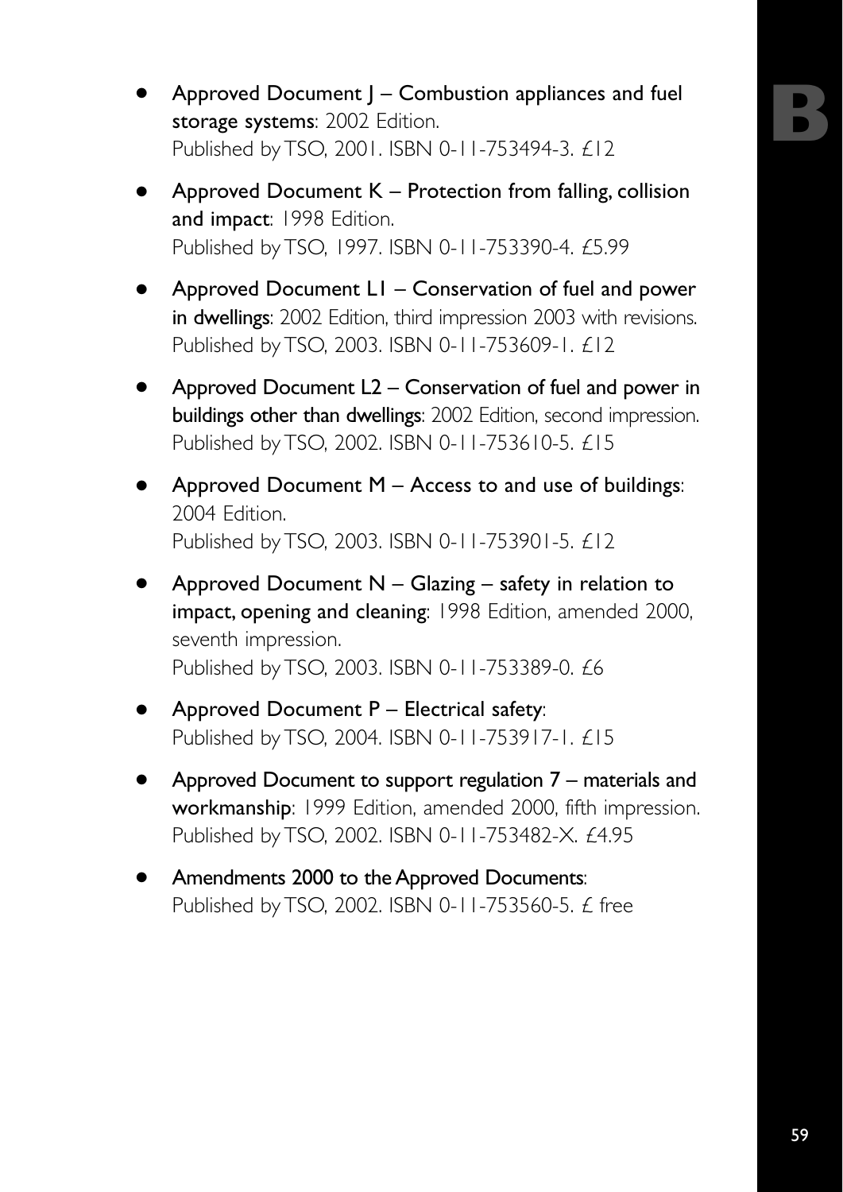- **Approved Document J – Combustion appliances and fuel storage systems**: 2002 Edition.
  Published by TSO, 2001. ISBN 0-11-753494-3. £12
- **Approved Document K – Protection from falling, collision and impact**: 1998 Edition.
  Published by TSO, 1997. ISBN 0-11-753390-4. £5.99
- **Approved Document L1 – Conservation of fuel and power in dwellings**: 2002 Edition, third impression 2003 with revisions.
  Published by TSO, 2003. ISBN 0-11-753609-1. £12
- **Approved Document L2 – Conservation of fuel and power in buildings other than dwellings**: 2002 Edition, second impression.
  Published by TSO, 2002. ISBN 0-11-753610-5. £15
- **Approved Document M – Access to and use of buildings**: 2004 Edition.
  Published by TSO, 2003. ISBN 0-11-753901-5. £12
- **Approved Document N – Glazing – safety in relation to impact, opening and cleaning**: 1998 Edition, amended 2000, seventh impression.
  Published by TSO, 2003. ISBN 0-11-753389-0. £6
- **Approved Document P – Electrical safety**:
  Published by TSO, 2004. ISBN 0-11-753917-1. £15
- **Approved Document to support regulation 7 – materials and workmanship**: 1999 Edition, amended 2000, fifth impression.
  Published by TSO, 2002. ISBN 0-11-753482-X. £4.95
- **Amendments 2000 to the Approved Documents**:
  Published by TSO, 2002. ISBN 0-11-753560-5. £ free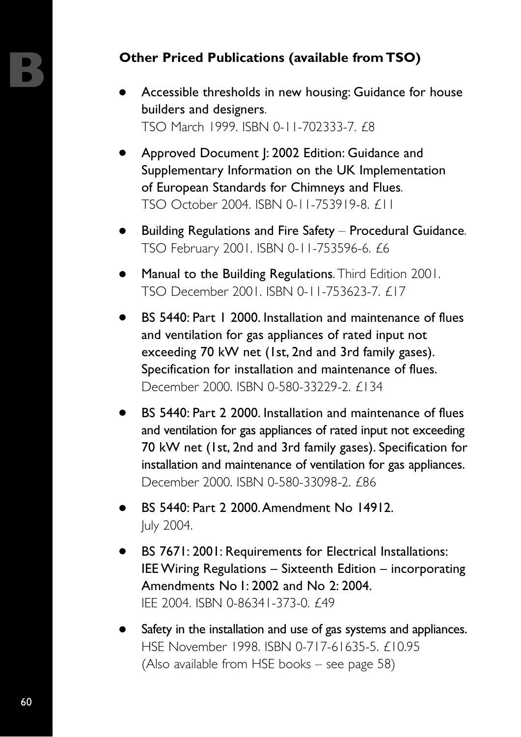## Other Priced Publications (available from TSO)

- Accessible thresholds in new housing: Guidance for house builders and designers.
  TSO March 1999. ISBN 0-11-702333-7. £8

- Approved Document J: 2002 Edition: Guidance and Supplementary Information on the UK Implementation of European Standards for Chimneys and Flues.
  TSO October 2004. ISBN 0-11-753919-8. £11

- Building Regulations and Fire Safety – Procedural Guidance.
  TSO February 2001. ISBN 0-11-753596-6. £6

- Manual to the Building Regulations. Third Edition 2001.
  TSO December 2001. ISBN 0-11-753623-7. £17

- BS 5440: Part 1 2000. Installation and maintenance of flues and ventilation for gas appliances of rated input not exceeding 70 kW net (1st, 2nd and 3rd family gases). Specification for installation and maintenance of flues.
  December 2000. ISBN 0-580-33229-2. £134

- BS 5440: Part 2 2000. Installation and maintenance of flues and ventilation for gas appliances of rated input not exceeding 70 kW net (1st, 2nd and 3rd family gases). Specification for installation and maintenance of ventilation for gas appliances.
  December 2000. ISBN 0-580-33098-2. £86

- BS 5440: Part 2 2000. Amendment No 14912.
  July 2004.

- BS 7671: 2001: Requirements for Electrical Installations: IEE Wiring Regulations – Sixteenth Edition – incorporating Amendments No 1: 2002 and No 2: 2004.
  IEE 2004. ISBN 0-86341-373-0. £49

- Safety in the installation and use of gas systems and appliances.
  HSE November 1998. ISBN 0-717-61635-5. £10.95
  (Also available from HSE books – see page 58)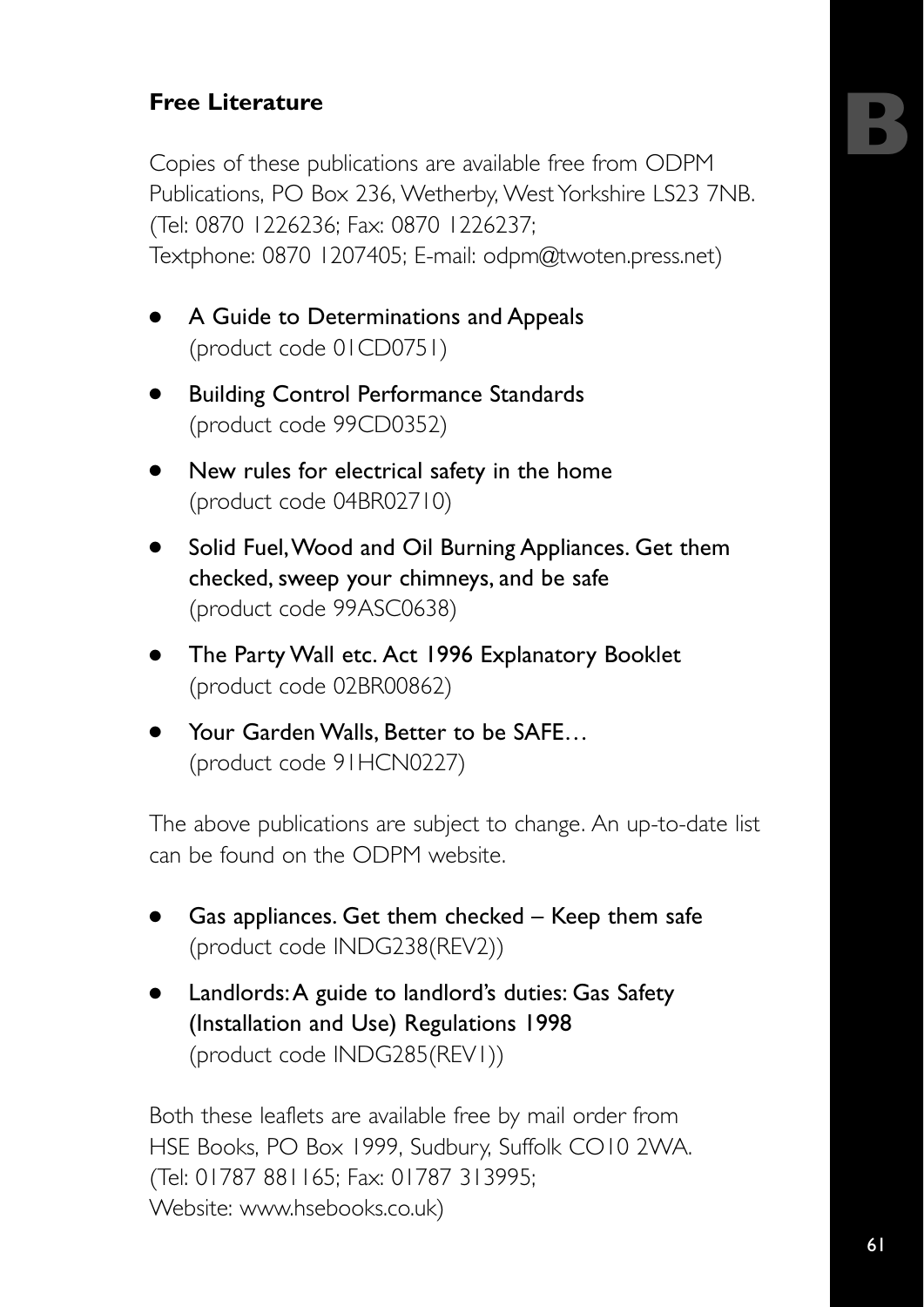## Free Literature

Copies of these publications are available free from ODPM Publications, PO Box 236, Wetherby, West Yorkshire LS23 7NB. (Tel: 0870 1226236; Fax: 0870 1226237; Textphone: 0870 1207405; E-mail: odpm@twoten.press.net)

- A Guide to Determinations and Appeals (product code 01CD0751)
- Building Control Performance Standards (product code 99CD0352)
- New rules for electrical safety in the home (product code 04BR02710)
- Solid Fuel, Wood and Oil Burning Appliances. Get them checked, sweep your chimneys, and be safe (product code 99ASC0638)
- The Party Wall etc. Act 1996 Explanatory Booklet (product code 02BR00862)
- Your Garden Walls, Better to be SAFE… (product code 91HCN0227)

The above publications are subject to change. An up-to-date list can be found on the ODPM website.

- Gas appliances. Get them checked – Keep them safe (product code INDG238(REV2))
- Landlords: A guide to landlord's duties: Gas Safety (Installation and Use) Regulations 1998 (product code INDG285(REV1))

Both these leaflets are available free by mail order from HSE Books, PO Box 1999, Sudbury, Suffolk CO10 2WA. (Tel: 01787 881165; Fax: 01787 313995; Website: www.hsebooks.co.uk)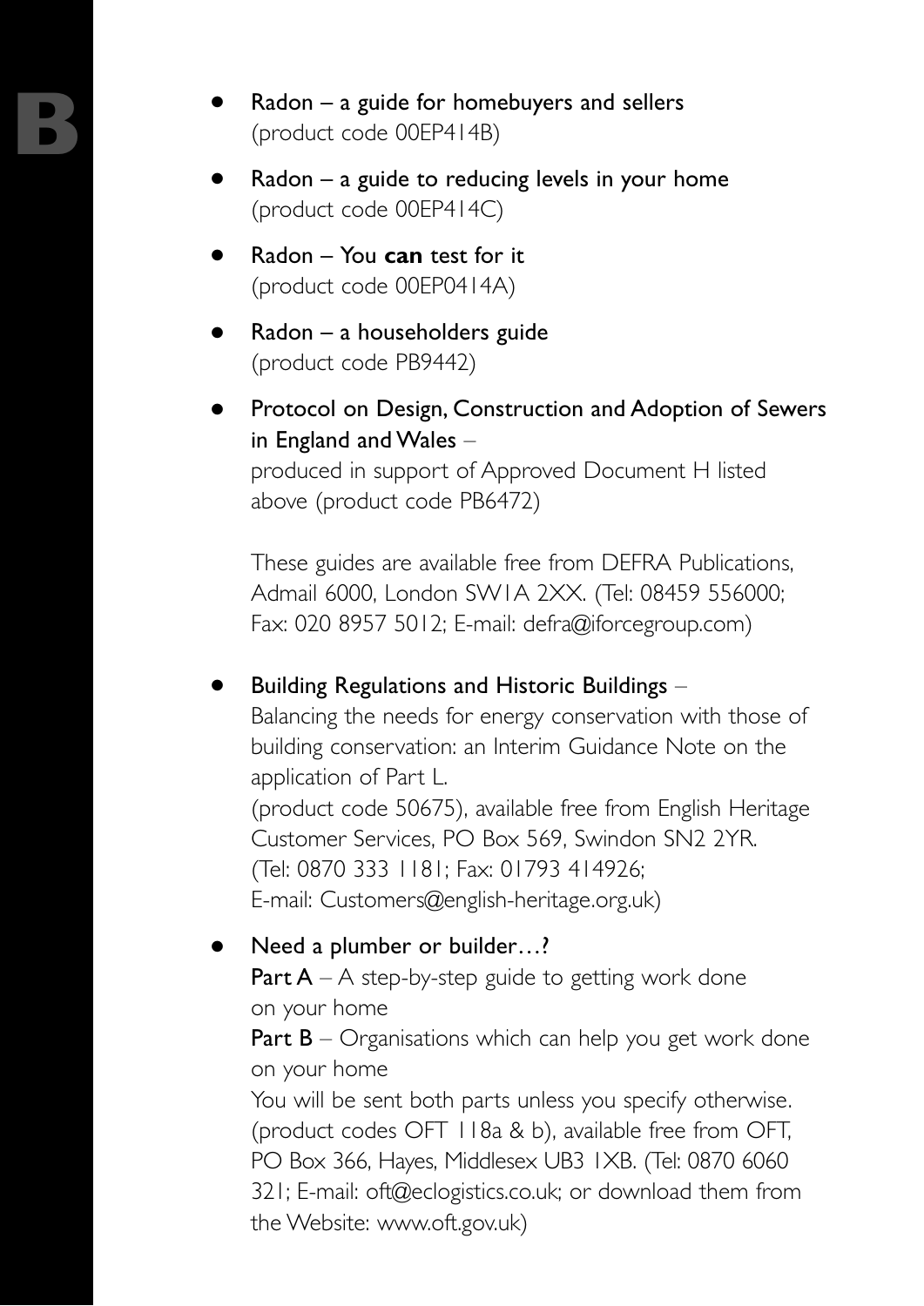- Radon – a guide for homebuyers and sellers
  (product code 00EP414B)

- Radon – a guide to reducing levels in your home
  (product code 00EP414C)

- Radon – You **can** test for it
  (product code 00EP0414A)

- Radon – a householders guide
  (product code PB9442)

- Protocol on Design, Construction and Adoption of Sewers in England and Wales –
  produced in support of Approved Document H listed above (product code PB6472)

  These guides are available free from DEFRA Publications, Admail 6000, London SW1A 2XX. (Tel: 08459 556000; Fax: 020 8957 5012; E-mail: defra@iforcegroup.com)

- Building Regulations and Historic Buildings –
  Balancing the needs for energy conservation with those of building conservation: an Interim Guidance Note on the application of Part L.
  (product code 50675), available free from English Heritage Customer Services, PO Box 569, Swindon SN2 2YR. (Tel: 0870 333 1181; Fax: 01793 414926; E-mail: Customers@english-heritage.org.uk)

- Need a plumber or builder…?
  **Part A** – A step-by-step guide to getting work done on your home
  **Part B** – Organisations which can help you get work done on your home
  You will be sent both parts unless you specify otherwise. (product codes OFT 118a & b), available free from OFT, PO Box 366, Hayes, Middlesex UB3 1XB. (Tel: 0870 6060 321; E-mail: oft@eclogistics.co.uk; or download them from the Website: www.oft.gov.uk)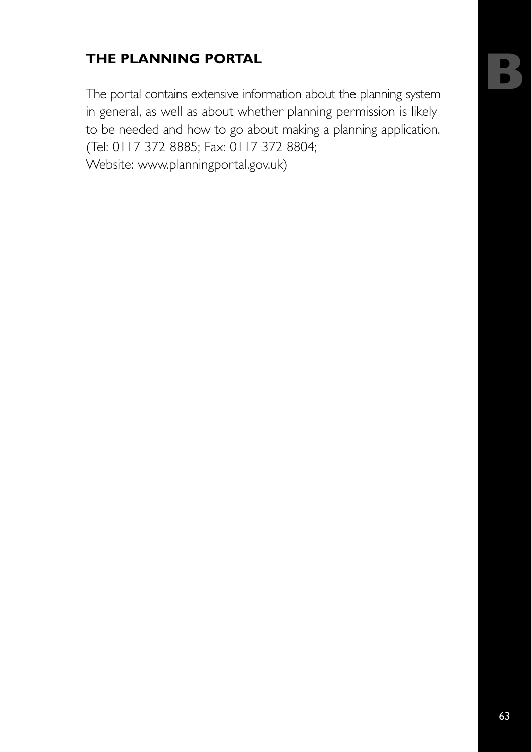## THE PLANNING PORTAL

The portal contains extensive information about the planning system in general, as well as about whether planning permission is likely to be needed and how to go about making a planning application. (Tel: 0117 372 8885; Fax: 0117 372 8804; Website: www.planningportal.gov.uk)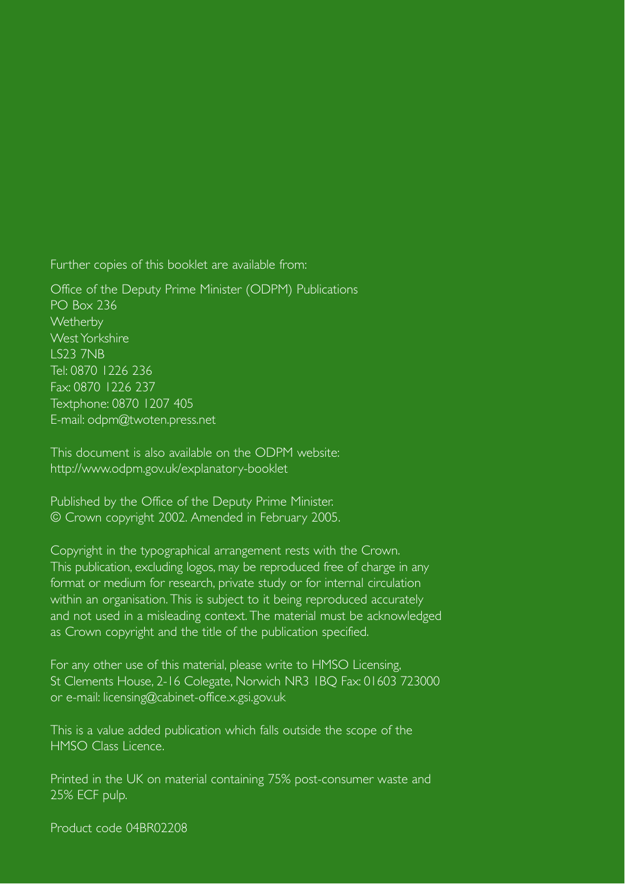Further copies of this booklet are available from:

Office of the Deputy Prime Minister (ODPM) Publications
PO Box 236
Wetherby
West Yorkshire
LS23 7NB
Tel: 0870 1226 236
Fax: 0870 1226 237
Textphone: 0870 1207 405
E-mail: odpm@twoten.press.net

This document is also available on the ODPM website:
http://www.odpm.gov.uk/explanatory-booklet

Published by the Office of the Deputy Prime Minister.
© Crown copyright 2002. Amended in February 2005.

Copyright in the typographical arrangement rests with the Crown.
This publication, excluding logos, may be reproduced free of charge in any format or medium for research, private study or for internal circulation within an organisation. This is subject to it being reproduced accurately and not used in a misleading context. The material must be acknowledged as Crown copyright and the title of the publication specified.

For any other use of this material, please write to HMSO Licensing, St Clements House, 2-16 Colegate, Norwich NR3 1BQ Fax: 01603 723000 or e-mail: licensing@cabinet-office.x.gsi.gov.uk

This is a value added publication which falls outside the scope of the HMSO Class Licence.

Printed in the UK on material containing 75% post-consumer waste and 25% ECF pulp.

Product code 04BR02208